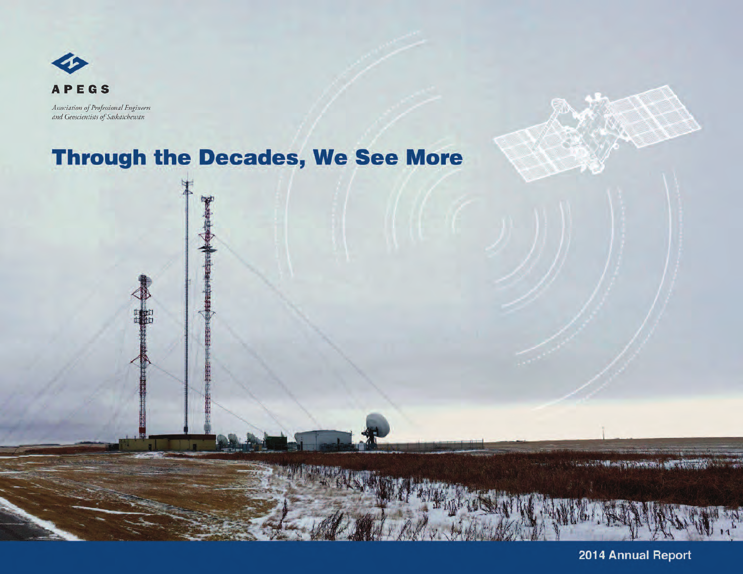APEGS

*Association of Professional Engineers and Geoscientists of Saskatchewan*

# Through the Decades, We See More

2014 Annual Report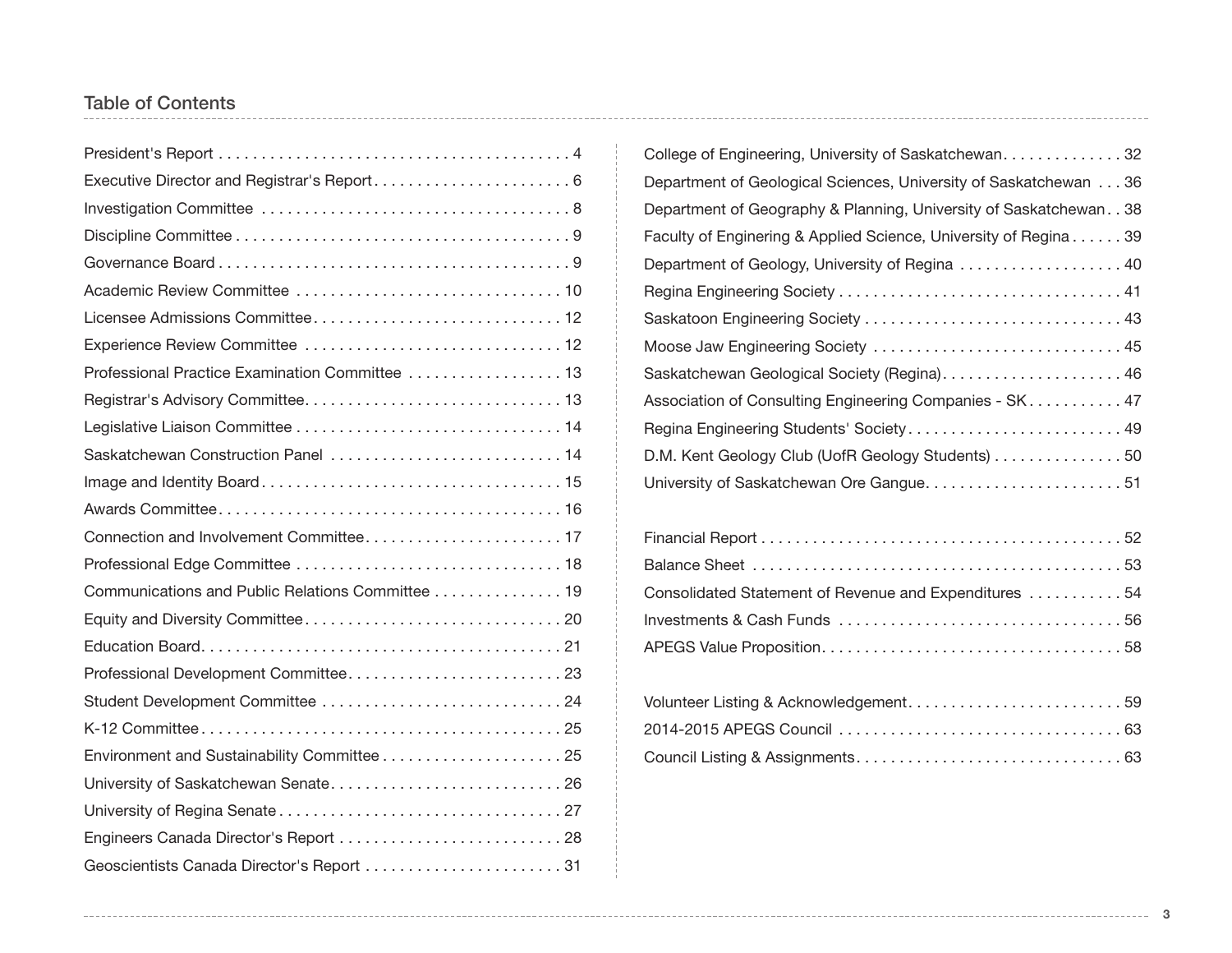## Table of Contents

| | |
|---|---|
| President's Report | 4 |
| Executive Director and Registrar's Report | 6 |
| Investigation Committee | 8 |
| Discipline Committee | 9 |
| Governance Board | 9 |
| Academic Review Committee | 10 |
| Licensee Admissions Committee | 12 |
| Experience Review Committee | 12 |
| Professional Practice Examination Committee | 13 |
| Registrar's Advisory Committee | 13 |
| Legislative Liaison Committee | 14 |
| Saskatchewan Construction Panel | 14 |
| Image and Identity Board | 15 |
| Awards Committee | 16 |
| Connection and Involvement Committee | 17 |
| Professional Edge Committee | 18 |
| Communications and Public Relations Committee | 19 |
| Equity and Diversity Committee | 20 |
| Education Board | 21 |
| Professional Development Committee | 23 |
| Student Development Committee | 24 |
| K-12 Committee | 25 |
| Environment and Sustainability Committee | 25 |
| University of Saskatchewan Senate | 26 |
| University of Regina Senate | 27 |
| Engineers Canada Director's Report | 28 |
| Geoscientists Canada Director's Report | 31 |
| College of Engineering, University of Saskatchewan | 32 |
| Department of Geological Sciences, University of Saskatchewan | 36 |
| Department of Geography & Planning, University of Saskatchewan | 38 |
| Faculty of Enginering & Applied Science, University of Regina | 39 |
| Department of Geology, University of Regina | 40 |
| Regina Engineering Society | 41 |
| Saskatoon Engineering Society | 43 |
| Moose Jaw Engineering Society | 45 |
| Saskatchewan Geological Society (Regina) | 46 |
| Association of Consulting Engineering Companies - SK | 47 |
| Regina Engineering Students' Society | 49 |
| D.M. Kent Geology Club (UofR Geology Students) | 50 |
| University of Saskatchewan Ore Gangue | 51 |
| Financial Report | 52 |
| Balance Sheet | 53 |
| Consolidated Statement of Revenue and Expenditures | 54 |
| Investments & Cash Funds | 56 |
| APEGS Value Proposition | 58 |
| Volunteer Listing & Acknowledgement | 59 |
| 2014-2015 APEGS Council | 63 |
| Council Listing & Assignments | 63 |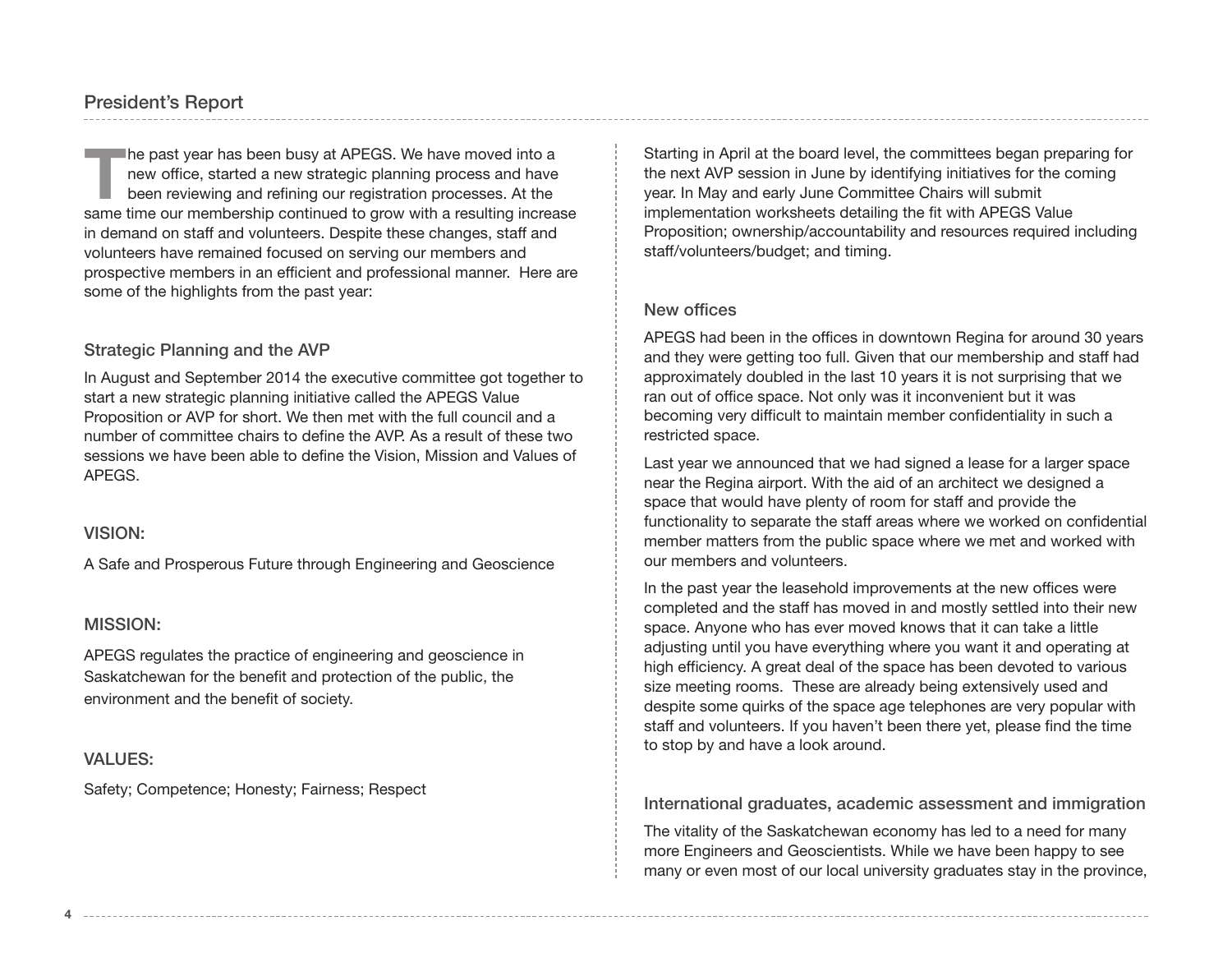## President's Report

The past year has been busy at APEGS. We have moved into a new office, started a new strategic planning process and have been reviewing and refining our registration processes. At the same time our membership continued to grow with a resulting increase in demand on staff and volunteers. Despite these changes, staff and volunteers have remained focused on serving our members and prospective members in an efficient and professional manner. Here are some of the highlights from the past year:

### Strategic Planning and the AVP

In August and September 2014 the executive committee got together to start a new strategic planning initiative called the APEGS Value Proposition or AVP for short. We then met with the full council and a number of committee chairs to define the AVP. As a result of these two sessions we have been able to define the Vision, Mission and Values of APEGS.

### VISION:

A Safe and Prosperous Future through Engineering and Geoscience

### MISSION:

APEGS regulates the practice of engineering and geoscience in Saskatchewan for the benefit and protection of the public, the environment and the benefit of society.

### VALUES:

Safety; Competence; Honesty; Fairness; Respect

Starting in April at the board level, the committees began preparing for the next AVP session in June by identifying initiatives for the coming year. In May and early June Committee Chairs will submit implementation worksheets detailing the fit with APEGS Value Proposition; ownership/accountability and resources required including staff/volunteers/budget; and timing.

### New offices

APEGS had been in the offices in downtown Regina for around 30 years and they were getting too full. Given that our membership and staff had approximately doubled in the last 10 years it is not surprising that we ran out of office space. Not only was it inconvenient but it was becoming very difficult to maintain member confidentiality in such a restricted space.

Last year we announced that we had signed a lease for a larger space near the Regina airport. With the aid of an architect we designed a space that would have plenty of room for staff and provide the functionality to separate the staff areas where we worked on confidential member matters from the public space where we met and worked with our members and volunteers.

In the past year the leasehold improvements at the new offices were completed and the staff has moved in and mostly settled into their new space. Anyone who has ever moved knows that it can take a little adjusting until you have everything where you want it and operating at high efficiency. A great deal of the space has been devoted to various size meeting rooms. These are already being extensively used and despite some quirks of the space age telephones are very popular with staff and volunteers. If you haven't been there yet, please find the time to stop by and have a look around.

### International graduates, academic assessment and immigration

The vitality of the Saskatchewan economy has led to a need for many more Engineers and Geoscientists. While we have been happy to see many or even most of our local university graduates stay in the province,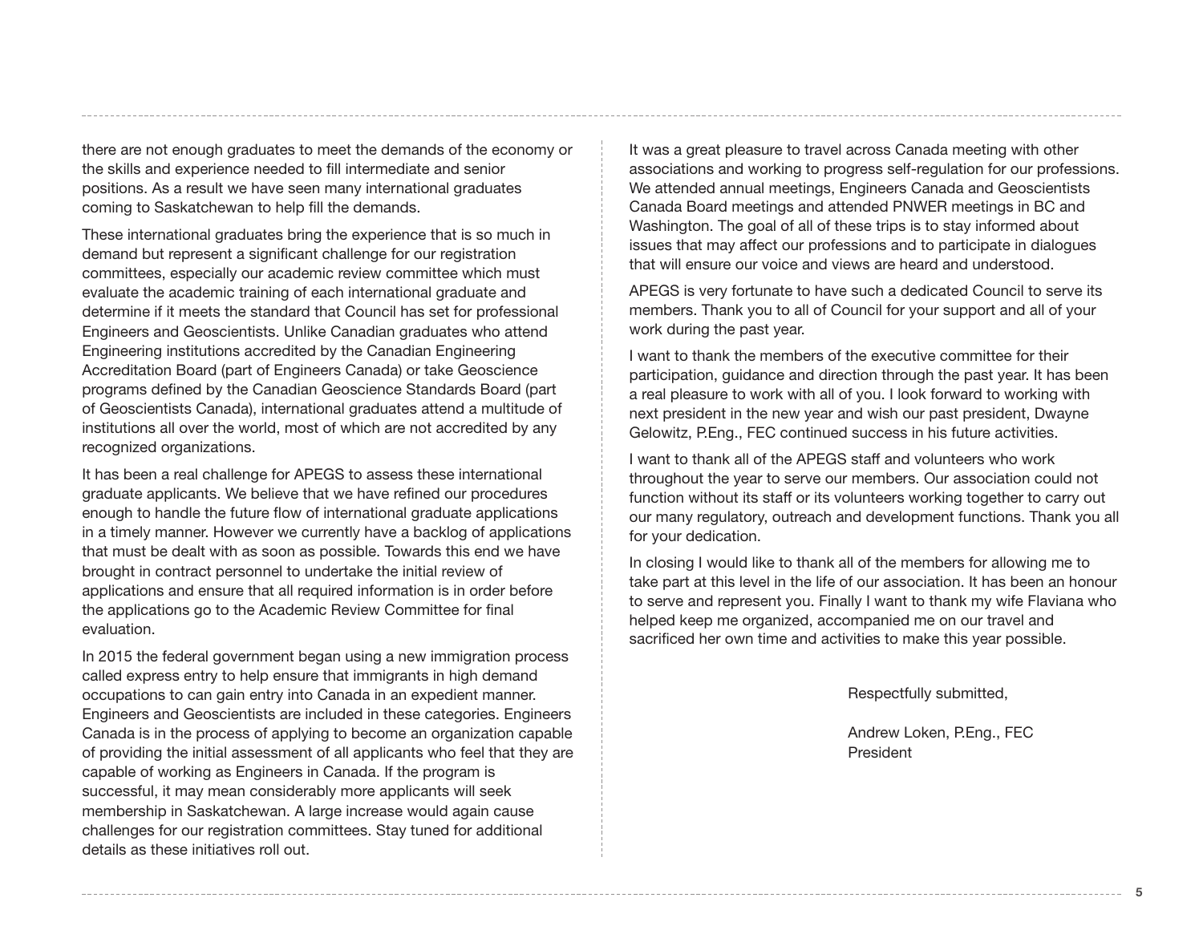there are not enough graduates to meet the demands of the economy or the skills and experience needed to fill intermediate and senior positions. As a result we have seen many international graduates coming to Saskatchewan to help fill the demands.

These international graduates bring the experience that is so much in demand but represent a significant challenge for our registration committees, especially our academic review committee which must evaluate the academic training of each international graduate and determine if it meets the standard that Council has set for professional Engineers and Geoscientists. Unlike Canadian graduates who attend Engineering institutions accredited by the Canadian Engineering Accreditation Board (part of Engineers Canada) or take Geoscience programs defined by the Canadian Geoscience Standards Board (part of Geoscientists Canada), international graduates attend a multitude of institutions all over the world, most of which are not accredited by any recognized organizations.

It has been a real challenge for APEGS to assess these international graduate applicants. We believe that we have refined our procedures enough to handle the future flow of international graduate applications in a timely manner. However we currently have a backlog of applications that must be dealt with as soon as possible. Towards this end we have brought in contract personnel to undertake the initial review of applications and ensure that all required information is in order before the applications go to the Academic Review Committee for final evaluation.

In 2015 the federal government began using a new immigration process called express entry to help ensure that immigrants in high demand occupations to can gain entry into Canada in an expedient manner. Engineers and Geoscientists are included in these categories. Engineers Canada is in the process of applying to become an organization capable of providing the initial assessment of all applicants who feel that they are capable of working as Engineers in Canada. If the program is successful, it may mean considerably more applicants will seek membership in Saskatchewan. A large increase would again cause challenges for our registration committees. Stay tuned for additional details as these initiatives roll out.

It was a great pleasure to travel across Canada meeting with other associations and working to progress self-regulation for our professions. We attended annual meetings, Engineers Canada and Geoscientists Canada Board meetings and attended PNWER meetings in BC and Washington. The goal of all of these trips is to stay informed about issues that may affect our professions and to participate in dialogues that will ensure our voice and views are heard and understood.

APEGS is very fortunate to have such a dedicated Council to serve its members. Thank you to all of Council for your support and all of your work during the past year.

I want to thank the members of the executive committee for their participation, guidance and direction through the past year. It has been a real pleasure to work with all of you. I look forward to working with next president in the new year and wish our past president, Dwayne Gelowitz, P.Eng., FEC continued success in his future activities.

I want to thank all of the APEGS staff and volunteers who work throughout the year to serve our members. Our association could not function without its staff or its volunteers working together to carry out our many regulatory, outreach and development functions. Thank you all for your dedication.

In closing I would like to thank all of the members for allowing me to take part at this level in the life of our association. It has been an honour to serve and represent you. Finally I want to thank my wife Flaviana who helped keep me organized, accompanied me on our travel and sacrificed her own time and activities to make this year possible.

Respectfully submitted,

Andrew Loken, P.Eng., FEC
President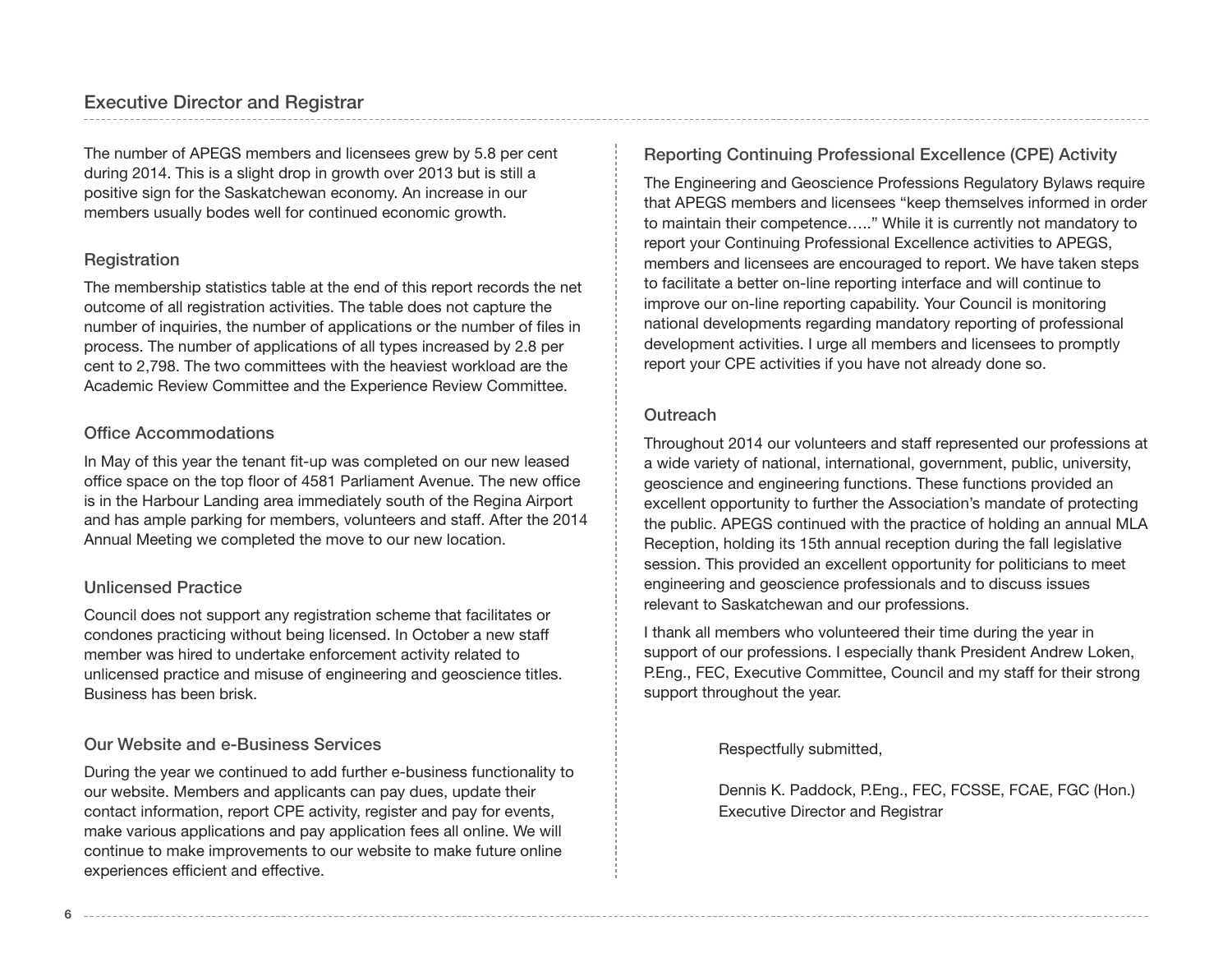## Executive Director and Registrar

The number of APEGS members and licensees grew by 5.8 per cent during 2014. This is a slight drop in growth over 2013 but is still a positive sign for the Saskatchewan economy. An increase in our members usually bodes well for continued economic growth.

### Registration

The membership statistics table at the end of this report records the net outcome of all registration activities. The table does not capture the number of inquiries, the number of applications or the number of files in process. The number of applications of all types increased by 2.8 per cent to 2,798. The two committees with the heaviest workload are the Academic Review Committee and the Experience Review Committee.

### Office Accommodations

In May of this year the tenant fit-up was completed on our new leased office space on the top floor of 4581 Parliament Avenue. The new office is in the Harbour Landing area immediately south of the Regina Airport and has ample parking for members, volunteers and staff. After the 2014 Annual Meeting we completed the move to our new location.

### Unlicensed Practice

Council does not support any registration scheme that facilitates or condones practicing without being licensed. In October a new staff member was hired to undertake enforcement activity related to unlicensed practice and misuse of engineering and geoscience titles. Business has been brisk.

### Our Website and e-Business Services

During the year we continued to add further e-business functionality to our website. Members and applicants can pay dues, update their contact information, report CPE activity, register and pay for events, make various applications and pay application fees all online. We will continue to make improvements to our website to make future online experiences efficient and effective.

### Reporting Continuing Professional Excellence (CPE) Activity

The Engineering and Geoscience Professions Regulatory Bylaws require that APEGS members and licensees "keep themselves informed in order to maintain their competence….." While it is currently not mandatory to report your Continuing Professional Excellence activities to APEGS, members and licensees are encouraged to report. We have taken steps to facilitate a better on-line reporting interface and will continue to improve our on-line reporting capability. Your Council is monitoring national developments regarding mandatory reporting of professional development activities. I urge all members and licensees to promptly report your CPE activities if you have not already done so.

### Outreach

Throughout 2014 our volunteers and staff represented our professions at a wide variety of national, international, government, public, university, geoscience and engineering functions. These functions provided an excellent opportunity to further the Association's mandate of protecting the public. APEGS continued with the practice of holding an annual MLA Reception, holding its 15th annual reception during the fall legislative session. This provided an excellent opportunity for politicians to meet engineering and geoscience professionals and to discuss issues relevant to Saskatchewan and our professions.

I thank all members who volunteered their time during the year in support of our professions. I especially thank President Andrew Loken, P.Eng., FEC, Executive Committee, Council and my staff for their strong support throughout the year.

Respectfully submitted,

Dennis K. Paddock, P.Eng., FEC, FCSSE, FCAE, FGC (Hon.)
Executive Director and Registrar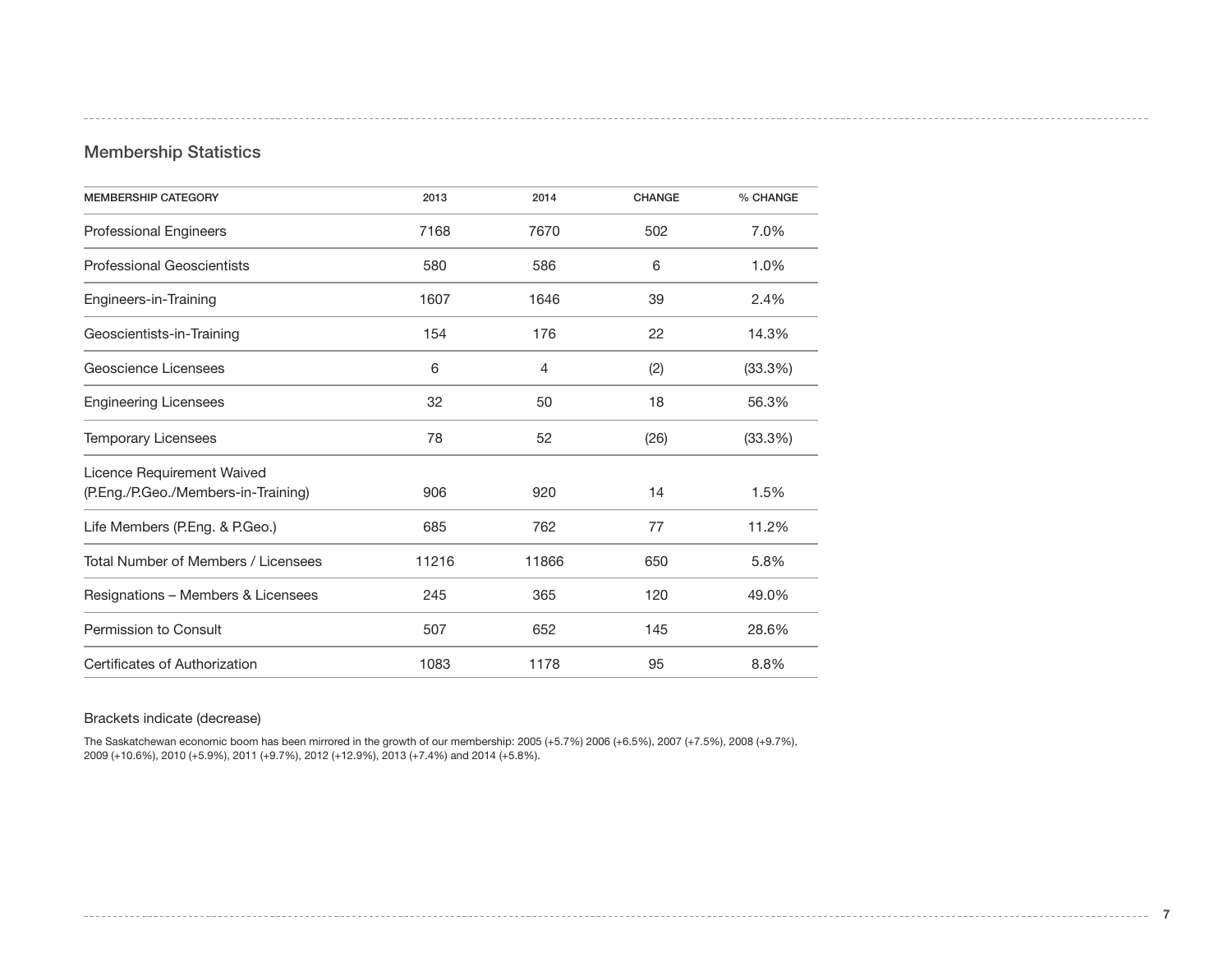## Membership Statistics

| MEMBERSHIP CATEGORY | 2013 | 2014 | CHANGE | % CHANGE |
|---|---|---|---|---|
| Professional Engineers | 7168 | 7670 | 502 | 7.0% |
| Professional Geoscientists | 580 | 586 | 6 | 1.0% |
| Engineers-in-Training | 1607 | 1646 | 39 | 2.4% |
| Geoscientists-in-Training | 154 | 176 | 22 | 14.3% |
| Geoscience Licensees | 6 | 4 | (2) | (33.3%) |
| Engineering Licensees | 32 | 50 | 18 | 56.3% |
| Temporary Licensees | 78 | 52 | (26) | (33.3%) |
| Licence Requirement Waived (P.Eng./P.Geo./Members-in-Training) | 906 | 920 | 14 | 1.5% |
| Life Members (P.Eng. & P.Geo.) | 685 | 762 | 77 | 11.2% |
| Total Number of Members / Licensees | 11216 | 11866 | 650 | 5.8% |
| Resignations – Members & Licensees | 245 | 365 | 120 | 49.0% |
| Permission to Consult | 507 | 652 | 145 | 28.6% |
| Certificates of Authorization | 1083 | 1178 | 95 | 8.8% |

Brackets indicate (decrease)

The Saskatchewan economic boom has been mirrored in the growth of our membership: 2005 (+5.7%) 2006 (+6.5%), 2007 (+7.5%), 2008 (+9.7%), 2009 (+10.6%), 2010 (+5.9%), 2011 (+9.7%), 2012 (+12.9%), 2013 (+7.4%) and 2014 (+5.8%).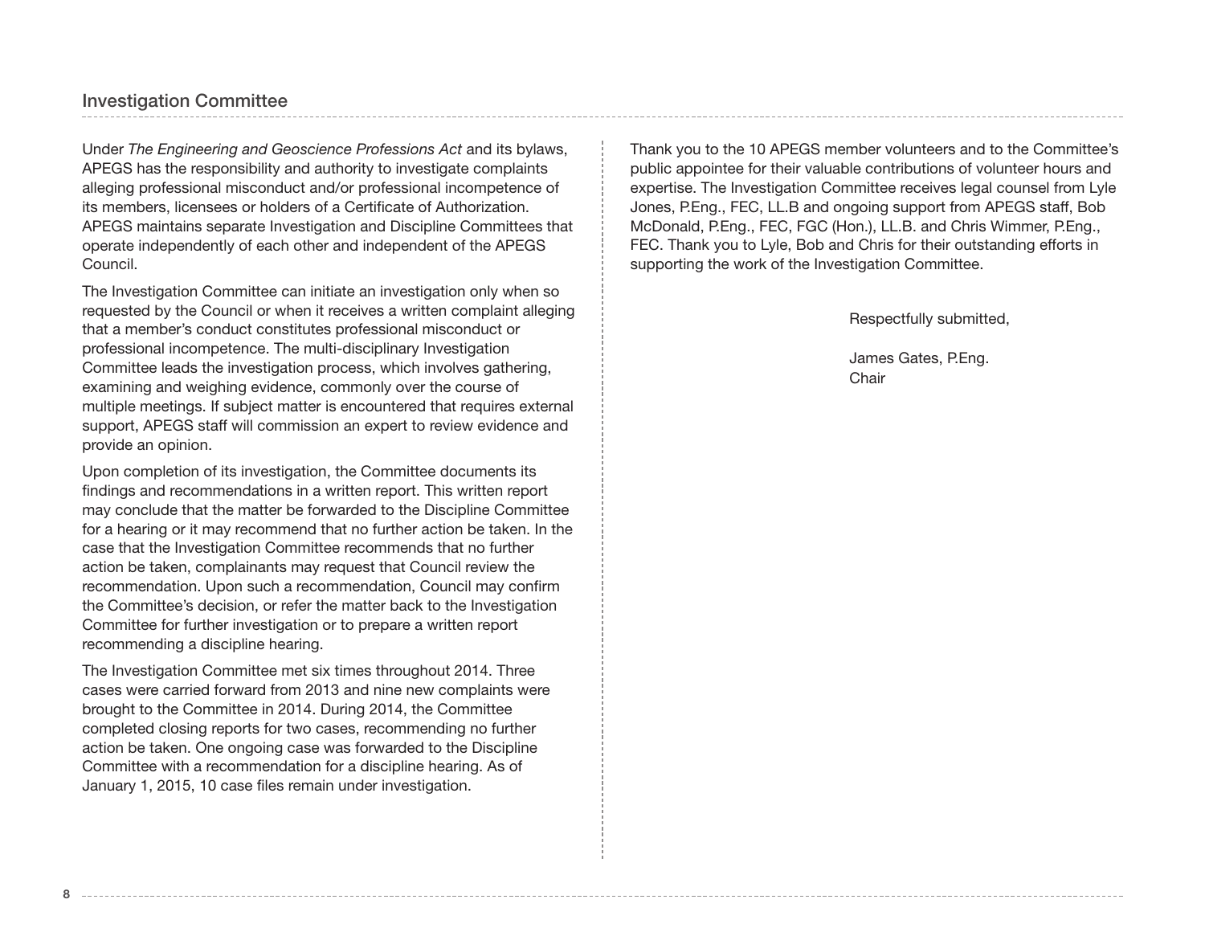## Investigation Committee

Under *The Engineering and Geoscience Professions Act* and its bylaws, APEGS has the responsibility and authority to investigate complaints alleging professional misconduct and/or professional incompetence of its members, licensees or holders of a Certificate of Authorization. APEGS maintains separate Investigation and Discipline Committees that operate independently of each other and independent of the APEGS Council.

The Investigation Committee can initiate an investigation only when so requested by the Council or when it receives a written complaint alleging that a member's conduct constitutes professional misconduct or professional incompetence. The multi-disciplinary Investigation Committee leads the investigation process, which involves gathering, examining and weighing evidence, commonly over the course of multiple meetings. If subject matter is encountered that requires external support, APEGS staff will commission an expert to review evidence and provide an opinion.

Upon completion of its investigation, the Committee documents its findings and recommendations in a written report. This written report may conclude that the matter be forwarded to the Discipline Committee for a hearing or it may recommend that no further action be taken. In the case that the Investigation Committee recommends that no further action be taken, complainants may request that Council review the recommendation. Upon such a recommendation, Council may confirm the Committee's decision, or refer the matter back to the Investigation Committee for further investigation or to prepare a written report recommending a discipline hearing.

The Investigation Committee met six times throughout 2014. Three cases were carried forward from 2013 and nine new complaints were brought to the Committee in 2014. During 2014, the Committee completed closing reports for two cases, recommending no further action be taken. One ongoing case was forwarded to the Discipline Committee with a recommendation for a discipline hearing. As of January 1, 2015, 10 case files remain under investigation.

Thank you to the 10 APEGS member volunteers and to the Committee's public appointee for their valuable contributions of volunteer hours and expertise. The Investigation Committee receives legal counsel from Lyle Jones, P.Eng., FEC, LL.B and ongoing support from APEGS staff, Bob McDonald, P.Eng., FEC, FGC (Hon.), LL.B. and Chris Wimmer, P.Eng., FEC. Thank you to Lyle, Bob and Chris for their outstanding efforts in supporting the work of the Investigation Committee.

Respectfully submitted,

James Gates, P.Eng.
Chair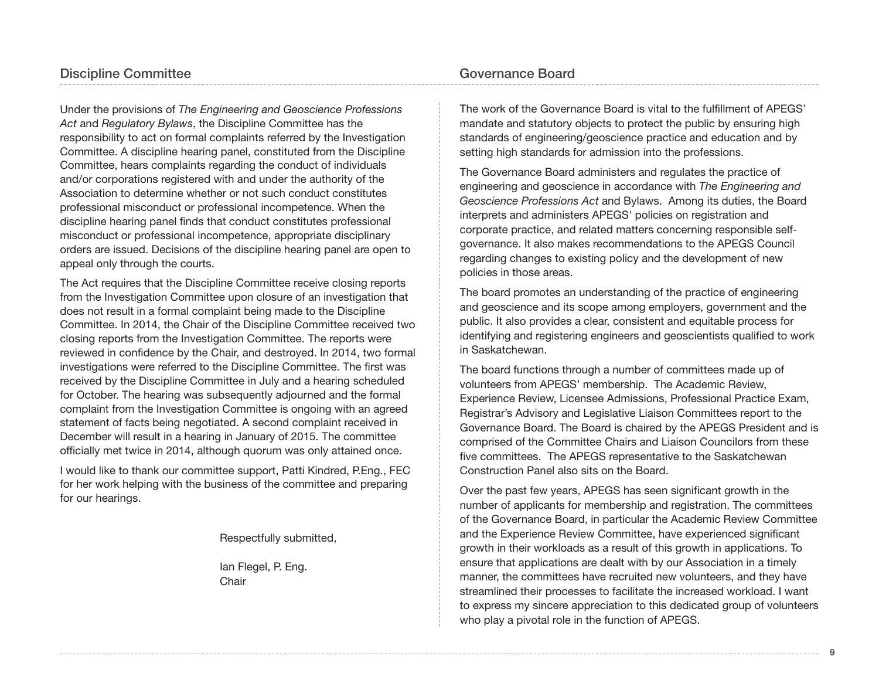## Discipline Committee

Under the provisions of *The Engineering and Geoscience Professions Act* and *Regulatory Bylaws*, the Discipline Committee has the responsibility to act on formal complaints referred by the Investigation Committee. A discipline hearing panel, constituted from the Discipline Committee, hears complaints regarding the conduct of individuals and/or corporations registered with and under the authority of the Association to determine whether or not such conduct constitutes professional misconduct or professional incompetence. When the discipline hearing panel finds that conduct constitutes professional misconduct or professional incompetence, appropriate disciplinary orders are issued. Decisions of the discipline hearing panel are open to appeal only through the courts.

The Act requires that the Discipline Committee receive closing reports from the Investigation Committee upon closure of an investigation that does not result in a formal complaint being made to the Discipline Committee. In 2014, the Chair of the Discipline Committee received two closing reports from the Investigation Committee. The reports were reviewed in confidence by the Chair, and destroyed. In 2014, two formal investigations were referred to the Discipline Committee. The first was received by the Discipline Committee in July and a hearing scheduled for October. The hearing was subsequently adjourned and the formal complaint from the Investigation Committee is ongoing with an agreed statement of facts being negotiated. A second complaint received in December will result in a hearing in January of 2015. The committee officially met twice in 2014, although quorum was only attained once.

I would like to thank our committee support, Patti Kindred, P.Eng., FEC for her work helping with the business of the committee and preparing for our hearings.

Respectfully submitted,

Ian Flegel, P. Eng.
Chair

## Governance Board

The work of the Governance Board is vital to the fulfillment of APEGS' mandate and statutory objects to protect the public by ensuring high standards of engineering/geoscience practice and education and by setting high standards for admission into the professions.

The Governance Board administers and regulates the practice of engineering and geoscience in accordance with *The Engineering and Geoscience Professions Act* and Bylaws. Among its duties, the Board interprets and administers APEGS' policies on registration and corporate practice, and related matters concerning responsible self-governance. It also makes recommendations to the APEGS Council regarding changes to existing policy and the development of new policies in those areas.

The board promotes an understanding of the practice of engineering and geoscience and its scope among employers, government and the public. It also provides a clear, consistent and equitable process for identifying and registering engineers and geoscientists qualified to work in Saskatchewan.

The board functions through a number of committees made up of volunteers from APEGS' membership. The Academic Review, Experience Review, Licensee Admissions, Professional Practice Exam, Registrar's Advisory and Legislative Liaison Committees report to the Governance Board. The Board is chaired by the APEGS President and is comprised of the Committee Chairs and Liaison Councilors from these five committees. The APEGS representative to the Saskatchewan Construction Panel also sits on the Board.

Over the past few years, APEGS has seen significant growth in the number of applicants for membership and registration. The committees of the Governance Board, in particular the Academic Review Committee and the Experience Review Committee, have experienced significant growth in their workloads as a result of this growth in applications. To ensure that applications are dealt with by our Association in a timely manner, the committees have recruited new volunteers, and they have streamlined their processes to facilitate the increased workload. I want to express my sincere appreciation to this dedicated group of volunteers who play a pivotal role in the function of APEGS.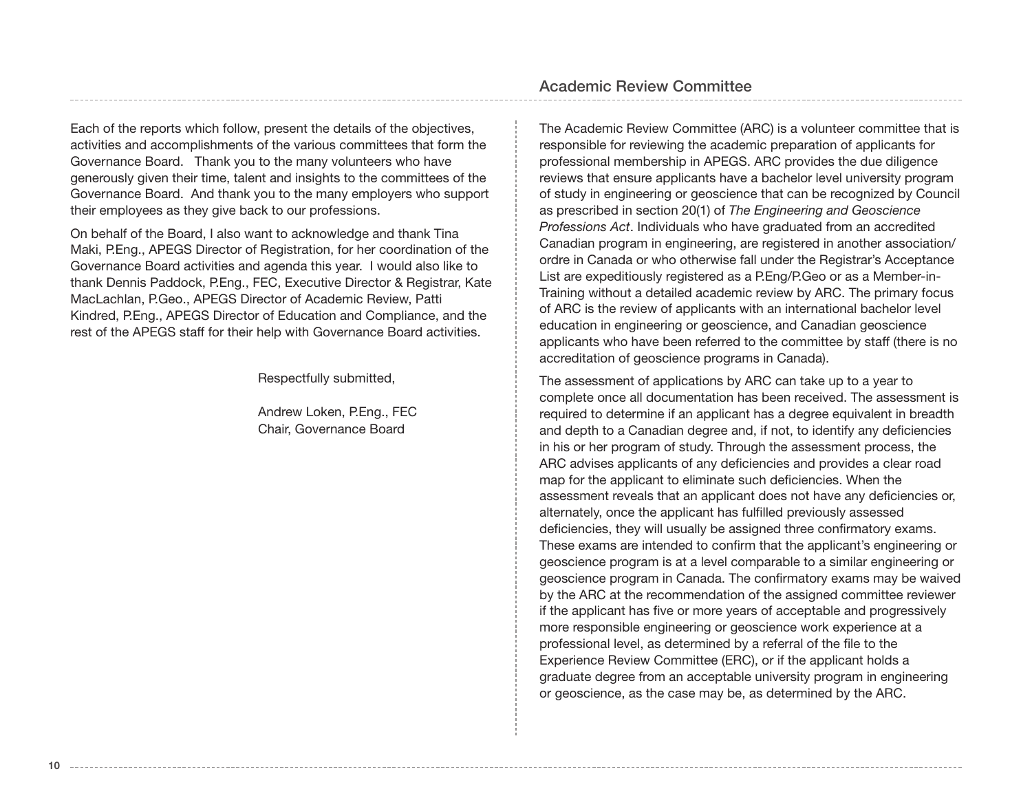Each of the reports which follow, present the details of the objectives, activities and accomplishments of the various committees that form the Governance Board.  Thank you to the many volunteers who have generously given their time, talent and insights to the committees of the Governance Board. And thank you to the many employers who support their employees as they give back to our professions.

On behalf of the Board, I also want to acknowledge and thank Tina Maki, P.Eng., APEGS Director of Registration, for her coordination of the Governance Board activities and agenda this year. I would also like to thank Dennis Paddock, P.Eng., FEC, Executive Director & Registrar, Kate MacLachlan, P.Geo., APEGS Director of Academic Review, Patti Kindred, P.Eng., APEGS Director of Education and Compliance, and the rest of the APEGS staff for their help with Governance Board activities.

Respectfully submitted,

Andrew Loken, P.Eng., FEC  
Chair, Governance Board

## Academic Review Committee

The Academic Review Committee (ARC) is a volunteer committee that is responsible for reviewing the academic preparation of applicants for professional membership in APEGS. ARC provides the due diligence reviews that ensure applicants have a bachelor level university program of study in engineering or geoscience that can be recognized by Council as prescribed in section 20(1) of *The Engineering and Geoscience Professions Act*. Individuals who have graduated from an accredited Canadian program in engineering, are registered in another association/ordre in Canada or who otherwise fall under the Registrar's Acceptance List are expeditiously registered as a P.Eng/P.Geo or as a Member-in-Training without a detailed academic review by ARC. The primary focus of ARC is the review of applicants with an international bachelor level education in engineering or geoscience, and Canadian geoscience applicants who have been referred to the committee by staff (there is no accreditation of geoscience programs in Canada).

The assessment of applications by ARC can take up to a year to complete once all documentation has been received. The assessment is required to determine if an applicant has a degree equivalent in breadth and depth to a Canadian degree and, if not, to identify any deficiencies in his or her program of study. Through the assessment process, the ARC advises applicants of any deficiencies and provides a clear road map for the applicant to eliminate such deficiencies. When the assessment reveals that an applicant does not have any deficiencies or, alternately, once the applicant has fulfilled previously assessed deficiencies, they will usually be assigned three confirmatory exams. These exams are intended to confirm that the applicant's engineering or geoscience program is at a level comparable to a similar engineering or geoscience program in Canada. The confirmatory exams may be waived by the ARC at the recommendation of the assigned committee reviewer if the applicant has five or more years of acceptable and progressively more responsible engineering or geoscience work experience at a professional level, as determined by a referral of the file to the Experience Review Committee (ERC), or if the applicant holds a graduate degree from an acceptable university program in engineering or geoscience, as the case may be, as determined by the ARC.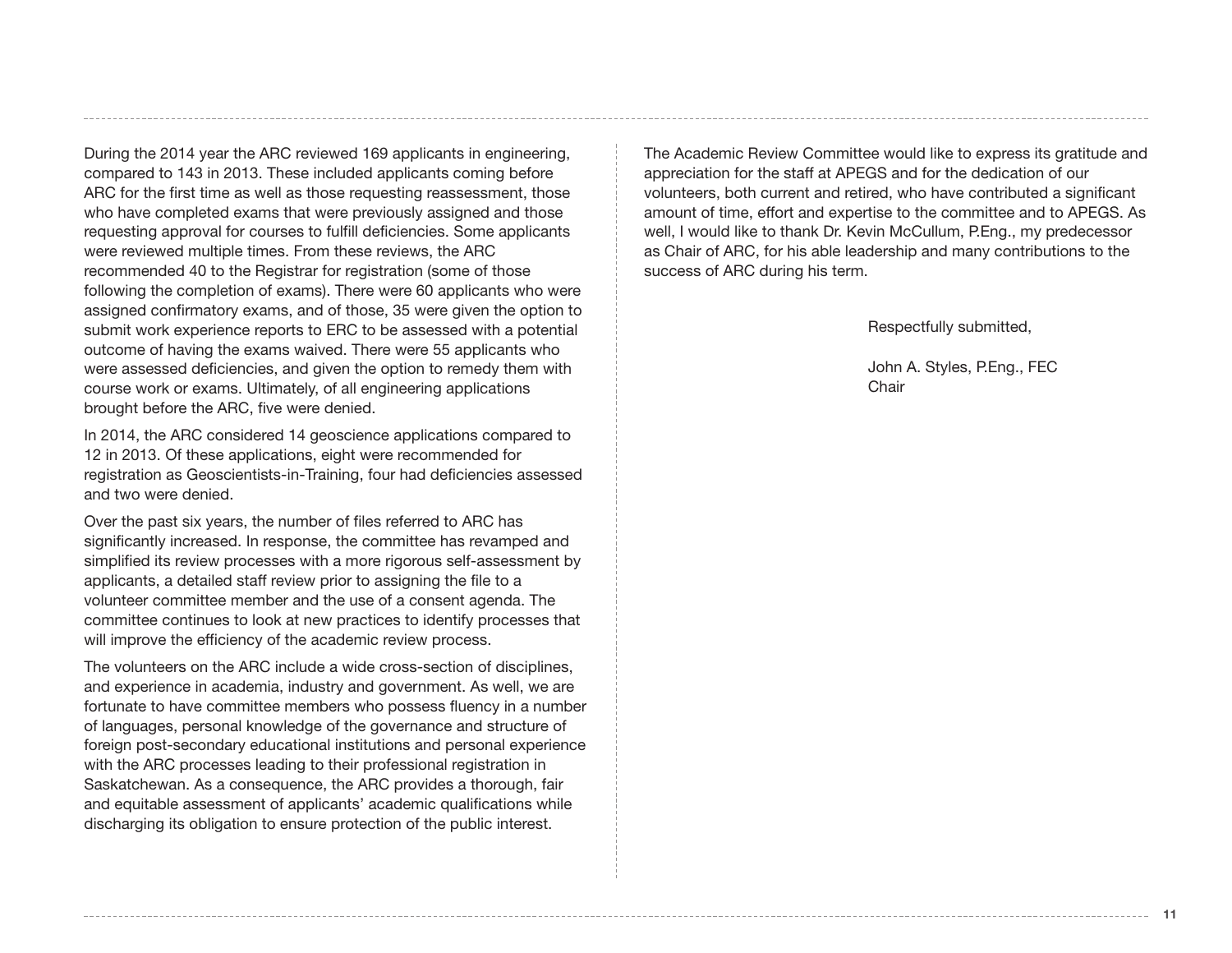During the 2014 year the ARC reviewed 169 applicants in engineering, compared to 143 in 2013. These included applicants coming before ARC for the first time as well as those requesting reassessment, those who have completed exams that were previously assigned and those requesting approval for courses to fulfill deficiencies. Some applicants were reviewed multiple times. From these reviews, the ARC recommended 40 to the Registrar for registration (some of those following the completion of exams). There were 60 applicants who were assigned confirmatory exams, and of those, 35 were given the option to submit work experience reports to ERC to be assessed with a potential outcome of having the exams waived. There were 55 applicants who were assessed deficiencies, and given the option to remedy them with course work or exams. Ultimately, of all engineering applications brought before the ARC, five were denied.

In 2014, the ARC considered 14 geoscience applications compared to 12 in 2013. Of these applications, eight were recommended for registration as Geoscientists-in-Training, four had deficiencies assessed and two were denied.

Over the past six years, the number of files referred to ARC has significantly increased. In response, the committee has revamped and simplified its review processes with a more rigorous self-assessment by applicants, a detailed staff review prior to assigning the file to a volunteer committee member and the use of a consent agenda. The committee continues to look at new practices to identify processes that will improve the efficiency of the academic review process.

The volunteers on the ARC include a wide cross-section of disciplines, and experience in academia, industry and government. As well, we are fortunate to have committee members who possess fluency in a number of languages, personal knowledge of the governance and structure of foreign post-secondary educational institutions and personal experience with the ARC processes leading to their professional registration in Saskatchewan. As a consequence, the ARC provides a thorough, fair and equitable assessment of applicants' academic qualifications while discharging its obligation to ensure protection of the public interest.

The Academic Review Committee would like to express its gratitude and appreciation for the staff at APEGS and for the dedication of our volunteers, both current and retired, who have contributed a significant amount of time, effort and expertise to the committee and to APEGS. As well, I would like to thank Dr. Kevin McCullum, P.Eng., my predecessor as Chair of ARC, for his able leadership and many contributions to the success of ARC during his term.

Respectfully submitted,

John A. Styles, P.Eng., FEC
Chair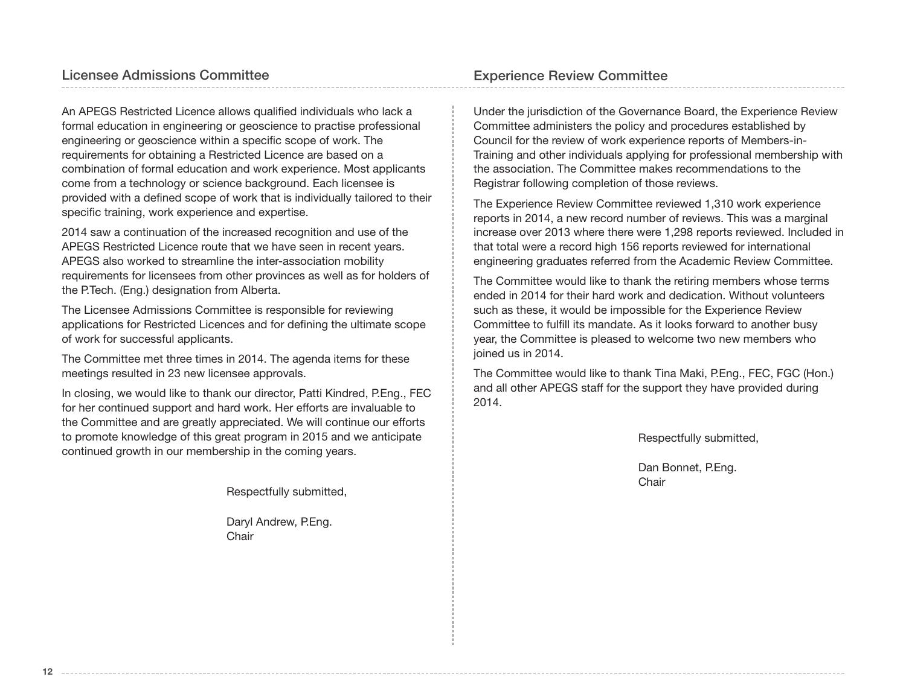## Licensee Admissions Committee

An APEGS Restricted Licence allows qualified individuals who lack a formal education in engineering or geoscience to practise professional engineering or geoscience within a specific scope of work. The requirements for obtaining a Restricted Licence are based on a combination of formal education and work experience. Most applicants come from a technology or science background. Each licensee is provided with a defined scope of work that is individually tailored to their specific training, work experience and expertise.

2014 saw a continuation of the increased recognition and use of the APEGS Restricted Licence route that we have seen in recent years. APEGS also worked to streamline the inter-association mobility requirements for licensees from other provinces as well as for holders of the P.Tech. (Eng.) designation from Alberta.

The Licensee Admissions Committee is responsible for reviewing applications for Restricted Licences and for defining the ultimate scope of work for successful applicants.

The Committee met three times in 2014. The agenda items for these meetings resulted in 23 new licensee approvals.

In closing, we would like to thank our director, Patti Kindred, P.Eng., FEC for her continued support and hard work. Her efforts are invaluable to the Committee and are greatly appreciated. We will continue our efforts to promote knowledge of this great program in 2015 and we anticipate continued growth in our membership in the coming years.

Respectfully submitted,

Daryl Andrew, P.Eng.
Chair

## Experience Review Committee

Under the jurisdiction of the Governance Board, the Experience Review Committee administers the policy and procedures established by Council for the review of work experience reports of Members-in-Training and other individuals applying for professional membership with the association. The Committee makes recommendations to the Registrar following completion of those reviews.

The Experience Review Committee reviewed 1,310 work experience reports in 2014, a new record number of reviews. This was a marginal increase over 2013 where there were 1,298 reports reviewed. Included in that total were a record high 156 reports reviewed for international engineering graduates referred from the Academic Review Committee.

The Committee would like to thank the retiring members whose terms ended in 2014 for their hard work and dedication. Without volunteers such as these, it would be impossible for the Experience Review Committee to fulfill its mandate. As it looks forward to another busy year, the Committee is pleased to welcome two new members who joined us in 2014.

The Committee would like to thank Tina Maki, P.Eng., FEC, FGC (Hon.) and all other APEGS staff for the support they have provided during 2014.

Respectfully submitted,

Dan Bonnet, P.Eng.
Chair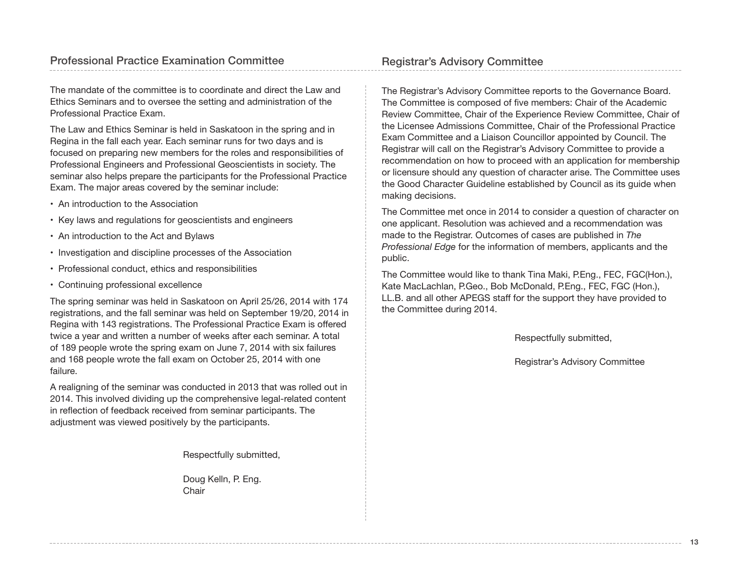## Professional Practice Examination Committee

The mandate of the committee is to coordinate and direct the Law and Ethics Seminars and to oversee the setting and administration of the Professional Practice Exam.

The Law and Ethics Seminar is held in Saskatoon in the spring and in Regina in the fall each year. Each seminar runs for two days and is focused on preparing new members for the roles and responsibilities of Professional Engineers and Professional Geoscientists in society. The seminar also helps prepare the participants for the Professional Practice Exam. The major areas covered by the seminar include:

- An introduction to the Association
- Key laws and regulations for geoscientists and engineers
- An introduction to the Act and Bylaws
- Investigation and discipline processes of the Association
- Professional conduct, ethics and responsibilities
- Continuing professional excellence

The spring seminar was held in Saskatoon on April 25/26, 2014 with 174 registrations, and the fall seminar was held on September 19/20, 2014 in Regina with 143 registrations. The Professional Practice Exam is offered twice a year and written a number of weeks after each seminar. A total of 189 people wrote the spring exam on June 7, 2014 with six failures and 168 people wrote the fall exam on October 25, 2014 with one failure.

A realigning of the seminar was conducted in 2013 that was rolled out in 2014. This involved dividing up the comprehensive legal-related content in reflection of feedback received from seminar participants. The adjustment was viewed positively by the participants.

Respectfully submitted,

Doug Kelln, P. Eng.
Chair

## Registrar's Advisory Committee

The Registrar's Advisory Committee reports to the Governance Board. The Committee is composed of five members: Chair of the Academic Review Committee, Chair of the Experience Review Committee, Chair of the Licensee Admissions Committee, Chair of the Professional Practice Exam Committee and a Liaison Councillor appointed by Council. The Registrar will call on the Registrar's Advisory Committee to provide a recommendation on how to proceed with an application for membership or licensure should any question of character arise. The Committee uses the Good Character Guideline established by Council as its guide when making decisions.

The Committee met once in 2014 to consider a question of character on one applicant. Resolution was achieved and a recommendation was made to the Registrar. Outcomes of cases are published in *The Professional Edge* for the information of members, applicants and the public.

The Committee would like to thank Tina Maki, P.Eng., FEC, FGC(Hon.), Kate MacLachlan, P.Geo., Bob McDonald, P.Eng., FEC, FGC (Hon.), LL.B. and all other APEGS staff for the support they have provided to the Committee during 2014.

Respectfully submitted,

Registrar's Advisory Committee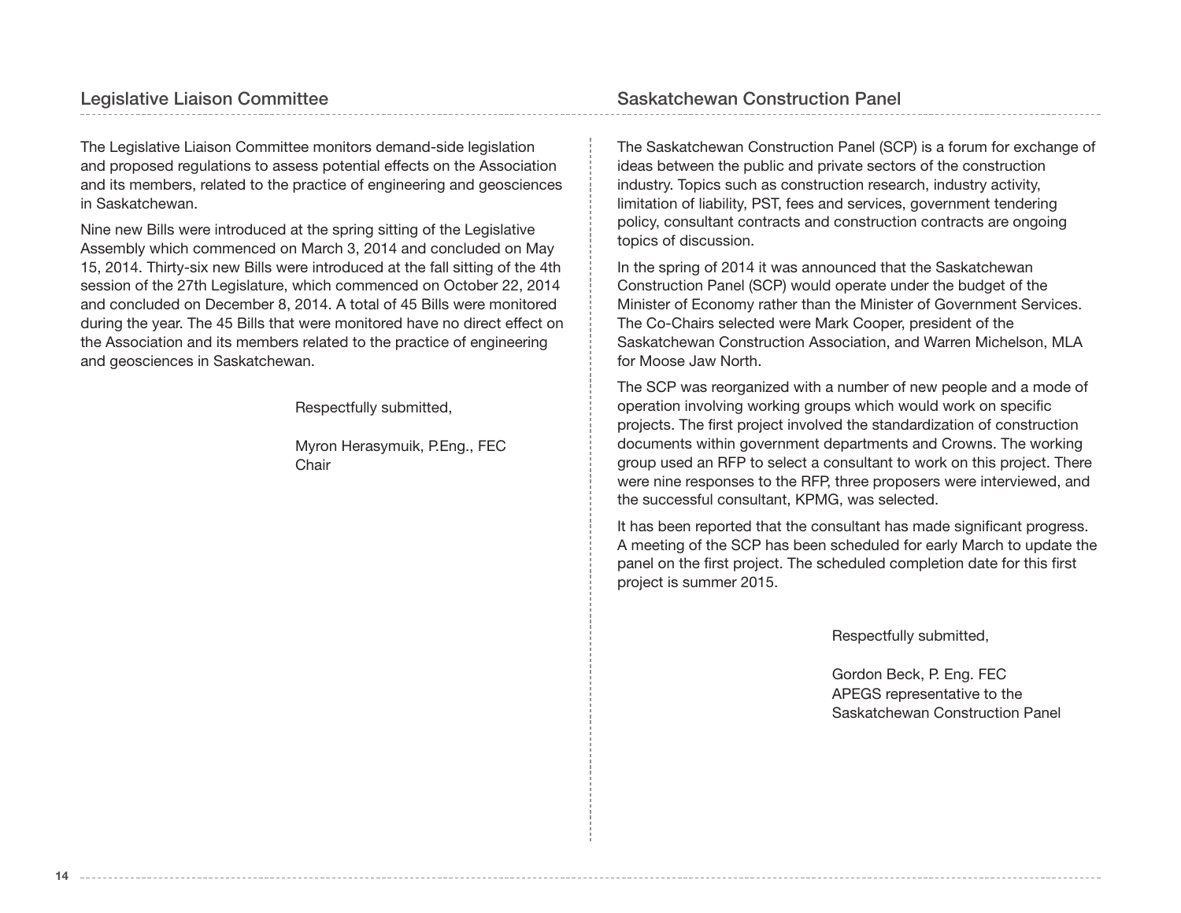## Legislative Liaison Committee

The Legislative Liaison Committee monitors demand-side legislation and proposed regulations to assess potential effects on the Association and its members, related to the practice of engineering and geosciences in Saskatchewan.

Nine new Bills were introduced at the spring sitting of the Legislative Assembly which commenced on March 3, 2014 and concluded on May 15, 2014. Thirty-six new Bills were introduced at the fall sitting of the 4th session of the 27th Legislature, which commenced on October 22, 2014 and concluded on December 8, 2014. A total of 45 Bills were monitored during the year. The 45 Bills that were monitored have no direct effect on the Association and its members related to the practice of engineering and geosciences in Saskatchewan.

Respectfully submitted,

Myron Herasymuik, P.Eng., FEC
Chair

## Saskatchewan Construction Panel

The Saskatchewan Construction Panel (SCP) is a forum for exchange of ideas between the public and private sectors of the construction industry. Topics such as construction research, industry activity, limitation of liability, PST, fees and services, government tendering policy, consultant contracts and construction contracts are ongoing topics of discussion.

In the spring of 2014 it was announced that the Saskatchewan Construction Panel (SCP) would operate under the budget of the Minister of Economy rather than the Minister of Government Services. The Co-Chairs selected were Mark Cooper, president of the Saskatchewan Construction Association, and Warren Michelson, MLA for Moose Jaw North.

The SCP was reorganized with a number of new people and a mode of operation involving working groups which would work on specific projects. The first project involved the standardization of construction documents within government departments and Crowns. The working group used an RFP to select a consultant to work on this project. There were nine responses to the RFP, three proposers were interviewed, and the successful consultant, KPMG, was selected.

It has been reported that the consultant has made significant progress. A meeting of the SCP has been scheduled for early March to update the panel on the first project. The scheduled completion date for this first project is summer 2015.

Respectfully submitted,

Gordon Beck, P. Eng. FEC
APEGS representative to the
Saskatchewan Construction Panel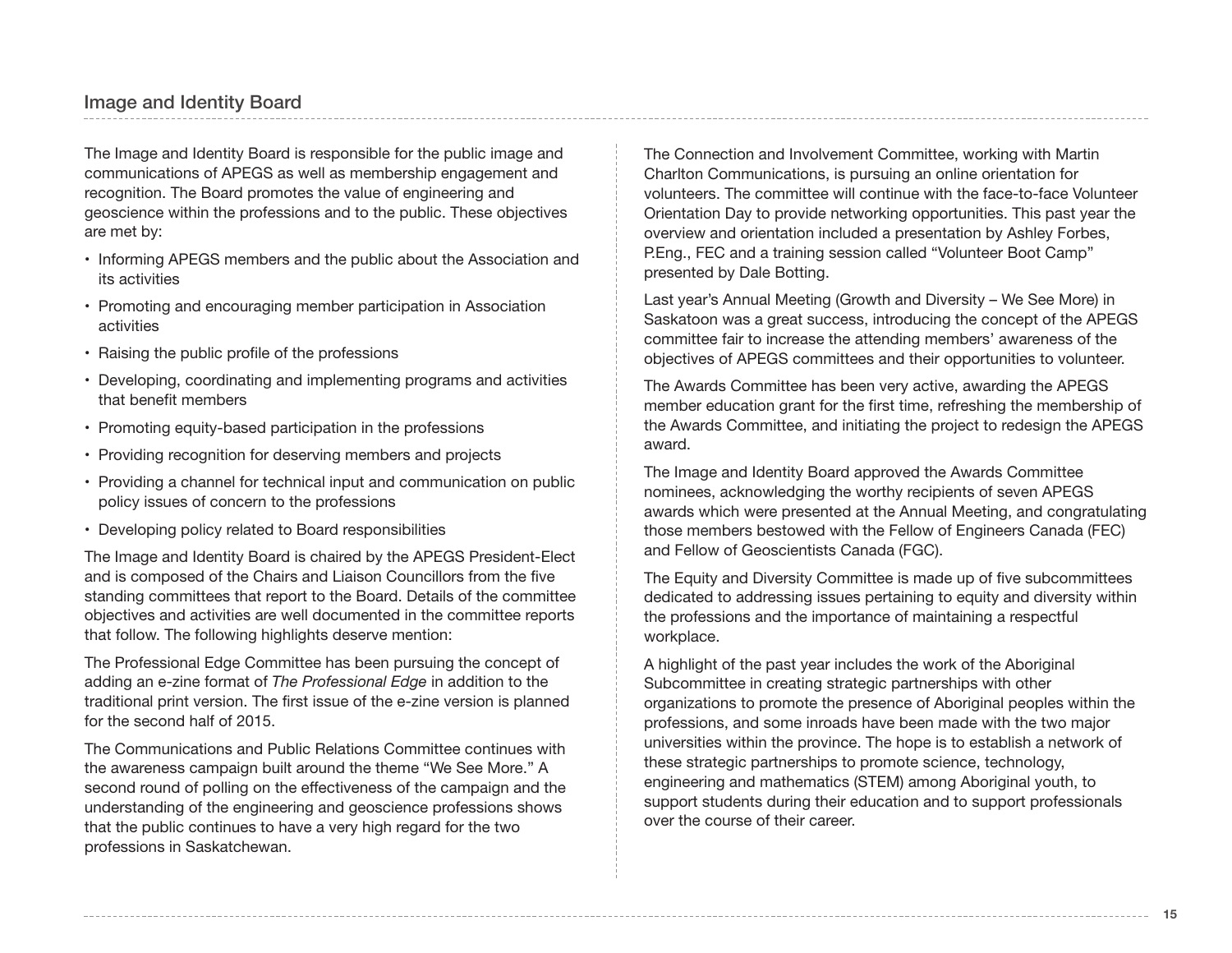## Image and Identity Board

The Image and Identity Board is responsible for the public image and communications of APEGS as well as membership engagement and recognition. The Board promotes the value of engineering and geoscience within the professions and to the public. These objectives are met by:

- Informing APEGS members and the public about the Association and its activities
- Promoting and encouraging member participation in Association activities
- Raising the public profile of the professions
- Developing, coordinating and implementing programs and activities that benefit members
- Promoting equity-based participation in the professions
- Providing recognition for deserving members and projects
- Providing a channel for technical input and communication on public policy issues of concern to the professions
- Developing policy related to Board responsibilities

The Image and Identity Board is chaired by the APEGS President-Elect and is composed of the Chairs and Liaison Councillors from the five standing committees that report to the Board. Details of the committee objectives and activities are well documented in the committee reports that follow. The following highlights deserve mention:

The Professional Edge Committee has been pursuing the concept of adding an e-zine format of *The Professional Edge* in addition to the traditional print version. The first issue of the e-zine version is planned for the second half of 2015.

The Communications and Public Relations Committee continues with the awareness campaign built around the theme "We See More." A second round of polling on the effectiveness of the campaign and the understanding of the engineering and geoscience professions shows that the public continues to have a very high regard for the two professions in Saskatchewan.

The Connection and Involvement Committee, working with Martin Charlton Communications, is pursuing an online orientation for volunteers. The committee will continue with the face-to-face Volunteer Orientation Day to provide networking opportunities. This past year the overview and orientation included a presentation by Ashley Forbes, P.Eng., FEC and a training session called "Volunteer Boot Camp" presented by Dale Botting.

Last year's Annual Meeting (Growth and Diversity – We See More) in Saskatoon was a great success, introducing the concept of the APEGS committee fair to increase the attending members' awareness of the objectives of APEGS committees and their opportunities to volunteer.

The Awards Committee has been very active, awarding the APEGS member education grant for the first time, refreshing the membership of the Awards Committee, and initiating the project to redesign the APEGS award.

The Image and Identity Board approved the Awards Committee nominees, acknowledging the worthy recipients of seven APEGS awards which were presented at the Annual Meeting, and congratulating those members bestowed with the Fellow of Engineers Canada (FEC) and Fellow of Geoscientists Canada (FGC).

The Equity and Diversity Committee is made up of five subcommittees dedicated to addressing issues pertaining to equity and diversity within the professions and the importance of maintaining a respectful workplace.

A highlight of the past year includes the work of the Aboriginal Subcommittee in creating strategic partnerships with other organizations to promote the presence of Aboriginal peoples within the professions, and some inroads have been made with the two major universities within the province. The hope is to establish a network of these strategic partnerships to promote science, technology, engineering and mathematics (STEM) among Aboriginal youth, to support students during their education and to support professionals over the course of their career.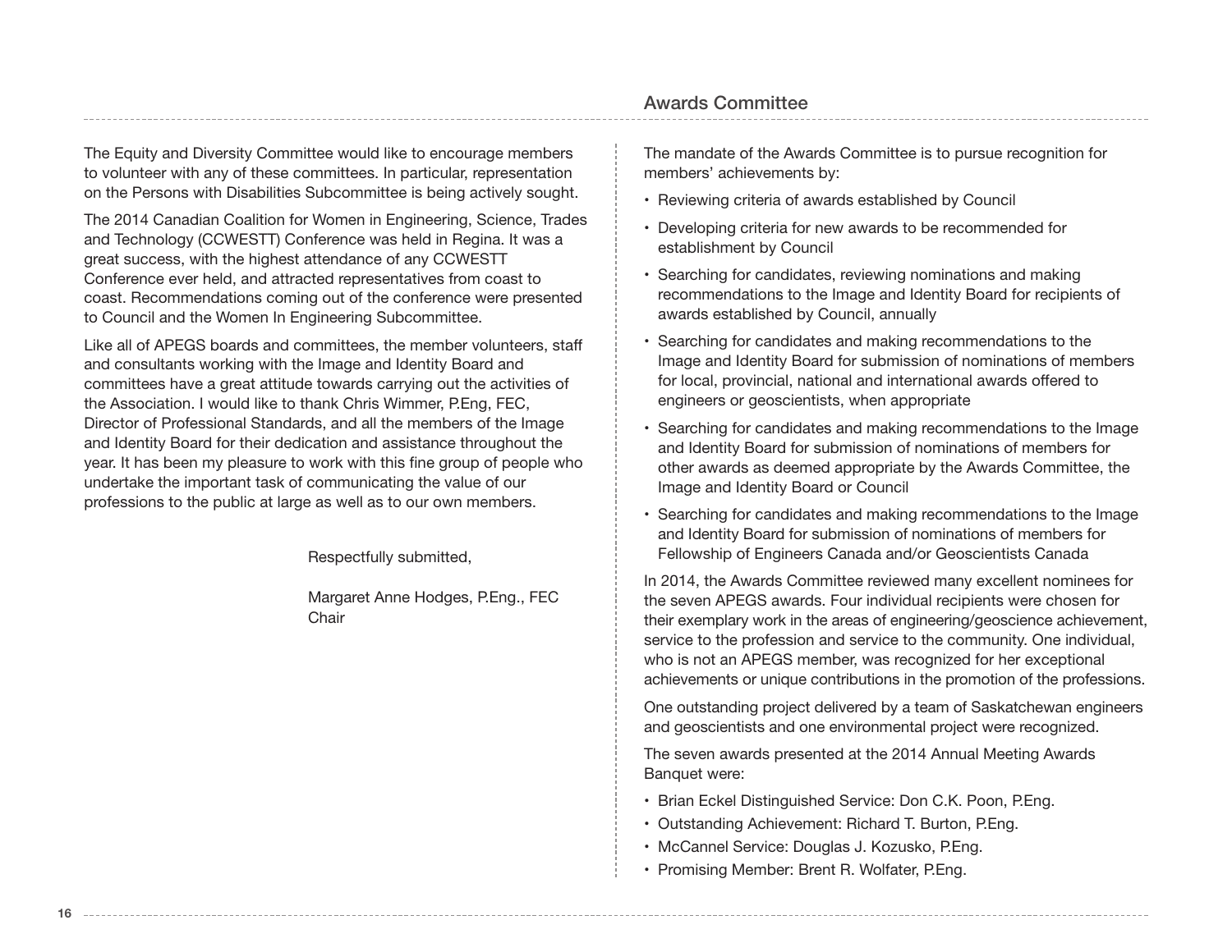The Equity and Diversity Committee would like to encourage members to volunteer with any of these committees. In particular, representation on the Persons with Disabilities Subcommittee is being actively sought.

The 2014 Canadian Coalition for Women in Engineering, Science, Trades and Technology (CCWESTT) Conference was held in Regina. It was a great success, with the highest attendance of any CCWESTT Conference ever held, and attracted representatives from coast to coast. Recommendations coming out of the conference were presented to Council and the Women In Engineering Subcommittee.

Like all of APEGS boards and committees, the member volunteers, staff and consultants working with the Image and Identity Board and committees have a great attitude towards carrying out the activities of the Association. I would like to thank Chris Wimmer, P.Eng, FEC, Director of Professional Standards, and all the members of the Image and Identity Board for their dedication and assistance throughout the year. It has been my pleasure to work with this fine group of people who undertake the important task of communicating the value of our professions to the public at large as well as to our own members.

Respectfully submitted,

Margaret Anne Hodges, P.Eng., FEC
Chair

## Awards Committee

The mandate of the Awards Committee is to pursue recognition for members' achievements by:

- Reviewing criteria of awards established by Council
- Developing criteria for new awards to be recommended for establishment by Council
- Searching for candidates, reviewing nominations and making recommendations to the Image and Identity Board for recipients of awards established by Council, annually
- Searching for candidates and making recommendations to the Image and Identity Board for submission of nominations of members for local, provincial, national and international awards offered to engineers or geoscientists, when appropriate
- Searching for candidates and making recommendations to the Image and Identity Board for submission of nominations of members for other awards as deemed appropriate by the Awards Committee, the Image and Identity Board or Council
- Searching for candidates and making recommendations to the Image and Identity Board for submission of nominations of members for Fellowship of Engineers Canada and/or Geoscientists Canada

In 2014, the Awards Committee reviewed many excellent nominees for the seven APEGS awards. Four individual recipients were chosen for their exemplary work in the areas of engineering/geoscience achievement, service to the profession and service to the community. One individual, who is not an APEGS member, was recognized for her exceptional achievements or unique contributions in the promotion of the professions.

One outstanding project delivered by a team of Saskatchewan engineers and geoscientists and one environmental project were recognized.

The seven awards presented at the 2014 Annual Meeting Awards Banquet were:

- Brian Eckel Distinguished Service: Don C.K. Poon, P.Eng.
- Outstanding Achievement: Richard T. Burton, P.Eng.
- McCannel Service: Douglas J. Kozusko, P.Eng.
- Promising Member: Brent R. Wolfater, P.Eng.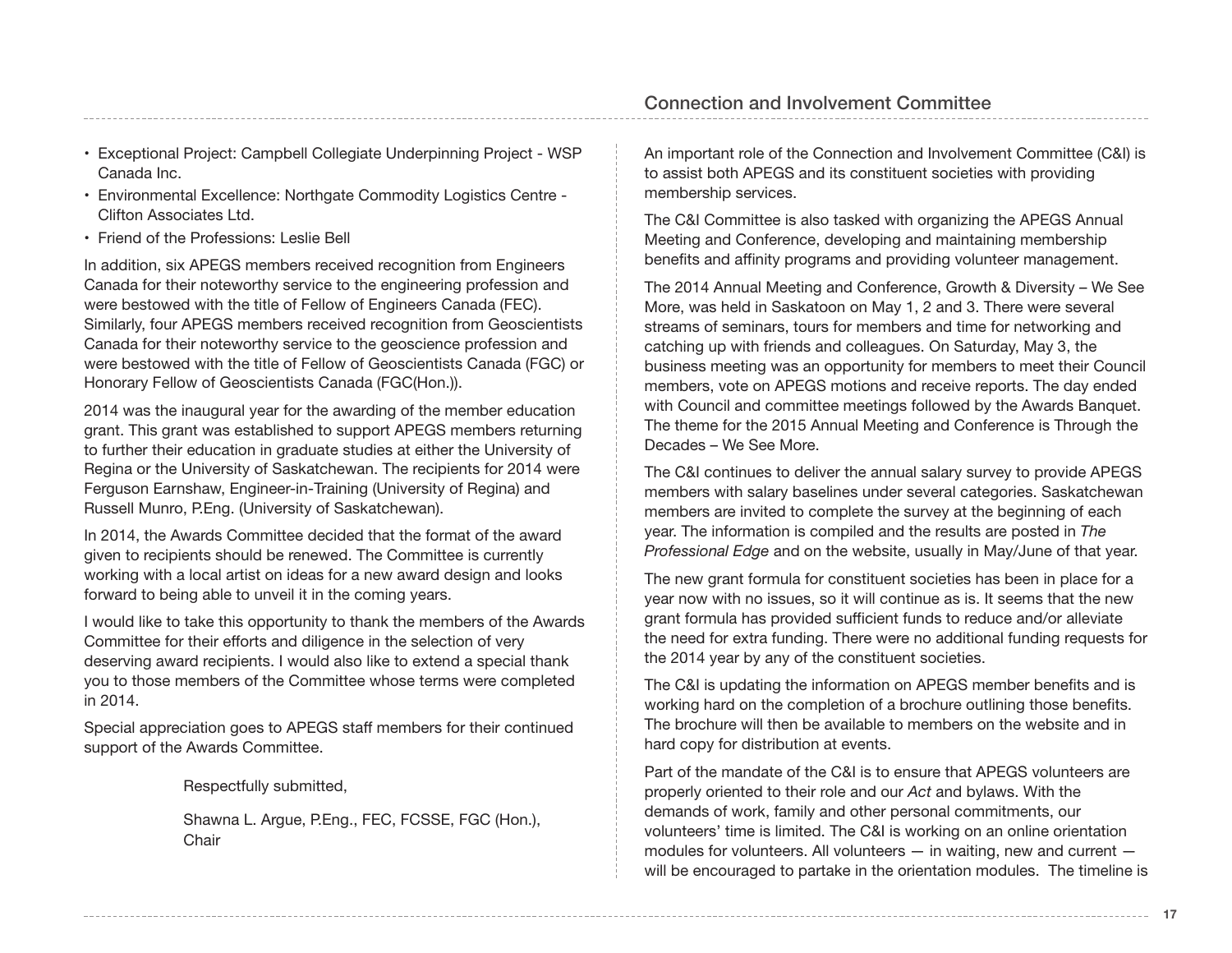- Exceptional Project: Campbell Collegiate Underpinning Project - WSP Canada Inc.
- Environmental Excellence: Northgate Commodity Logistics Centre - Clifton Associates Ltd.
- Friend of the Professions: Leslie Bell

In addition, six APEGS members received recognition from Engineers Canada for their noteworthy service to the engineering profession and were bestowed with the title of Fellow of Engineers Canada (FEC). Similarly, four APEGS members received recognition from Geoscientists Canada for their noteworthy service to the geoscience profession and were bestowed with the title of Fellow of Geoscientists Canada (FGC) or Honorary Fellow of Geoscientists Canada (FGC(Hon.)).

2014 was the inaugural year for the awarding of the member education grant. This grant was established to support APEGS members returning to further their education in graduate studies at either the University of Regina or the University of Saskatchewan. The recipients for 2014 were Ferguson Earnshaw, Engineer-in-Training (University of Regina) and Russell Munro, P.Eng. (University of Saskatchewan).

In 2014, the Awards Committee decided that the format of the award given to recipients should be renewed. The Committee is currently working with a local artist on ideas for a new award design and looks forward to being able to unveil it in the coming years.

I would like to take this opportunity to thank the members of the Awards Committee for their efforts and diligence in the selection of very deserving award recipients. I would also like to extend a special thank you to those members of the Committee whose terms were completed in 2014.

Special appreciation goes to APEGS staff members for their continued support of the Awards Committee.

Respectfully submitted,

Shawna L. Argue, P.Eng., FEC, FCSSE, FGC (Hon.), Chair

## Connection and Involvement Committee

An important role of the Connection and Involvement Committee (C&I) is to assist both APEGS and its constituent societies with providing membership services.

The C&I Committee is also tasked with organizing the APEGS Annual Meeting and Conference, developing and maintaining membership benefits and affinity programs and providing volunteer management.

The 2014 Annual Meeting and Conference, Growth & Diversity – We See More, was held in Saskatoon on May 1, 2 and 3. There were several streams of seminars, tours for members and time for networking and catching up with friends and colleagues. On Saturday, May 3, the business meeting was an opportunity for members to meet their Council members, vote on APEGS motions and receive reports. The day ended with Council and committee meetings followed by the Awards Banquet. The theme for the 2015 Annual Meeting and Conference is Through the Decades – We See More.

The C&I continues to deliver the annual salary survey to provide APEGS members with salary baselines under several categories. Saskatchewan members are invited to complete the survey at the beginning of each year. The information is compiled and the results are posted in *The Professional Edge* and on the website, usually in May/June of that year.

The new grant formula for constituent societies has been in place for a year now with no issues, so it will continue as is. It seems that the new grant formula has provided sufficient funds to reduce and/or alleviate the need for extra funding. There were no additional funding requests for the 2014 year by any of the constituent societies.

The C&I is updating the information on APEGS member benefits and is working hard on the completion of a brochure outlining those benefits. The brochure will then be available to members on the website and in hard copy for distribution at events.

Part of the mandate of the C&I is to ensure that APEGS volunteers are properly oriented to their role and our *Act* and bylaws. With the demands of work, family and other personal commitments, our volunteers' time is limited. The C&I is working on an online orientation modules for volunteers. All volunteers — in waiting, new and current — will be encouraged to partake in the orientation modules. The timeline is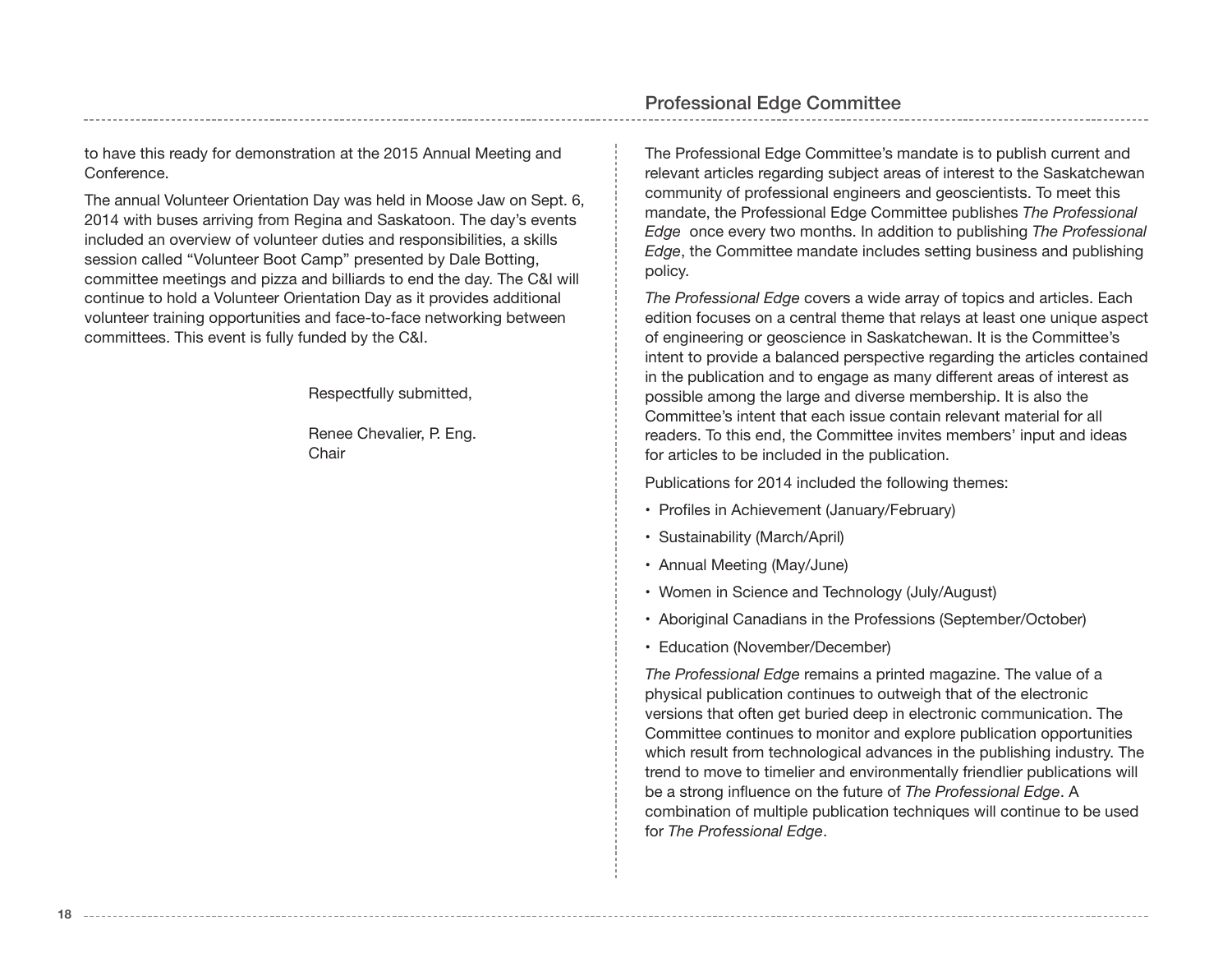to have this ready for demonstration at the 2015 Annual Meeting and Conference.

The annual Volunteer Orientation Day was held in Moose Jaw on Sept. 6, 2014 with buses arriving from Regina and Saskatoon. The day's events included an overview of volunteer duties and responsibilities, a skills session called "Volunteer Boot Camp" presented by Dale Botting, committee meetings and pizza and billiards to end the day. The C&I will continue to hold a Volunteer Orientation Day as it provides additional volunteer training opportunities and face-to-face networking between committees. This event is fully funded by the C&I.

Respectfully submitted,

Renee Chevalier, P. Eng.
Chair

## Professional Edge Committee

The Professional Edge Committee's mandate is to publish current and relevant articles regarding subject areas of interest to the Saskatchewan community of professional engineers and geoscientists. To meet this mandate, the Professional Edge Committee publishes *The Professional Edge* once every two months. In addition to publishing *The Professional Edge*, the Committee mandate includes setting business and publishing policy.

*The Professional Edge* covers a wide array of topics and articles. Each edition focuses on a central theme that relays at least one unique aspect of engineering or geoscience in Saskatchewan. It is the Committee's intent to provide a balanced perspective regarding the articles contained in the publication and to engage as many different areas of interest as possible among the large and diverse membership. It is also the Committee's intent that each issue contain relevant material for all readers. To this end, the Committee invites members' input and ideas for articles to be included in the publication.

Publications for 2014 included the following themes:

- Profiles in Achievement (January/February)
- Sustainability (March/April)
- Annual Meeting (May/June)
- Women in Science and Technology (July/August)
- Aboriginal Canadians in the Professions (September/October)
- Education (November/December)

*The Professional Edge* remains a printed magazine. The value of a physical publication continues to outweigh that of the electronic versions that often get buried deep in electronic communication. The Committee continues to monitor and explore publication opportunities which result from technological advances in the publishing industry. The trend to move to timelier and environmentally friendlier publications will be a strong influence on the future of *The Professional Edge*. A combination of multiple publication techniques will continue to be used for *The Professional Edge*.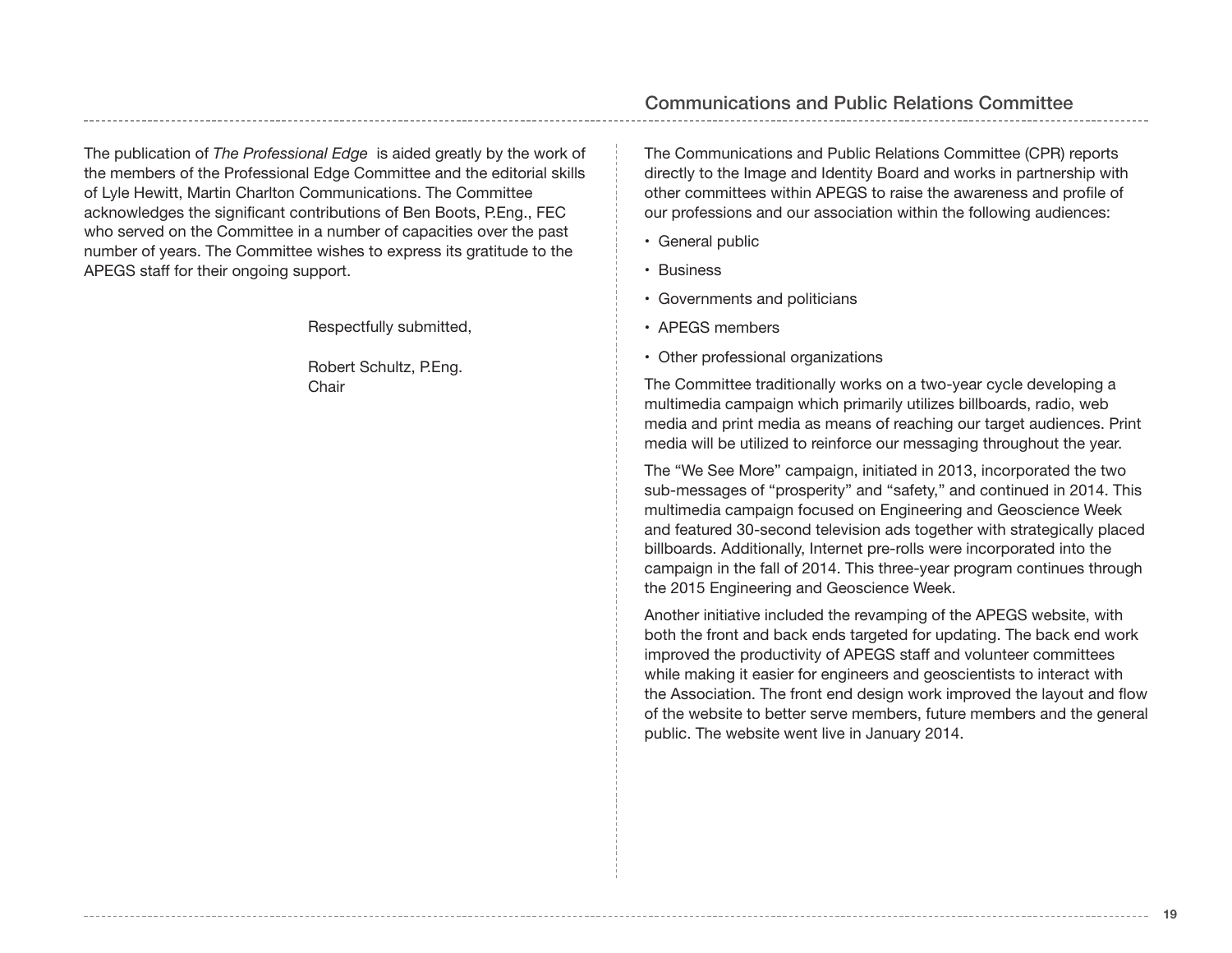The publication of *The Professional Edge* is aided greatly by the work of the members of the Professional Edge Committee and the editorial skills of Lyle Hewitt, Martin Charlton Communications. The Committee acknowledges the significant contributions of Ben Boots, P.Eng., FEC who served on the Committee in a number of capacities over the past number of years. The Committee wishes to express its gratitude to the APEGS staff for their ongoing support.

Respectfully submitted,

Robert Schultz, P.Eng.
Chair

## Communications and Public Relations Committee

The Communications and Public Relations Committee (CPR) reports directly to the Image and Identity Board and works in partnership with other committees within APEGS to raise the awareness and profile of our professions and our association within the following audiences:

- General public
- Business
- Governments and politicians
- APEGS members
- Other professional organizations

The Committee traditionally works on a two-year cycle developing a multimedia campaign which primarily utilizes billboards, radio, web media and print media as means of reaching our target audiences. Print media will be utilized to reinforce our messaging throughout the year.

The "We See More" campaign, initiated in 2013, incorporated the two sub-messages of "prosperity" and "safety," and continued in 2014. This multimedia campaign focused on Engineering and Geoscience Week and featured 30-second television ads together with strategically placed billboards. Additionally, Internet pre-rolls were incorporated into the campaign in the fall of 2014. This three-year program continues through the 2015 Engineering and Geoscience Week.

Another initiative included the revamping of the APEGS website, with both the front and back ends targeted for updating. The back end work improved the productivity of APEGS staff and volunteer committees while making it easier for engineers and geoscientists to interact with the Association. The front end design work improved the layout and flow of the website to better serve members, future members and the general public. The website went live in January 2014.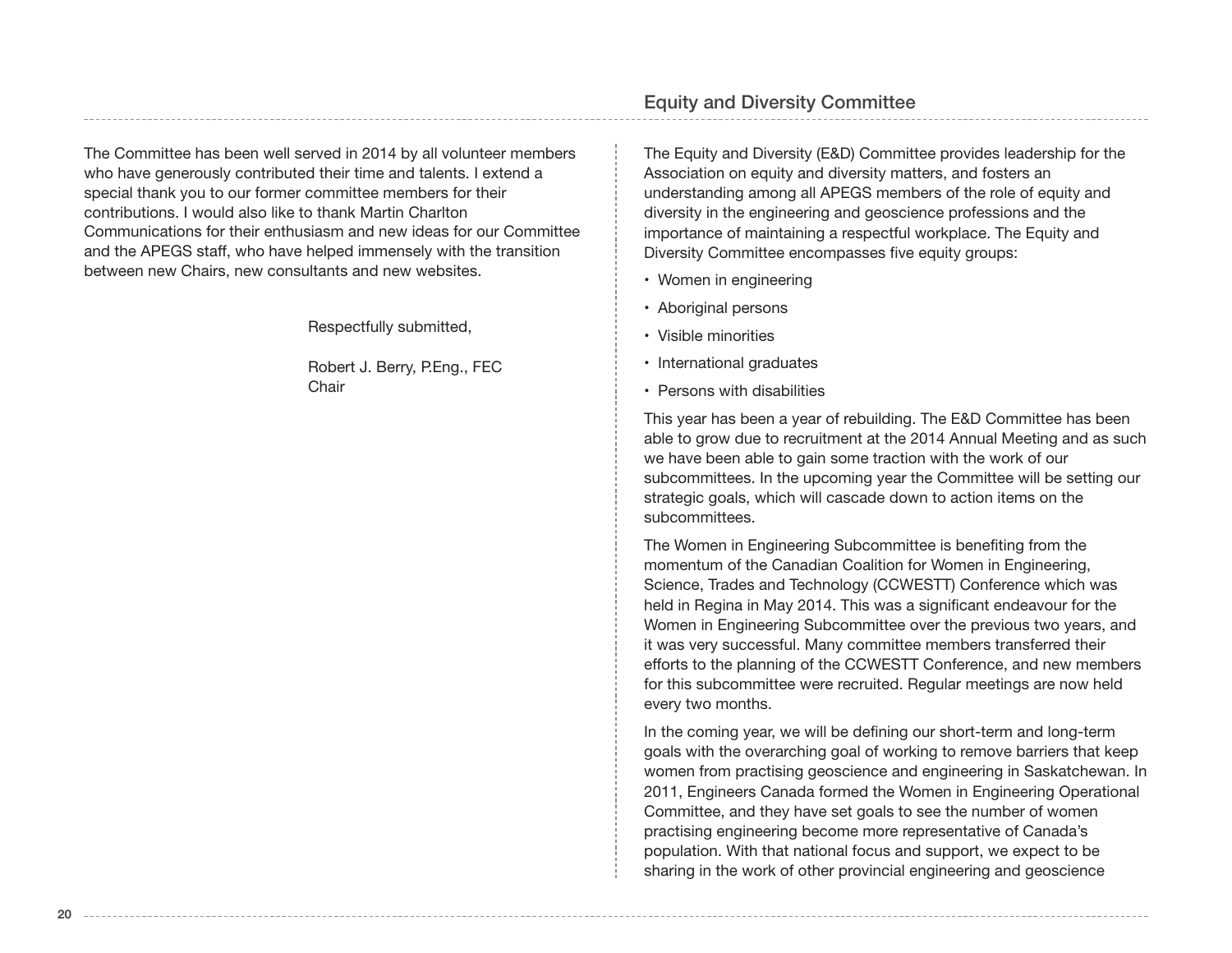The Committee has been well served in 2014 by all volunteer members who have generously contributed their time and talents. I extend a special thank you to our former committee members for their contributions. I would also like to thank Martin Charlton Communications for their enthusiasm and new ideas for our Committee and the APEGS staff, who have helped immensely with the transition between new Chairs, new consultants and new websites.

Respectfully submitted,

Robert J. Berry, P.Eng., FEC
Chair

## Equity and Diversity Committee

The Equity and Diversity (E&D) Committee provides leadership for the Association on equity and diversity matters, and fosters an understanding among all APEGS members of the role of equity and diversity in the engineering and geoscience professions and the importance of maintaining a respectful workplace. The Equity and Diversity Committee encompasses five equity groups:

- Women in engineering
- Aboriginal persons
- Visible minorities
- International graduates
- Persons with disabilities

This year has been a year of rebuilding. The E&D Committee has been able to grow due to recruitment at the 2014 Annual Meeting and as such we have been able to gain some traction with the work of our subcommittees. In the upcoming year the Committee will be setting our strategic goals, which will cascade down to action items on the subcommittees.

The Women in Engineering Subcommittee is benefiting from the momentum of the Canadian Coalition for Women in Engineering, Science, Trades and Technology (CCWESTT) Conference which was held in Regina in May 2014. This was a significant endeavour for the Women in Engineering Subcommittee over the previous two years, and it was very successful. Many committee members transferred their efforts to the planning of the CCWESTT Conference, and new members for this subcommittee were recruited. Regular meetings are now held every two months.

In the coming year, we will be defining our short-term and long-term goals with the overarching goal of working to remove barriers that keep women from practising geoscience and engineering in Saskatchewan. In 2011, Engineers Canada formed the Women in Engineering Operational Committee, and they have set goals to see the number of women practising engineering become more representative of Canada's population. With that national focus and support, we expect to be sharing in the work of other provincial engineering and geoscience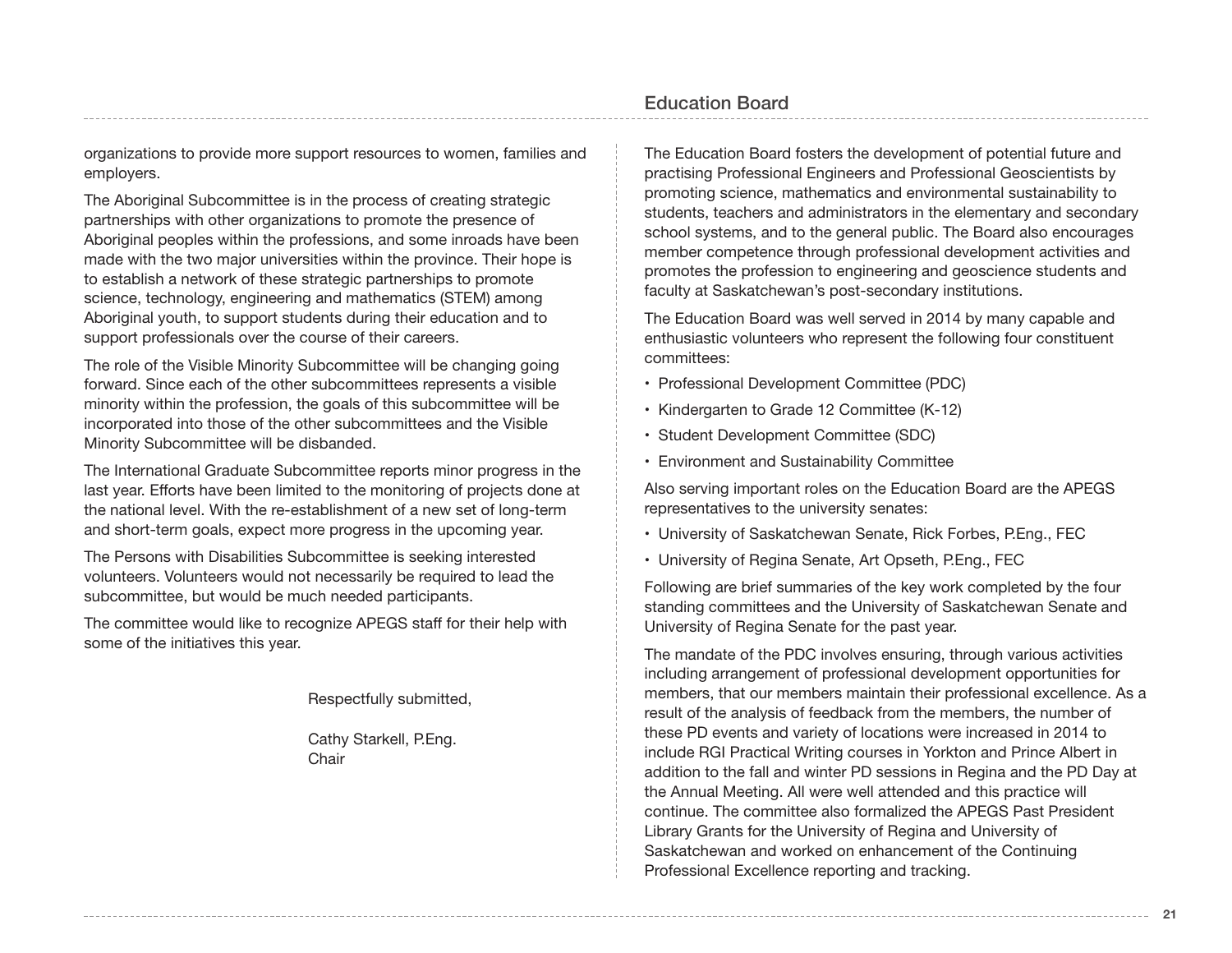organizations to provide more support resources to women, families and employers.

The Aboriginal Subcommittee is in the process of creating strategic partnerships with other organizations to promote the presence of Aboriginal peoples within the professions, and some inroads have been made with the two major universities within the province. Their hope is to establish a network of these strategic partnerships to promote science, technology, engineering and mathematics (STEM) among Aboriginal youth, to support students during their education and to support professionals over the course of their careers.

The role of the Visible Minority Subcommittee will be changing going forward. Since each of the other subcommittees represents a visible minority within the profession, the goals of this subcommittee will be incorporated into those of the other subcommittees and the Visible Minority Subcommittee will be disbanded.

The International Graduate Subcommittee reports minor progress in the last year. Efforts have been limited to the monitoring of projects done at the national level. With the re-establishment of a new set of long-term and short-term goals, expect more progress in the upcoming year.

The Persons with Disabilities Subcommittee is seeking interested volunteers. Volunteers would not necessarily be required to lead the subcommittee, but would be much needed participants.

The committee would like to recognize APEGS staff for their help with some of the initiatives this year.

Respectfully submitted,

Cathy Starkell, P.Eng.
Chair

## Education Board

The Education Board fosters the development of potential future and practising Professional Engineers and Professional Geoscientists by promoting science, mathematics and environmental sustainability to students, teachers and administrators in the elementary and secondary school systems, and to the general public. The Board also encourages member competence through professional development activities and promotes the profession to engineering and geoscience students and faculty at Saskatchewan's post-secondary institutions.

The Education Board was well served in 2014 by many capable and enthusiastic volunteers who represent the following four constituent committees:

- Professional Development Committee (PDC)
- Kindergarten to Grade 12 Committee (K-12)
- Student Development Committee (SDC)
- Environment and Sustainability Committee

Also serving important roles on the Education Board are the APEGS representatives to the university senates:

- University of Saskatchewan Senate, Rick Forbes, P.Eng., FEC
- University of Regina Senate, Art Opseth, P.Eng., FEC

Following are brief summaries of the key work completed by the four standing committees and the University of Saskatchewan Senate and University of Regina Senate for the past year.

The mandate of the PDC involves ensuring, through various activities including arrangement of professional development opportunities for members, that our members maintain their professional excellence. As a result of the analysis of feedback from the members, the number of these PD events and variety of locations were increased in 2014 to include RGI Practical Writing courses in Yorkton and Prince Albert in addition to the fall and winter PD sessions in Regina and the PD Day at the Annual Meeting. All were well attended and this practice will continue. The committee also formalized the APEGS Past President Library Grants for the University of Regina and University of Saskatchewan and worked on enhancement of the Continuing Professional Excellence reporting and tracking.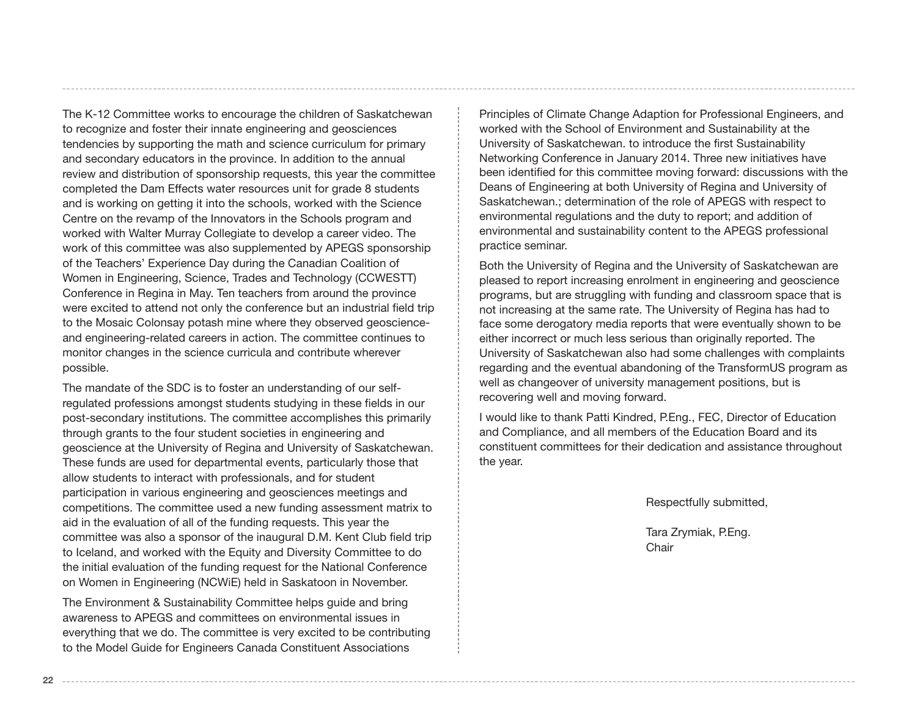The K-12 Committee works to encourage the children of Saskatchewan to recognize and foster their innate engineering and geosciences tendencies by supporting the math and science curriculum for primary and secondary educators in the province. In addition to the annual review and distribution of sponsorship requests, this year the committee completed the Dam Effects water resources unit for grade 8 students and is working on getting it into the schools, worked with the Science Centre on the revamp of the Innovators in the Schools program and worked with Walter Murray Collegiate to develop a career video. The work of this committee was also supplemented by APEGS sponsorship of the Teachers' Experience Day during the Canadian Coalition of Women in Engineering, Science, Trades and Technology (CCWESTT) Conference in Regina in May. Ten teachers from around the province were excited to attend not only the conference but an industrial field trip to the Mosaic Colonsay potash mine where they observed geoscience- and engineering-related careers in action. The committee continues to monitor changes in the science curricula and contribute wherever possible.

The mandate of the SDC is to foster an understanding of our self-regulated professions amongst students studying in these fields in our post-secondary institutions. The committee accomplishes this primarily through grants to the four student societies in engineering and geoscience at the University of Regina and University of Saskatchewan. These funds are used for departmental events, particularly those that allow students to interact with professionals, and for student participation in various engineering and geosciences meetings and competitions. The committee used a new funding assessment matrix to aid in the evaluation of all of the funding requests. This year the committee was also a sponsor of the inaugural D.M. Kent Club field trip to Iceland, and worked with the Equity and Diversity Committee to do the initial evaluation of the funding request for the National Conference on Women in Engineering (NCWiE) held in Saskatoon in November.

The Environment & Sustainability Committee helps guide and bring awareness to APEGS and committees on environmental issues in everything that we do. The committee is very excited to be contributing to the Model Guide for Engineers Canada Constituent Associations Principles of Climate Change Adaption for Professional Engineers, and worked with the School of Environment and Sustainability at the University of Saskatchewan. to introduce the first Sustainability Networking Conference in January 2014. Three new initiatives have been identified for this committee moving forward: discussions with the Deans of Engineering at both University of Regina and University of Saskatchewan.; determination of the role of APEGS with respect to environmental regulations and the duty to report; and addition of environmental and sustainability content to the APEGS professional practice seminar.

Both the University of Regina and the University of Saskatchewan are pleased to report increasing enrolment in engineering and geoscience programs, but are struggling with funding and classroom space that is not increasing at the same rate. The University of Regina has had to face some derogatory media reports that were eventually shown to be either incorrect or much less serious than originally reported. The University of Saskatchewan also had some challenges with complaints regarding and the eventual abandoning of the TransformUS program as well as changeover of university management positions, but is recovering well and moving forward.

I would like to thank Patti Kindred, P.Eng., FEC, Director of Education and Compliance, and all members of the Education Board and its constituent committees for their dedication and assistance throughout the year.

Respectfully submitted,

Tara Zrymiak, P.Eng.
Chair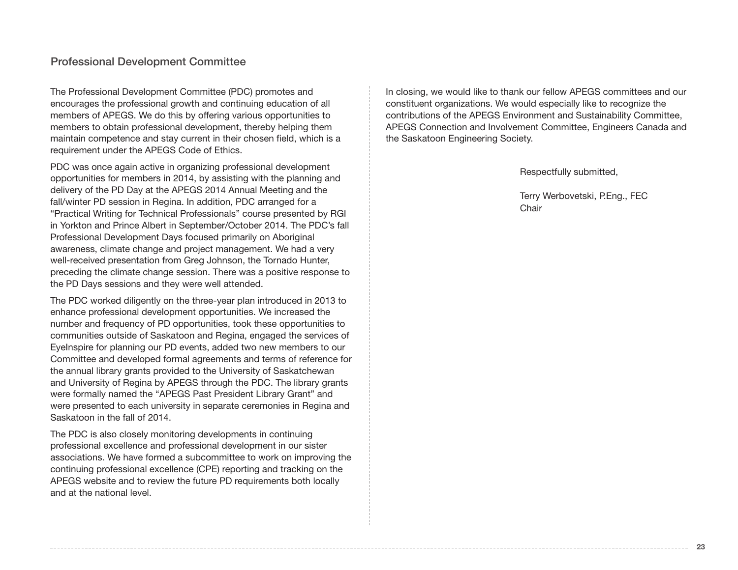## Professional Development Committee

The Professional Development Committee (PDC) promotes and encourages the professional growth and continuing education of all members of APEGS. We do this by offering various opportunities to members to obtain professional development, thereby helping them maintain competence and stay current in their chosen field, which is a requirement under the APEGS Code of Ethics.

PDC was once again active in organizing professional development opportunities for members in 2014, by assisting with the planning and delivery of the PD Day at the APEGS 2014 Annual Meeting and the fall/winter PD session in Regina. In addition, PDC arranged for a "Practical Writing for Technical Professionals" course presented by RGI in Yorkton and Prince Albert in September/October 2014. The PDC's fall Professional Development Days focused primarily on Aboriginal awareness, climate change and project management. We had a very well-received presentation from Greg Johnson, the Tornado Hunter, preceding the climate change session. There was a positive response to the PD Days sessions and they were well attended.

The PDC worked diligently on the three-year plan introduced in 2013 to enhance professional development opportunities. We increased the number and frequency of PD opportunities, took these opportunities to communities outside of Saskatoon and Regina, engaged the services of EyeInspire for planning our PD events, added two new members to our Committee and developed formal agreements and terms of reference for the annual library grants provided to the University of Saskatchewan and University of Regina by APEGS through the PDC. The library grants were formally named the "APEGS Past President Library Grant" and were presented to each university in separate ceremonies in Regina and Saskatoon in the fall of 2014.

The PDC is also closely monitoring developments in continuing professional excellence and professional development in our sister associations. We have formed a subcommittee to work on improving the continuing professional excellence (CPE) reporting and tracking on the APEGS website and to review the future PD requirements both locally and at the national level.

In closing, we would like to thank our fellow APEGS committees and our constituent organizations. We would especially like to recognize the contributions of the APEGS Environment and Sustainability Committee, APEGS Connection and Involvement Committee, Engineers Canada and the Saskatoon Engineering Society.

Respectfully submitted,

Terry Werbovetski, P.Eng., FEC
Chair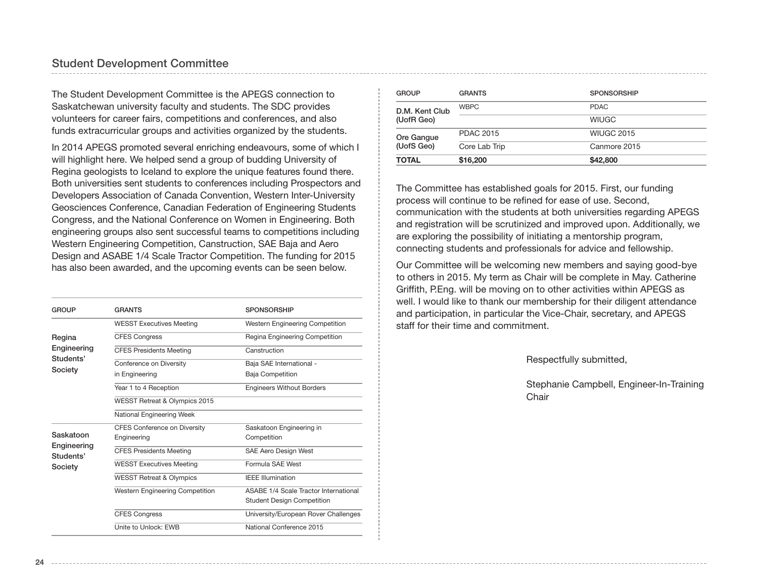## Student Development Committee

The Student Development Committee is the APEGS connection to Saskatchewan university faculty and students. The SDC provides volunteers for career fairs, competitions and conferences, and also funds extracurricular groups and activities organized by the students.

In 2014 APEGS promoted several enriching endeavours, some of which I will highlight here. We helped send a group of budding University of Regina geologists to Iceland to explore the unique features found there. Both universities sent students to conferences including Prospectors and Developers Association of Canada Convention, Western Inter-University Geosciences Conference, Canadian Federation of Engineering Students Congress, and the National Conference on Women in Engineering. Both engineering groups also sent successful teams to competitions including Western Engineering Competition, Canstruction, SAE Baja and Aero Design and ASABE 1/4 Scale Tractor Competition. The funding for 2015 has also been awarded, and the upcoming events can be seen below.

| GROUP | GRANTS | SPONSORSHIP |
|---|---|---|
| Regina Engineering Students' Society | WESST Executives Meeting | Western Engineering Competition |
| | CFES Congress | Regina Engineering Competition |
| | CFES Presidents Meeting | Canstruction |
| | Conference on Diversity in Engineering | Baja SAE International - Baja Competition |
| | Year 1 to 4 Reception | Engineers Without Borders |
| | WESST Retreat & Olympics 2015 | |
| | National Engineering Week | |
| Saskatoon Engineering Students' Society | CFES Conference on Diversity Engineering | Saskatoon Engineering in Competition |
| | CFES Presidents Meeting | SAE Aero Design West |
| | WESST Executives Meeting | Formula SAE West |
| | WESST Retreat & Olympics | IEEE Illumination |
| | Western Engineering Competition | ASABE 1/4 Scale Tractor International Student Design Competition |
| | CFES Congress | University/European Rover Challenges |
| | Unite to Unlock: EWB | National Conference 2015 |
| D.M. Kent Club (UofR Geo) | WBPC | PDAC |
| | | WIUGC |
| Ore Gangue (UofS Geo) | PDAC 2015 | WIUGC 2015 |
| | Core Lab Trip | Canmore 2015 |
| **TOTAL** | **$16,200** | **$42,800** |

The Committee has established goals for 2015. First, our funding process will continue to be refined for ease of use. Second, communication with the students at both universities regarding APEGS and registration will be scrutinized and improved upon. Additionally, we are exploring the possibility of initiating a mentorship program, connecting students and professionals for advice and fellowship.

Our Committee will be welcoming new members and saying good-bye to others in 2015. My term as Chair will be complete in May. Catherine Griffith, P.Eng. will be moving on to other activities within APEGS as well. I would like to thank our membership for their diligent attendance and participation, in particular the Vice-Chair, secretary, and APEGS staff for their time and commitment.

Respectfully submitted,

Stephanie Campbell, Engineer-In-Training
Chair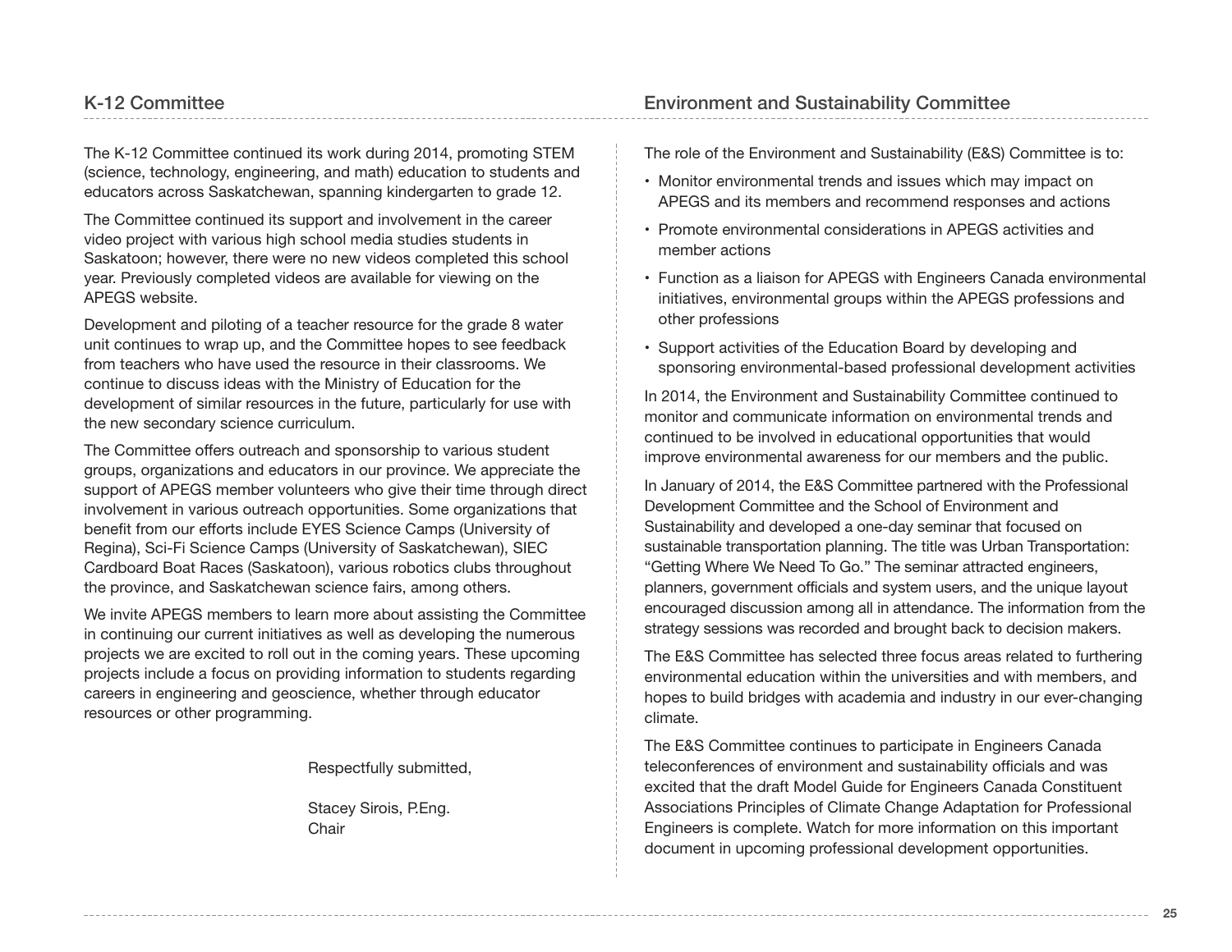## K-12 Committee

The K-12 Committee continued its work during 2014, promoting STEM (science, technology, engineering, and math) education to students and educators across Saskatchewan, spanning kindergarten to grade 12.

The Committee continued its support and involvement in the career video project with various high school media studies students in Saskatoon; however, there were no new videos completed this school year. Previously completed videos are available for viewing on the APEGS website.

Development and piloting of a teacher resource for the grade 8 water unit continues to wrap up, and the Committee hopes to see feedback from teachers who have used the resource in their classrooms. We continue to discuss ideas with the Ministry of Education for the development of similar resources in the future, particularly for use with the new secondary science curriculum.

The Committee offers outreach and sponsorship to various student groups, organizations and educators in our province. We appreciate the support of APEGS member volunteers who give their time through direct involvement in various outreach opportunities. Some organizations that benefit from our efforts include EYES Science Camps (University of Regina), Sci-Fi Science Camps (University of Saskatchewan), SIEC Cardboard Boat Races (Saskatoon), various robotics clubs throughout the province, and Saskatchewan science fairs, among others.

We invite APEGS members to learn more about assisting the Committee in continuing our current initiatives as well as developing the numerous projects we are excited to roll out in the coming years. These upcoming projects include a focus on providing information to students regarding careers in engineering and geoscience, whether through educator resources or other programming.

Respectfully submitted,

Stacey Sirois, P.Eng.
Chair

## Environment and Sustainability Committee

The role of the Environment and Sustainability (E&S) Committee is to:

- Monitor environmental trends and issues which may impact on APEGS and its members and recommend responses and actions
- Promote environmental considerations in APEGS activities and member actions
- Function as a liaison for APEGS with Engineers Canada environmental initiatives, environmental groups within the APEGS professions and other professions
- Support activities of the Education Board by developing and sponsoring environmental-based professional development activities

In 2014, the Environment and Sustainability Committee continued to monitor and communicate information on environmental trends and continued to be involved in educational opportunities that would improve environmental awareness for our members and the public.

In January of 2014, the E&S Committee partnered with the Professional Development Committee and the School of Environment and Sustainability and developed a one-day seminar that focused on sustainable transportation planning. The title was Urban Transportation: "Getting Where We Need To Go." The seminar attracted engineers, planners, government officials and system users, and the unique layout encouraged discussion among all in attendance. The information from the strategy sessions was recorded and brought back to decision makers.

The E&S Committee has selected three focus areas related to furthering environmental education within the universities and with members, and hopes to build bridges with academia and industry in our ever-changing climate.

The E&S Committee continues to participate in Engineers Canada teleconferences of environment and sustainability officials and was excited that the draft Model Guide for Engineers Canada Constituent Associations Principles of Climate Change Adaptation for Professional Engineers is complete. Watch for more information on this important document in upcoming professional development opportunities.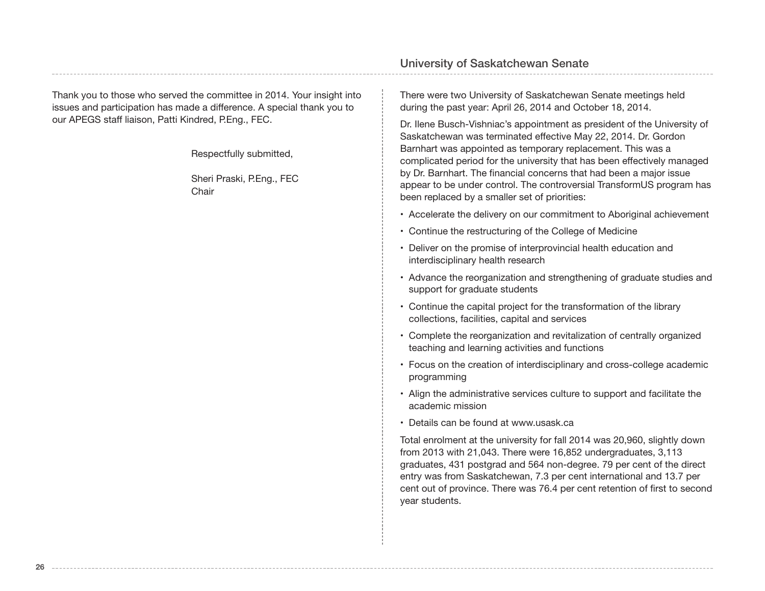Thank you to those who served the committee in 2014. Your insight into issues and participation has made a difference. A special thank you to our APEGS staff liaison, Patti Kindred, P.Eng., FEC.

Respectfully submitted,

Sheri Praski, P.Eng., FEC
Chair

## University of Saskatchewan Senate

There were two University of Saskatchewan Senate meetings held during the past year: April 26, 2014 and October 18, 2014.

Dr. Ilene Busch-Vishniac's appointment as president of the University of Saskatchewan was terminated effective May 22, 2014. Dr. Gordon Barnhart was appointed as temporary replacement. This was a complicated period for the university that has been effectively managed by Dr. Barnhart. The financial concerns that had been a major issue appear to be under control. The controversial TransformUS program has been replaced by a smaller set of priorities:

- Accelerate the delivery on our commitment to Aboriginal achievement
- Continue the restructuring of the College of Medicine
- Deliver on the promise of interprovincial health education and interdisciplinary health research
- Advance the reorganization and strengthening of graduate studies and support for graduate students
- Continue the capital project for the transformation of the library collections, facilities, capital and services
- Complete the reorganization and revitalization of centrally organized teaching and learning activities and functions
- Focus on the creation of interdisciplinary and cross-college academic programming
- Align the administrative services culture to support and facilitate the academic mission
- Details can be found at www.usask.ca

Total enrolment at the university for fall 2014 was 20,960, slightly down from 2013 with 21,043. There were 16,852 undergraduates, 3,113 graduates, 431 postgrad and 564 non-degree. 79 per cent of the direct entry was from Saskatchewan, 7.3 per cent international and 13.7 per cent out of province. There was 76.4 per cent retention of first to second year students.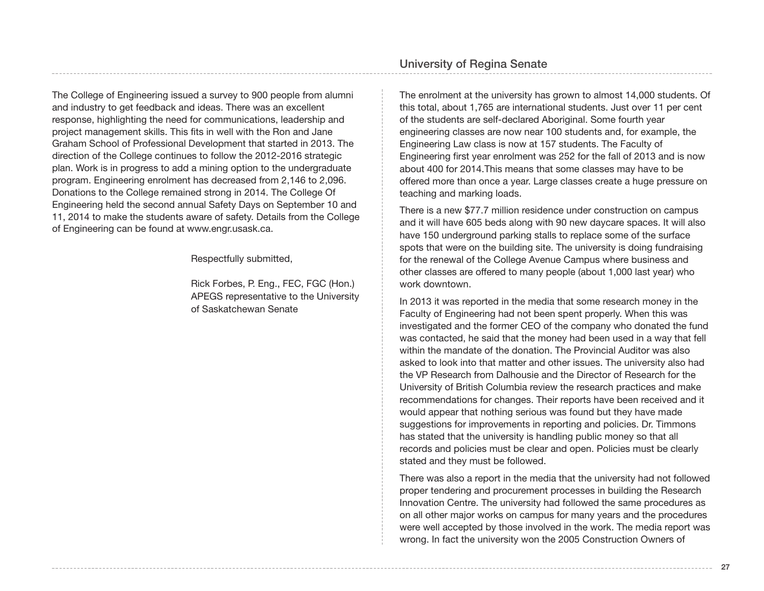The College of Engineering issued a survey to 900 people from alumni and industry to get feedback and ideas. There was an excellent response, highlighting the need for communications, leadership and project management skills. This fits in well with the Ron and Jane Graham School of Professional Development that started in 2013. The direction of the College continues to follow the 2012-2016 strategic plan. Work is in progress to add a mining option to the undergraduate program. Engineering enrolment has decreased from 2,146 to 2,096. Donations to the College remained strong in 2014. The College Of Engineering held the second annual Safety Days on September 10 and 11, 2014 to make the students aware of safety. Details from the College of Engineering can be found at www.engr.usask.ca.

Respectfully submitted,

Rick Forbes, P. Eng., FEC, FGC (Hon.)
APEGS representative to the University of Saskatchewan Senate

## University of Regina Senate

The enrolment at the university has grown to almost 14,000 students. Of this total, about 1,765 are international students. Just over 11 per cent of the students are self-declared Aboriginal. Some fourth year engineering classes are now near 100 students and, for example, the Engineering Law class is now at 157 students. The Faculty of Engineering first year enrolment was 252 for the fall of 2013 and is now about 400 for 2014.This means that some classes may have to be offered more than once a year. Large classes create a huge pressure on teaching and marking loads.

There is a new $77.7 million residence under construction on campus and it will have 605 beds along with 90 new daycare spaces. It will also have 150 underground parking stalls to replace some of the surface spots that were on the building site. The university is doing fundraising for the renewal of the College Avenue Campus where business and other classes are offered to many people (about 1,000 last year) who work downtown.

In 2013 it was reported in the media that some research money in the Faculty of Engineering had not been spent properly. When this was investigated and the former CEO of the company who donated the fund was contacted, he said that the money had been used in a way that fell within the mandate of the donation. The Provincial Auditor was also asked to look into that matter and other issues. The university also had the VP Research from Dalhousie and the Director of Research for the University of British Columbia review the research practices and make recommendations for changes. Their reports have been received and it would appear that nothing serious was found but they have made suggestions for improvements in reporting and policies. Dr. Timmons has stated that the university is handling public money so that all records and policies must be clear and open. Policies must be clearly stated and they must be followed.

There was also a report in the media that the university had not followed proper tendering and procurement processes in building the Research Innovation Centre. The university had followed the same procedures as on all other major works on campus for many years and the procedures were well accepted by those involved in the work. The media report was wrong. In fact the university won the 2005 Construction Owners of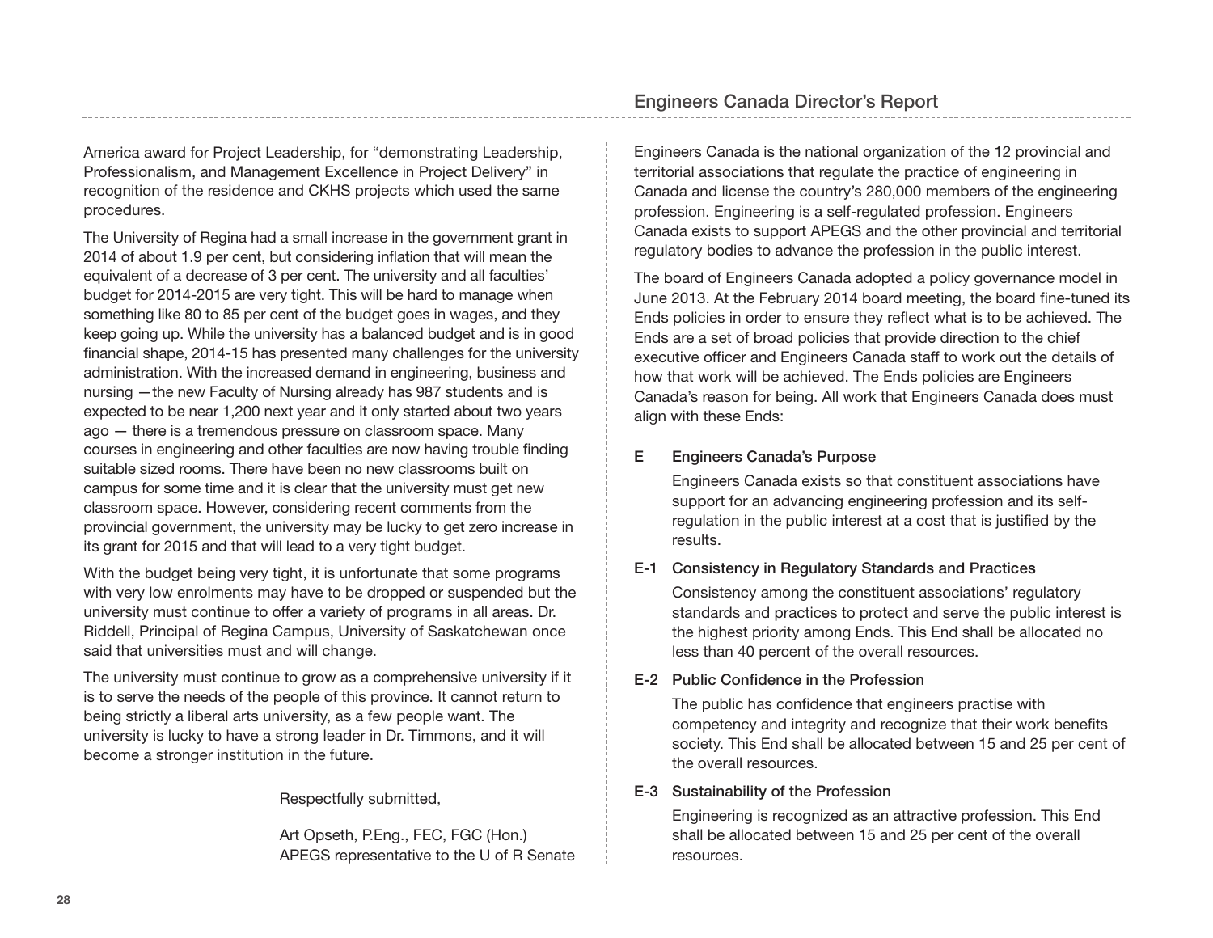America award for Project Leadership, for "demonstrating Leadership, Professionalism, and Management Excellence in Project Delivery" in recognition of the residence and CKHS projects which used the same procedures.

The University of Regina had a small increase in the government grant in 2014 of about 1.9 per cent, but considering inflation that will mean the equivalent of a decrease of 3 per cent. The university and all faculties' budget for 2014-2015 are very tight. This will be hard to manage when something like 80 to 85 per cent of the budget goes in wages, and they keep going up. While the university has a balanced budget and is in good financial shape, 2014-15 has presented many challenges for the university administration. With the increased demand in engineering, business and nursing —the new Faculty of Nursing already has 987 students and is expected to be near 1,200 next year and it only started about two years ago — there is a tremendous pressure on classroom space. Many courses in engineering and other faculties are now having trouble finding suitable sized rooms. There have been no new classrooms built on campus for some time and it is clear that the university must get new classroom space. However, considering recent comments from the provincial government, the university may be lucky to get zero increase in its grant for 2015 and that will lead to a very tight budget.

With the budget being very tight, it is unfortunate that some programs with very low enrolments may have to be dropped or suspended but the university must continue to offer a variety of programs in all areas. Dr. Riddell, Principal of Regina Campus, University of Saskatchewan once said that universities must and will change.

The university must continue to grow as a comprehensive university if it is to serve the needs of the people of this province. It cannot return to being strictly a liberal arts university, as a few people want. The university is lucky to have a strong leader in Dr. Timmons, and it will become a stronger institution in the future.

Respectfully submitted,

Art Opseth, P.Eng., FEC, FGC (Hon.)
APEGS representative to the U of R Senate

## Engineers Canada Director's Report

Engineers Canada is the national organization of the 12 provincial and territorial associations that regulate the practice of engineering in Canada and license the country's 280,000 members of the engineering profession. Engineering is a self-regulated profession. Engineers Canada exists to support APEGS and the other provincial and territorial regulatory bodies to advance the profession in the public interest.

The board of Engineers Canada adopted a policy governance model in June 2013. At the February 2014 board meeting, the board fine-tuned its Ends policies in order to ensure they reflect what is to be achieved. The Ends are a set of broad policies that provide direction to the chief executive officer and Engineers Canada staff to work out the details of how that work will be achieved. The Ends policies are Engineers Canada's reason for being. All work that Engineers Canada does must align with these Ends:

**E Engineers Canada's Purpose**

Engineers Canada exists so that constituent associations have support for an advancing engineering profession and its self-regulation in the public interest at a cost that is justified by the results.

**E-1 Consistency in Regulatory Standards and Practices**

Consistency among the constituent associations' regulatory standards and practices to protect and serve the public interest is the highest priority among Ends. This End shall be allocated no less than 40 percent of the overall resources.

**E-2 Public Confidence in the Profession**

The public has confidence that engineers practise with competency and integrity and recognize that their work benefits society. This End shall be allocated between 15 and 25 per cent of the overall resources.

**E-3 Sustainability of the Profession**

Engineering is recognized as an attractive profession. This End shall be allocated between 15 and 25 per cent of the overall resources.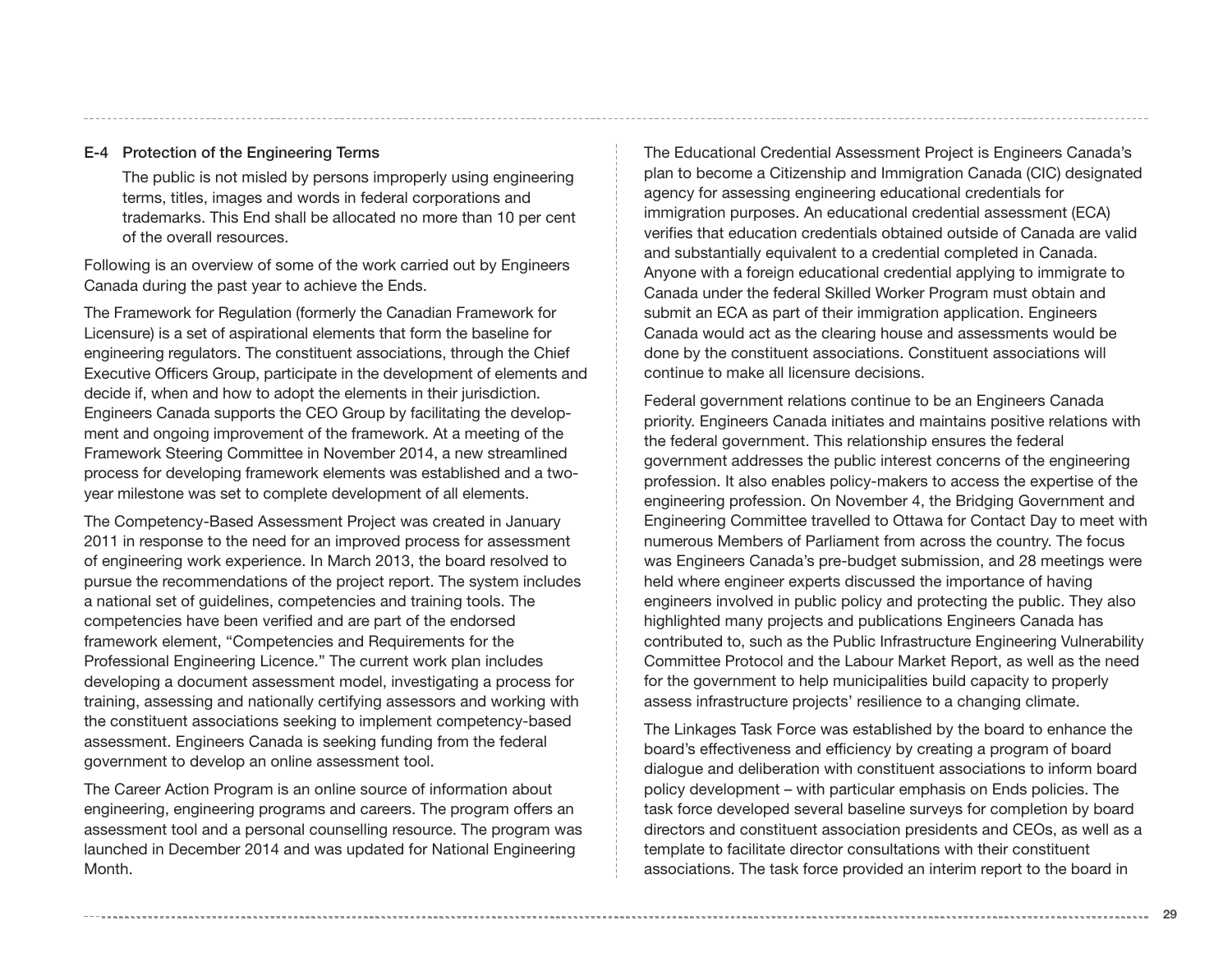E-4 Protection of the Engineering Terms

The public is not misled by persons improperly using engineering terms, titles, images and words in federal corporations and trademarks. This End shall be allocated no more than 10 per cent of the overall resources.

Following is an overview of some of the work carried out by Engineers Canada during the past year to achieve the Ends.

The Framework for Regulation (formerly the Canadian Framework for Licensure) is a set of aspirational elements that form the baseline for engineering regulators. The constituent associations, through the Chief Executive Officers Group, participate in the development of elements and decide if, when and how to adopt the elements in their jurisdiction. Engineers Canada supports the CEO Group by facilitating the development and ongoing improvement of the framework. At a meeting of the Framework Steering Committee in November 2014, a new streamlined process for developing framework elements was established and a two-year milestone was set to complete development of all elements.

The Competency-Based Assessment Project was created in January 2011 in response to the need for an improved process for assessment of engineering work experience. In March 2013, the board resolved to pursue the recommendations of the project report. The system includes a national set of guidelines, competencies and training tools. The competencies have been verified and are part of the endorsed framework element, "Competencies and Requirements for the Professional Engineering Licence." The current work plan includes developing a document assessment model, investigating a process for training, assessing and nationally certifying assessors and working with the constituent associations seeking to implement competency-based assessment. Engineers Canada is seeking funding from the federal government to develop an online assessment tool.

The Career Action Program is an online source of information about engineering, engineering programs and careers. The program offers an assessment tool and a personal counselling resource. The program was launched in December 2014 and was updated for National Engineering Month.

The Educational Credential Assessment Project is Engineers Canada's plan to become a Citizenship and Immigration Canada (CIC) designated agency for assessing engineering educational credentials for immigration purposes. An educational credential assessment (ECA) verifies that education credentials obtained outside of Canada are valid and substantially equivalent to a credential completed in Canada. Anyone with a foreign educational credential applying to immigrate to Canada under the federal Skilled Worker Program must obtain and submit an ECA as part of their immigration application. Engineers Canada would act as the clearing house and assessments would be done by the constituent associations. Constituent associations will continue to make all licensure decisions.

Federal government relations continue to be an Engineers Canada priority. Engineers Canada initiates and maintains positive relations with the federal government. This relationship ensures the federal government addresses the public interest concerns of the engineering profession. It also enables policy-makers to access the expertise of the engineering profession. On November 4, the Bridging Government and Engineering Committee travelled to Ottawa for Contact Day to meet with numerous Members of Parliament from across the country. The focus was Engineers Canada's pre-budget submission, and 28 meetings were held where engineer experts discussed the importance of having engineers involved in public policy and protecting the public. They also highlighted many projects and publications Engineers Canada has contributed to, such as the Public Infrastructure Engineering Vulnerability Committee Protocol and the Labour Market Report, as well as the need for the government to help municipalities build capacity to properly assess infrastructure projects' resilience to a changing climate.

The Linkages Task Force was established by the board to enhance the board's effectiveness and efficiency by creating a program of board dialogue and deliberation with constituent associations to inform board policy development – with particular emphasis on Ends policies. The task force developed several baseline surveys for completion by board directors and constituent association presidents and CEOs, as well as a template to facilitate director consultations with their constituent associations. The task force provided an interim report to the board in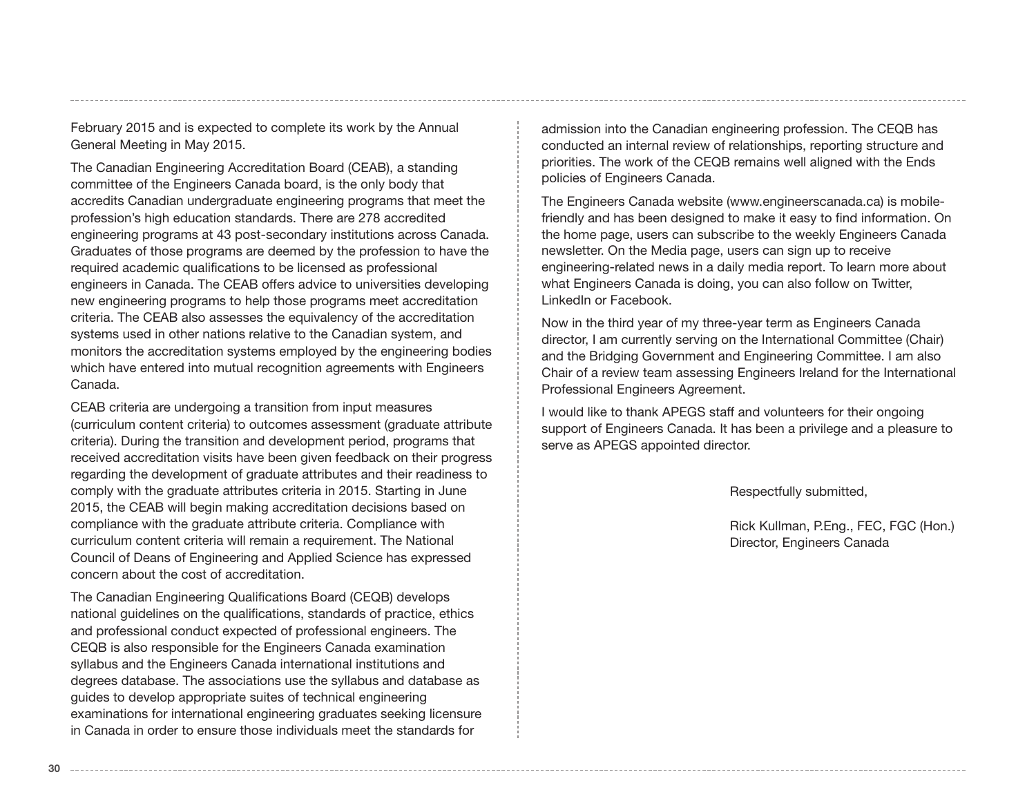February 2015 and is expected to complete its work by the Annual General Meeting in May 2015.

The Canadian Engineering Accreditation Board (CEAB), a standing committee of the Engineers Canada board, is the only body that accredits Canadian undergraduate engineering programs that meet the profession's high education standards. There are 278 accredited engineering programs at 43 post-secondary institutions across Canada. Graduates of those programs are deemed by the profession to have the required academic qualifications to be licensed as professional engineers in Canada. The CEAB offers advice to universities developing new engineering programs to help those programs meet accreditation criteria. The CEAB also assesses the equivalency of the accreditation systems used in other nations relative to the Canadian system, and monitors the accreditation systems employed by the engineering bodies which have entered into mutual recognition agreements with Engineers Canada.

CEAB criteria are undergoing a transition from input measures (curriculum content criteria) to outcomes assessment (graduate attribute criteria). During the transition and development period, programs that received accreditation visits have been given feedback on their progress regarding the development of graduate attributes and their readiness to comply with the graduate attributes criteria in 2015. Starting in June 2015, the CEAB will begin making accreditation decisions based on compliance with the graduate attribute criteria. Compliance with curriculum content criteria will remain a requirement. The National Council of Deans of Engineering and Applied Science has expressed concern about the cost of accreditation.

The Canadian Engineering Qualifications Board (CEQB) develops national guidelines on the qualifications, standards of practice, ethics and professional conduct expected of professional engineers. The CEQB is also responsible for the Engineers Canada examination syllabus and the Engineers Canada international institutions and degrees database. The associations use the syllabus and database as guides to develop appropriate suites of technical engineering examinations for international engineering graduates seeking licensure in Canada in order to ensure those individuals meet the standards for admission into the Canadian engineering profession. The CEQB has conducted an internal review of relationships, reporting structure and priorities. The work of the CEQB remains well aligned with the Ends policies of Engineers Canada.

The Engineers Canada website (www.engineerscanada.ca) is mobile-friendly and has been designed to make it easy to find information. On the home page, users can subscribe to the weekly Engineers Canada newsletter. On the Media page, users can sign up to receive engineering-related news in a daily media report. To learn more about what Engineers Canada is doing, you can also follow on Twitter, LinkedIn or Facebook.

Now in the third year of my three-year term as Engineers Canada director, I am currently serving on the International Committee (Chair) and the Bridging Government and Engineering Committee. I am also Chair of a review team assessing Engineers Ireland for the International Professional Engineers Agreement.

I would like to thank APEGS staff and volunteers for their ongoing support of Engineers Canada. It has been a privilege and a pleasure to serve as APEGS appointed director.

Respectfully submitted,

Rick Kullman, P.Eng., FEC, FGC (Hon.)
Director, Engineers Canada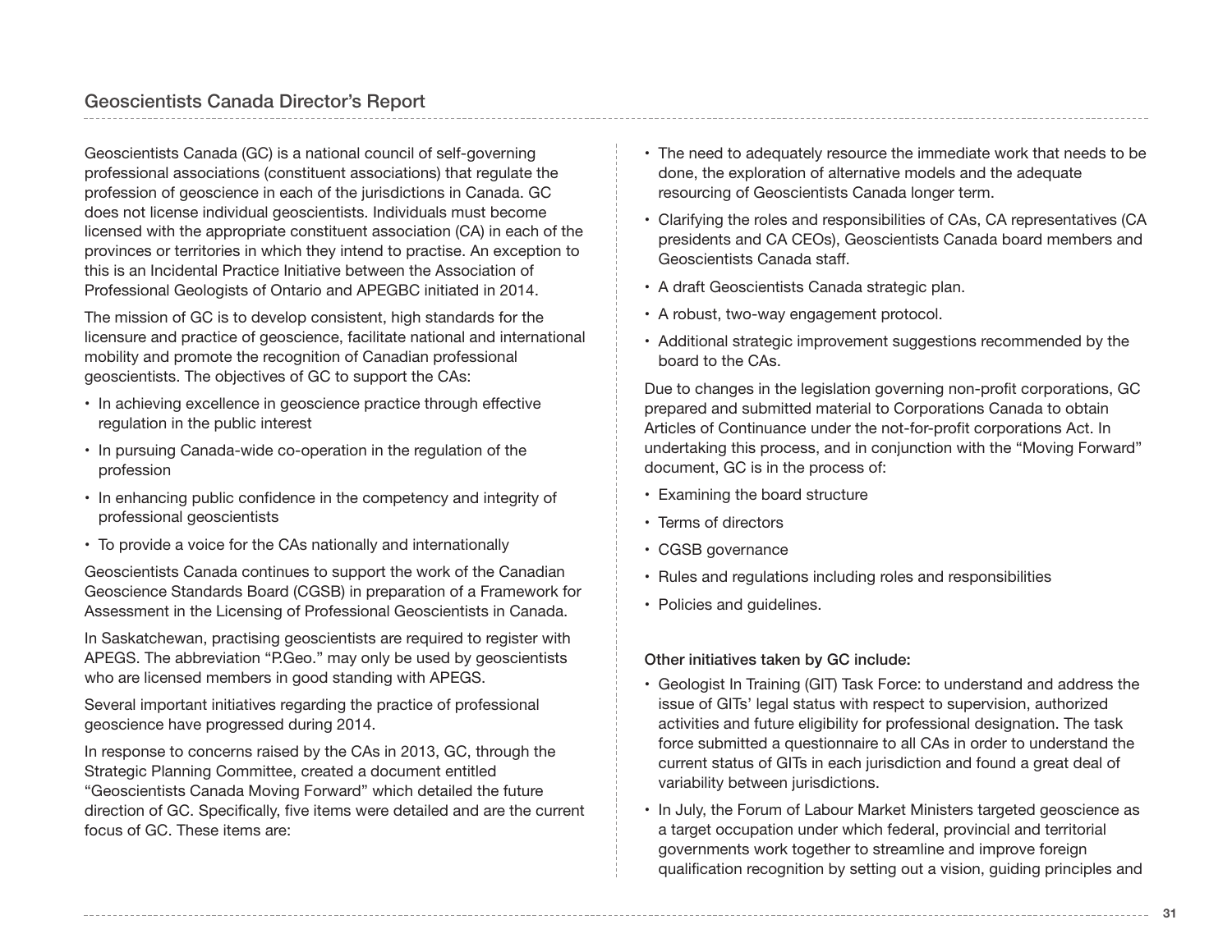## Geoscientists Canada Director's Report

Geoscientists Canada (GC) is a national council of self-governing professional associations (constituent associations) that regulate the profession of geoscience in each of the jurisdictions in Canada. GC does not license individual geoscientists. Individuals must become licensed with the appropriate constituent association (CA) in each of the provinces or territories in which they intend to practise. An exception to this is an Incidental Practice Initiative between the Association of Professional Geologists of Ontario and APEGBC initiated in 2014.

The mission of GC is to develop consistent, high standards for the licensure and practice of geoscience, facilitate national and international mobility and promote the recognition of Canadian professional geoscientists. The objectives of GC to support the CAs:

- In achieving excellence in geoscience practice through effective regulation in the public interest
- In pursuing Canada-wide co-operation in the regulation of the profession
- In enhancing public confidence in the competency and integrity of professional geoscientists
- To provide a voice for the CAs nationally and internationally

Geoscientists Canada continues to support the work of the Canadian Geoscience Standards Board (CGSB) in preparation of a Framework for Assessment in the Licensing of Professional Geoscientists in Canada.

In Saskatchewan, practising geoscientists are required to register with APEGS. The abbreviation "P.Geo." may only be used by geoscientists who are licensed members in good standing with APEGS.

Several important initiatives regarding the practice of professional geoscience have progressed during 2014.

In response to concerns raised by the CAs in 2013, GC, through the Strategic Planning Committee, created a document entitled "Geoscientists Canada Moving Forward" which detailed the future direction of GC. Specifically, five items were detailed and are the current focus of GC. These items are:

- The need to adequately resource the immediate work that needs to be done, the exploration of alternative models and the adequate resourcing of Geoscientists Canada longer term.
- Clarifying the roles and responsibilities of CAs, CA representatives (CA presidents and CA CEOs), Geoscientists Canada board members and Geoscientists Canada staff.
- A draft Geoscientists Canada strategic plan.
- A robust, two-way engagement protocol.
- Additional strategic improvement suggestions recommended by the board to the CAs.

Due to changes in the legislation governing non-profit corporations, GC prepared and submitted material to Corporations Canada to obtain Articles of Continuance under the not-for-profit corporations Act. In undertaking this process, and in conjunction with the "Moving Forward" document, GC is in the process of:

- Examining the board structure
- Terms of directors
- CGSB governance
- Rules and regulations including roles and responsibilities
- Policies and guidelines.

**Other initiatives taken by GC include:**

- Geologist In Training (GIT) Task Force: to understand and address the issue of GITs' legal status with respect to supervision, authorized activities and future eligibility for professional designation. The task force submitted a questionnaire to all CAs in order to understand the current status of GITs in each jurisdiction and found a great deal of variability between jurisdictions.
- In July, the Forum of Labour Market Ministers targeted geoscience as a target occupation under which federal, provincial and territorial governments work together to streamline and improve foreign qualification recognition by setting out a vision, guiding principles and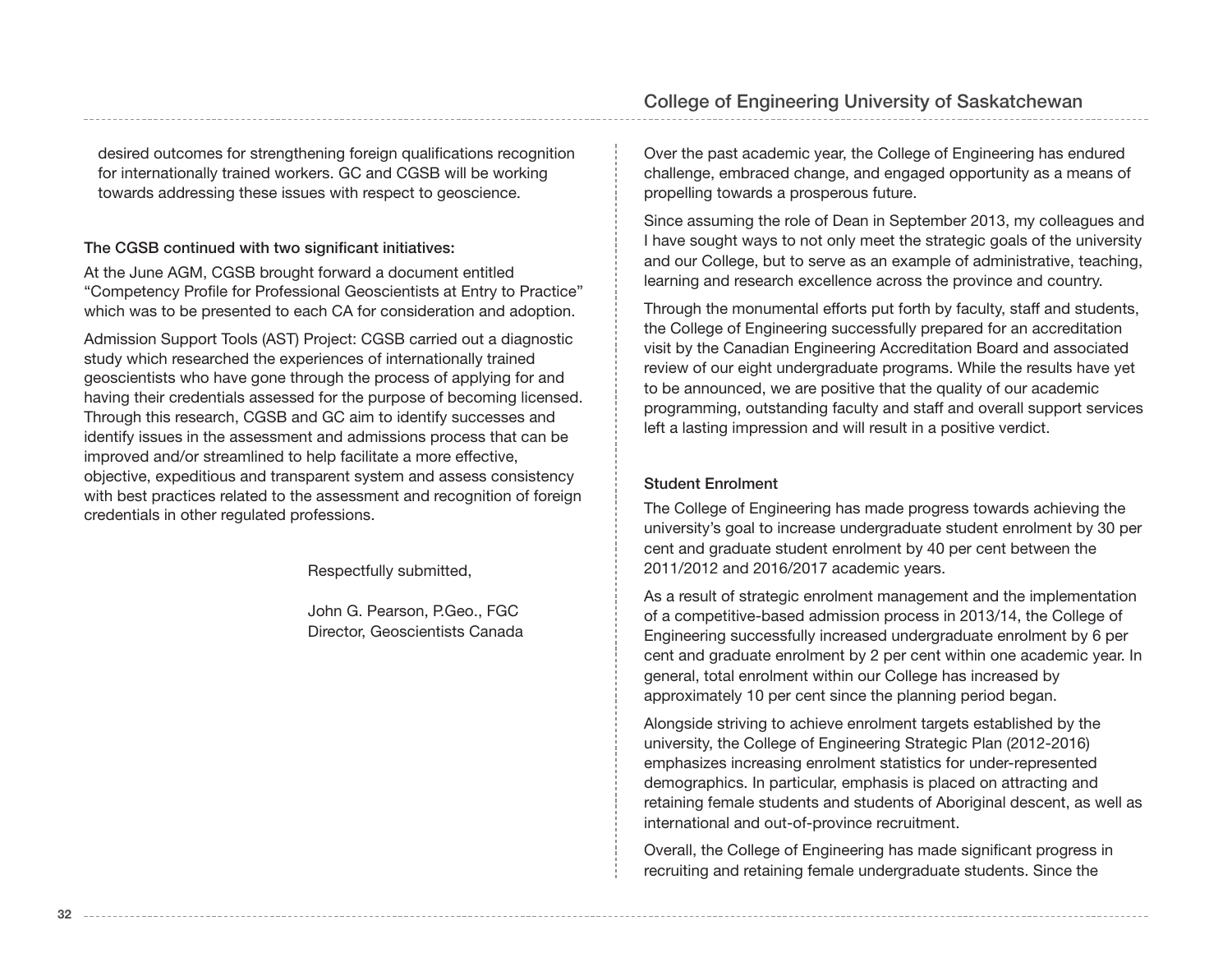desired outcomes for strengthening foreign qualifications recognition for internationally trained workers. GC and CGSB will be working towards addressing these issues with respect to geoscience.

**The CGSB continued with two significant initiatives:**

At the June AGM, CGSB brought forward a document entitled "Competency Profile for Professional Geoscientists at Entry to Practice" which was to be presented to each CA for consideration and adoption.

Admission Support Tools (AST) Project: CGSB carried out a diagnostic study which researched the experiences of internationally trained geoscientists who have gone through the process of applying for and having their credentials assessed for the purpose of becoming licensed. Through this research, CGSB and GC aim to identify successes and identify issues in the assessment and admissions process that can be improved and/or streamlined to help facilitate a more effective, objective, expeditious and transparent system and assess consistency with best practices related to the assessment and recognition of foreign credentials in other regulated professions.

Respectfully submitted,

John G. Pearson, P.Geo., FGC
Director, Geoscientists Canada

## College of Engineering University of Saskatchewan

Over the past academic year, the College of Engineering has endured challenge, embraced change, and engaged opportunity as a means of propelling towards a prosperous future.

Since assuming the role of Dean in September 2013, my colleagues and I have sought ways to not only meet the strategic goals of the university and our College, but to serve as an example of administrative, teaching, learning and research excellence across the province and country.

Through the monumental efforts put forth by faculty, staff and students, the College of Engineering successfully prepared for an accreditation visit by the Canadian Engineering Accreditation Board and associated review of our eight undergraduate programs. While the results have yet to be announced, we are positive that the quality of our academic programming, outstanding faculty and staff and overall support services left a lasting impression and will result in a positive verdict.

**Student Enrolment**

The College of Engineering has made progress towards achieving the university's goal to increase undergraduate student enrolment by 30 per cent and graduate student enrolment by 40 per cent between the 2011/2012 and 2016/2017 academic years.

As a result of strategic enrolment management and the implementation of a competitive-based admission process in 2013/14, the College of Engineering successfully increased undergraduate enrolment by 6 per cent and graduate enrolment by 2 per cent within one academic year. In general, total enrolment within our College has increased by approximately 10 per cent since the planning period began.

Alongside striving to achieve enrolment targets established by the university, the College of Engineering Strategic Plan (2012-2016) emphasizes increasing enrolment statistics for under-represented demographics. In particular, emphasis is placed on attracting and retaining female students and students of Aboriginal descent, as well as international and out-of-province recruitment.

Overall, the College of Engineering has made significant progress in recruiting and retaining female undergraduate students. Since the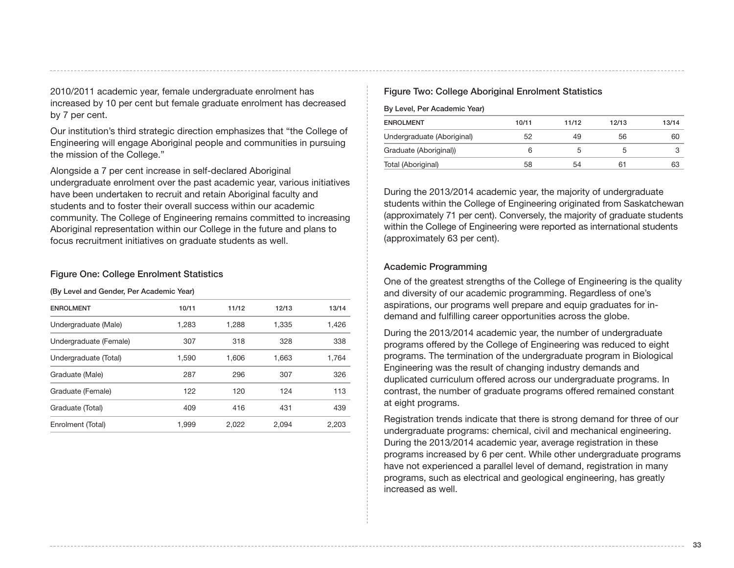2010/2011 academic year, female undergraduate enrolment has increased by 10 per cent but female graduate enrolment has decreased by 7 per cent.

Our institution's third strategic direction emphasizes that "the College of Engineering will engage Aboriginal people and communities in pursuing the mission of the College."

Alongside a 7 per cent increase in self-declared Aboriginal undergraduate enrolment over the past academic year, various initiatives have been undertaken to recruit and retain Aboriginal faculty and students and to foster their overall success within our academic community. The College of Engineering remains committed to increasing Aboriginal representation within our College in the future and plans to focus recruitment initiatives on graduate students as well.

### Figure One: College Enrolment Statistics

**(By Level and Gender, Per Academic Year)**

| ENROLMENT | 10/11 | 11/12 | 12/13 | 13/14 |
|---|---|---|---|---|
| Undergraduate (Male) | 1,283 | 1,288 | 1,335 | 1,426 |
| Undergraduate (Female) | 307 | 318 | 328 | 338 |
| Undergraduate (Total) | 1,590 | 1,606 | 1,663 | 1,764 |
| Graduate (Male) | 287 | 296 | 307 | 326 |
| Graduate (Female) | 122 | 120 | 124 | 113 |
| Graduate (Total) | 409 | 416 | 431 | 439 |
| Enrolment (Total) | 1,999 | 2,022 | 2,094 | 2,203 |

### Figure Two: College Aboriginal Enrolment Statistics

**By Level, Per Academic Year)**

| ENROLMENT | 10/11 | 11/12 | 12/13 | 13/14 |
|---|---|---|---|---|
| Undergraduate (Aboriginal) | 52 | 49 | 56 | 60 |
| Graduate (Aboriginal)) | 6 | 5 | 5 | 3 |
| Total (Aboriginal) | 58 | 54 | 61 | 63 |

During the 2013/2014 academic year, the majority of undergraduate students within the College of Engineering originated from Saskatchewan (approximately 71 per cent). Conversely, the majority of graduate students within the College of Engineering were reported as international students (approximately 63 per cent).

## Academic Programming

One of the greatest strengths of the College of Engineering is the quality and diversity of our academic programming. Regardless of one's aspirations, our programs well prepare and equip graduates for in-demand and fulfilling career opportunities across the globe.

During the 2013/2014 academic year, the number of undergraduate programs offered by the College of Engineering was reduced to eight programs. The termination of the undergraduate program in Biological Engineering was the result of changing industry demands and duplicated curriculum offered across our undergraduate programs. In contrast, the number of graduate programs offered remained constant at eight programs.

Registration trends indicate that there is strong demand for three of our undergraduate programs: chemical, civil and mechanical engineering. During the 2013/2014 academic year, average registration in these programs increased by 6 per cent. While other undergraduate programs have not experienced a parallel level of demand, registration in many programs, such as electrical and geological engineering, has greatly increased as well.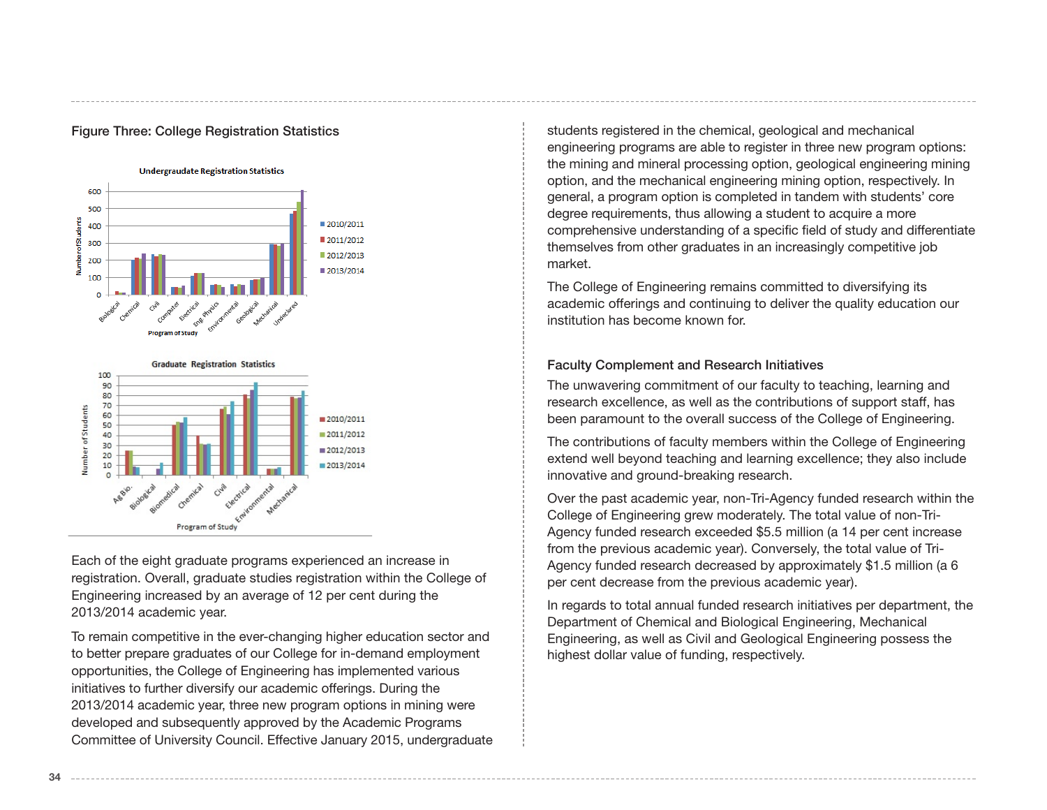Figure Three: College Registration Statistics

Each of the eight graduate programs experienced an increase in registration. Overall, graduate studies registration within the College of Engineering increased by an average of 12 per cent during the 2013/2014 academic year.

To remain competitive in the ever-changing higher education sector and to better prepare graduates of our College for in-demand employment opportunities, the College of Engineering has implemented various initiatives to further diversify our academic offerings. During the 2013/2014 academic year, three new program options in mining were developed and subsequently approved by the Academic Programs Committee of University Council. Effective January 2015, undergraduate students registered in the chemical, geological and mechanical engineering programs are able to register in three new program options: the mining and mineral processing option, geological engineering mining option, and the mechanical engineering mining option, respectively. In general, a program option is completed in tandem with students' core degree requirements, thus allowing a student to acquire a more comprehensive understanding of a specific field of study and differentiate themselves from other graduates in an increasingly competitive job market.

The College of Engineering remains committed to diversifying its academic offerings and continuing to deliver the quality education our institution has become known for.

## Faculty Complement and Research Initiatives

The unwavering commitment of our faculty to teaching, learning and research excellence, as well as the contributions of support staff, has been paramount to the overall success of the College of Engineering.

The contributions of faculty members within the College of Engineering extend well beyond teaching and learning excellence; they also include innovative and ground-breaking research.

Over the past academic year, non-Tri-Agency funded research within the College of Engineering grew moderately. The total value of non-Tri-Agency funded research exceeded $5.5 million (a 14 per cent increase from the previous academic year). Conversely, the total value of Tri-Agency funded research decreased by approximately $1.5 million (a 6 per cent decrease from the previous academic year).

In regards to total annual funded research initiatives per department, the Department of Chemical and Biological Engineering, Mechanical Engineering, as well as Civil and Geological Engineering possess the highest dollar value of funding, respectively.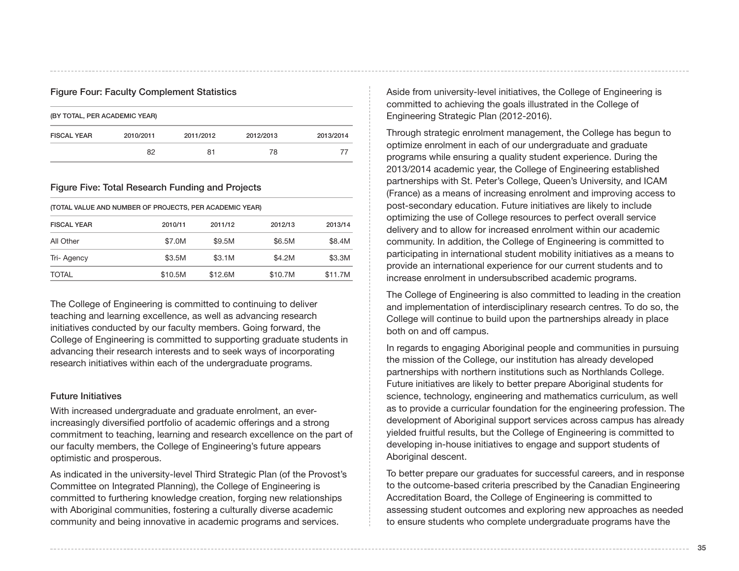### Figure Four: Faculty Complement Statistics

(BY TOTAL, PER ACADEMIC YEAR)

| FISCAL YEAR | 2010/2011 | 2011/2012 | 2012/2013 | 2013/2014 |
|---|---|---|---|---|
| | 82 | 81 | 78 | 77 |

### Figure Five: Total Research Funding and Projects

(TOTAL VALUE AND NUMBER OF PROJECTS, PER ACADEMIC YEAR)

| FISCAL YEAR | 2010/11 | 2011/12 | 2012/13 | 2013/14 |
|---|---|---|---|---|
| All Other | $7.0M | $9.5M | $6.5M | $8.4M |
| Tri- Agency | $3.5M | $3.1M | $4.2M | $3.3M |
| TOTAL | $10.5M | $12.6M | $10.7M | $11.7M |

The College of Engineering is committed to continuing to deliver teaching and learning excellence, as well as advancing research initiatives conducted by our faculty members. Going forward, the College of Engineering is committed to supporting graduate students in advancing their research interests and to seek ways of incorporating research initiatives within each of the undergraduate programs.

### Future Initiatives

With increased undergraduate and graduate enrolment, an ever-increasingly diversified portfolio of academic offerings and a strong commitment to teaching, learning and research excellence on the part of our faculty members, the College of Engineering's future appears optimistic and prosperous.

As indicated in the university-level Third Strategic Plan (of the Provost's Committee on Integrated Planning), the College of Engineering is committed to furthering knowledge creation, forging new relationships with Aboriginal communities, fostering a culturally diverse academic community and being innovative in academic programs and services.

Aside from university-level initiatives, the College of Engineering is committed to achieving the goals illustrated in the College of Engineering Strategic Plan (2012-2016).

Through strategic enrolment management, the College has begun to optimize enrolment in each of our undergraduate and graduate programs while ensuring a quality student experience. During the 2013/2014 academic year, the College of Engineering established partnerships with St. Peter's College, Queen's University, and ICAM (France) as a means of increasing enrolment and improving access to post-secondary education. Future initiatives are likely to include optimizing the use of College resources to perfect overall service delivery and to allow for increased enrolment within our academic community. In addition, the College of Engineering is committed to participating in international student mobility initiatives as a means to provide an international experience for our current students and to increase enrolment in undersubscribed academic programs.

The College of Engineering is also committed to leading in the creation and implementation of interdisciplinary research centres. To do so, the College will continue to build upon the partnerships already in place both on and off campus.

In regards to engaging Aboriginal people and communities in pursuing the mission of the College, our institution has already developed partnerships with northern institutions such as Northlands College. Future initiatives are likely to better prepare Aboriginal students for science, technology, engineering and mathematics curriculum, as well as to provide a curricular foundation for the engineering profession. The development of Aboriginal support services across campus has already yielded fruitful results, but the College of Engineering is committed to developing in-house initiatives to engage and support students of Aboriginal descent.

To better prepare our graduates for successful careers, and in response to the outcome-based criteria prescribed by the Canadian Engineering Accreditation Board, the College of Engineering is committed to assessing student outcomes and exploring new approaches as needed to ensure students who complete undergraduate programs have the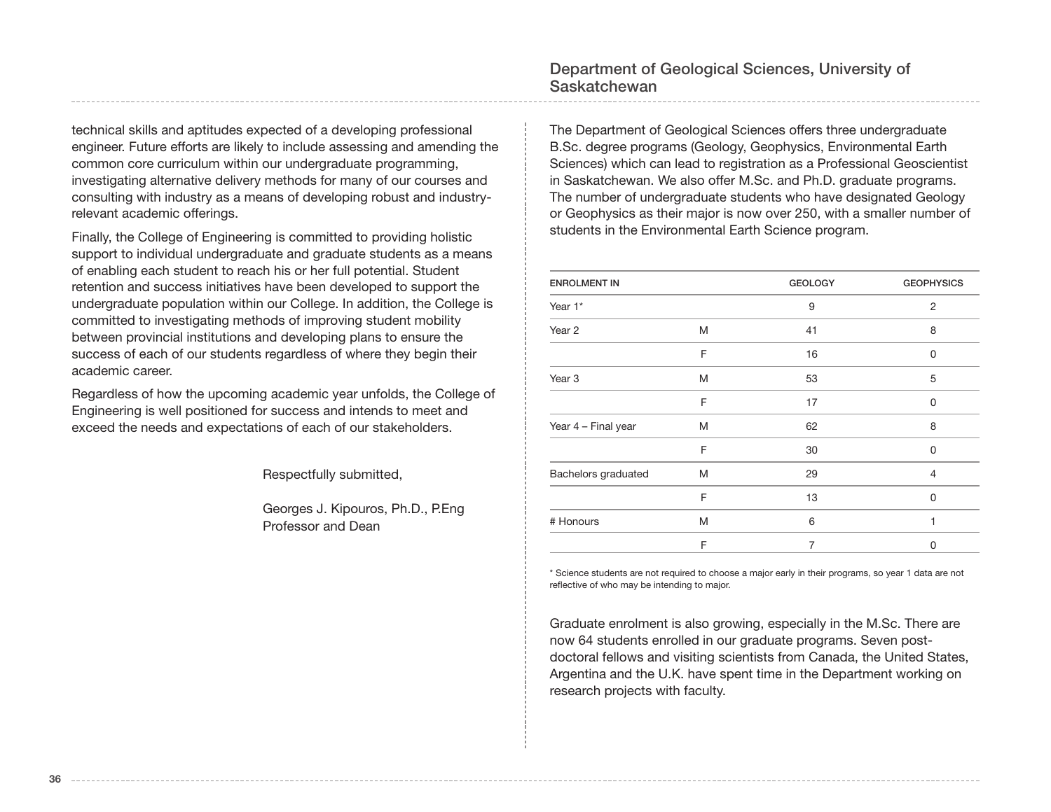technical skills and aptitudes expected of a developing professional engineer. Future efforts are likely to include assessing and amending the common core curriculum within our undergraduate programming, investigating alternative delivery methods for many of our courses and consulting with industry as a means of developing robust and industry-relevant academic offerings.

Finally, the College of Engineering is committed to providing holistic support to individual undergraduate and graduate students as a means of enabling each student to reach his or her full potential. Student retention and success initiatives have been developed to support the undergraduate population within our College. In addition, the College is committed to investigating methods of improving student mobility between provincial institutions and developing plans to ensure the success of each of our students regardless of where they begin their academic career.

Regardless of how the upcoming academic year unfolds, the College of Engineering is well positioned for success and intends to meet and exceed the needs and expectations of each of our stakeholders.

Respectfully submitted,

Georges J. Kipouros, Ph.D., P.Eng
Professor and Dean

## Department of Geological Sciences, University of Saskatchewan

The Department of Geological Sciences offers three undergraduate B.Sc. degree programs (Geology, Geophysics, Environmental Earth Sciences) which can lead to registration as a Professional Geoscientist in Saskatchewan. We also offer M.Sc. and Ph.D. graduate programs. The number of undergraduate students who have designated Geology or Geophysics as their major is now over 250, with a smaller number of students in the Environmental Earth Science program.

| ENROLMENT IN | | GEOLOGY | GEOPHYSICS |
|---|---|---|---|
| Year 1* | | 9 | 2 |
| Year 2 | M | 41 | 8 |
| | F | 16 | 0 |
| Year 3 | M | 53 | 5 |
| | F | 17 | 0 |
| Year 4 – Final year | M | 62 | 8 |
| | F | 30 | 0 |
| Bachelors graduated | M | 29 | 4 |
| | F | 13 | 0 |
| # Honours | M | 6 | 1 |
| | F | 7 | 0 |

* Science students are not required to choose a major early in their programs, so year 1 data are not reflective of who may be intending to major.

Graduate enrolment is also growing, especially in the M.Sc. There are now 64 students enrolled in our graduate programs. Seven post-doctoral fellows and visiting scientists from Canada, the United States, Argentina and the U.K. have spent time in the Department working on research projects with faculty.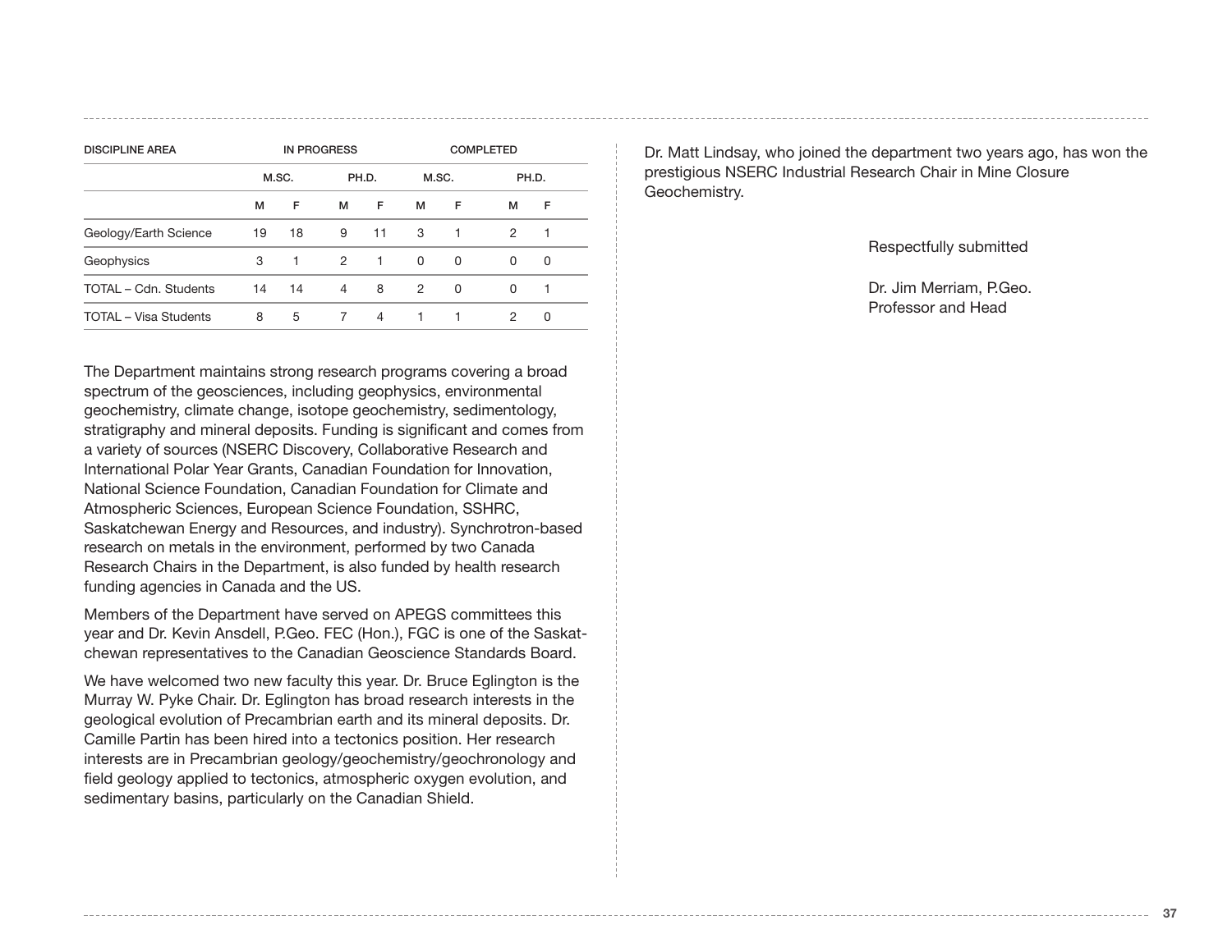| DISCIPLINE AREA | IN PROGRESS | | | | COMPLETED | | | |
|---|---|---|---|---|---|---|---|---|
| | M.SC. | | PH.D. | | M.SC. | | PH.D. | |
| | M | F | M | F | M | F | M | F |
| Geology/Earth Science | 19 | 18 | 9 | 11 | 3 | 1 | 2 | 1 |
| Geophysics | 3 | 1 | 2 | 1 | 0 | 0 | 0 | 0 |
| TOTAL – Cdn. Students | 14 | 14 | 4 | 8 | 2 | 0 | 0 | 1 |
| TOTAL – Visa Students | 8 | 5 | 7 | 4 | 1 | 1 | 2 | 0 |

The Department maintains strong research programs covering a broad spectrum of the geosciences, including geophysics, environmental geochemistry, climate change, isotope geochemistry, sedimentology, stratigraphy and mineral deposits. Funding is significant and comes from a variety of sources (NSERC Discovery, Collaborative Research and International Polar Year Grants, Canadian Foundation for Innovation, National Science Foundation, Canadian Foundation for Climate and Atmospheric Sciences, European Science Foundation, SSHRC, Saskatchewan Energy and Resources, and industry). Synchrotron-based research on metals in the environment, performed by two Canada Research Chairs in the Department, is also funded by health research funding agencies in Canada and the US.

Members of the Department have served on APEGS committees this year and Dr. Kevin Ansdell, P.Geo. FEC (Hon.), FGC is one of the Saskatchewan representatives to the Canadian Geoscience Standards Board.

We have welcomed two new faculty this year. Dr. Bruce Eglington is the Murray W. Pyke Chair. Dr. Eglington has broad research interests in the geological evolution of Precambrian earth and its mineral deposits. Dr. Camille Partin has been hired into a tectonics position. Her research interests are in Precambrian geology/geochemistry/geochronology and field geology applied to tectonics, atmospheric oxygen evolution, and sedimentary basins, particularly on the Canadian Shield.

Dr. Matt Lindsay, who joined the department two years ago, has won the prestigious NSERC Industrial Research Chair in Mine Closure Geochemistry.

Respectfully submitted

Dr. Jim Merriam, P.Geo.
Professor and Head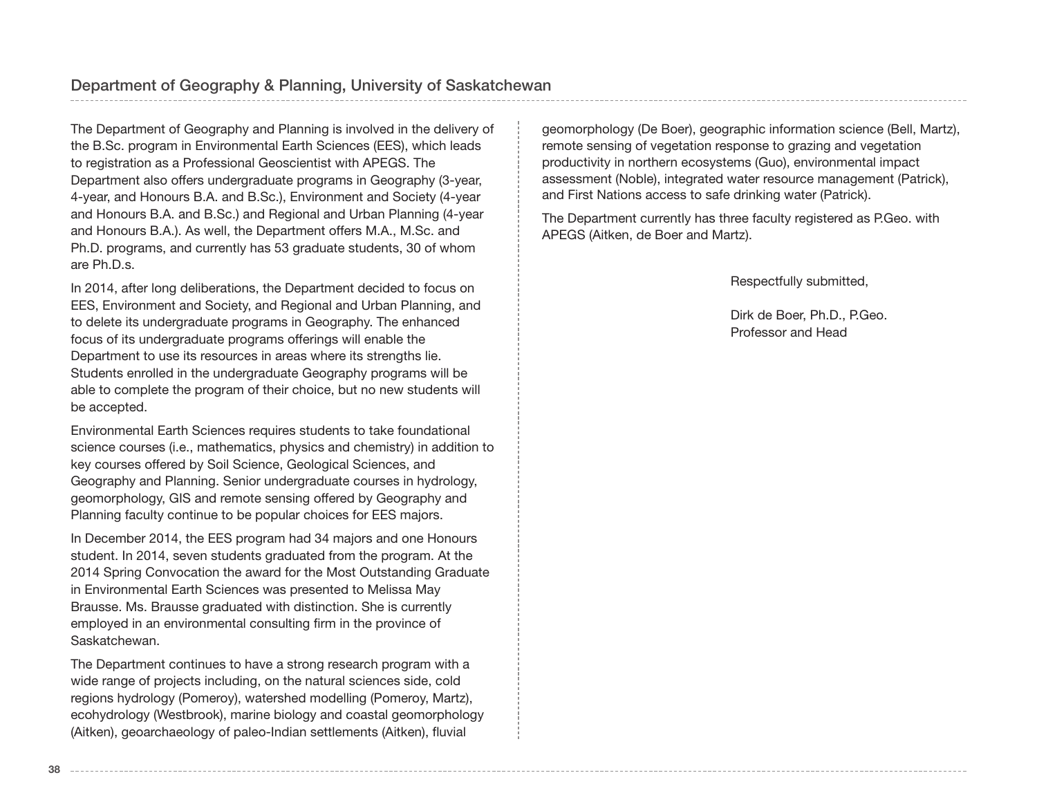## Department of Geography & Planning, University of Saskatchewan

The Department of Geography and Planning is involved in the delivery of the B.Sc. program in Environmental Earth Sciences (EES), which leads to registration as a Professional Geoscientist with APEGS. The Department also offers undergraduate programs in Geography (3-year, 4-year, and Honours B.A. and B.Sc.), Environment and Society (4-year and Honours B.A. and B.Sc.) and Regional and Urban Planning (4-year and Honours B.A.). As well, the Department offers M.A., M.Sc. and Ph.D. programs, and currently has 53 graduate students, 30 of whom are Ph.D.s.

In 2014, after long deliberations, the Department decided to focus on EES, Environment and Society, and Regional and Urban Planning, and to delete its undergraduate programs in Geography. The enhanced focus of its undergraduate programs offerings will enable the Department to use its resources in areas where its strengths lie. Students enrolled in the undergraduate Geography programs will be able to complete the program of their choice, but no new students will be accepted.

Environmental Earth Sciences requires students to take foundational science courses (i.e., mathematics, physics and chemistry) in addition to key courses offered by Soil Science, Geological Sciences, and Geography and Planning. Senior undergraduate courses in hydrology, geomorphology, GIS and remote sensing offered by Geography and Planning faculty continue to be popular choices for EES majors.

In December 2014, the EES program had 34 majors and one Honours student. In 2014, seven students graduated from the program. At the 2014 Spring Convocation the award for the Most Outstanding Graduate in Environmental Earth Sciences was presented to Melissa May Brausse. Ms. Brausse graduated with distinction. She is currently employed in an environmental consulting firm in the province of Saskatchewan.

The Department continues to have a strong research program with a wide range of projects including, on the natural sciences side, cold regions hydrology (Pomeroy), watershed modelling (Pomeroy, Martz), ecohydrology (Westbrook), marine biology and coastal geomorphology (Aitken), geoarchaeology of paleo-Indian settlements (Aitken), fluvial geomorphology (De Boer), geographic information science (Bell, Martz), remote sensing of vegetation response to grazing and vegetation productivity in northern ecosystems (Guo), environmental impact assessment (Noble), integrated water resource management (Patrick), and First Nations access to safe drinking water (Patrick).

The Department currently has three faculty registered as P.Geo. with APEGS (Aitken, de Boer and Martz).

Respectfully submitted,

Dirk de Boer, Ph.D., P.Geo.
Professor and Head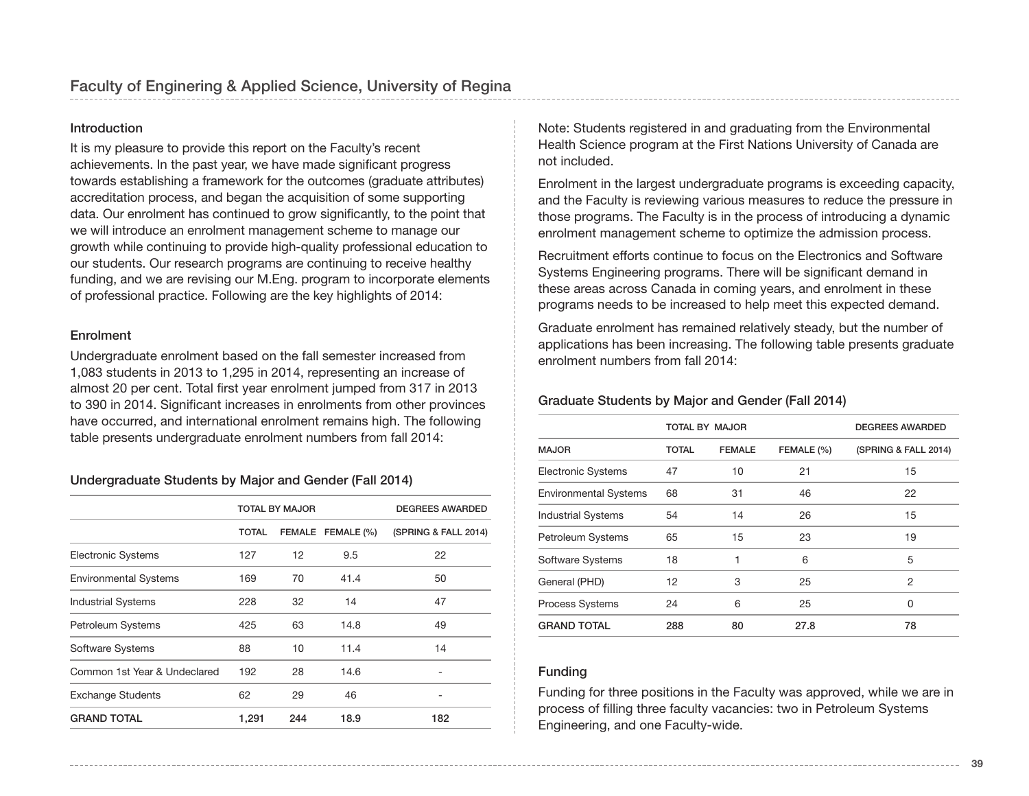## Faculty of Enginering & Applied Science, University of Regina

### Introduction

It is my pleasure to provide this report on the Faculty's recent achievements. In the past year, we have made significant progress towards establishing a framework for the outcomes (graduate attributes) accreditation process, and began the acquisition of some supporting data. Our enrolment has continued to grow significantly, to the point that we will introduce an enrolment management scheme to manage our growth while continuing to provide high-quality professional education to our students. Our research programs are continuing to receive healthy funding, and we are revising our M.Eng. program to incorporate elements of professional practice. Following are the key highlights of 2014:

### Enrolment

Undergraduate enrolment based on the fall semester increased from 1,083 students in 2013 to 1,295 in 2014, representing an increase of almost 20 per cent. Total first year enrolment jumped from 317 in 2013 to 390 in 2014. Significant increases in enrolments from other provinces have occurred, and international enrolment remains high. The following table presents undergraduate enrolment numbers from fall 2014:

**Undergraduate Students by Major and Gender (Fall 2014)**

| | TOTAL BY MAJOR | | | DEGREES AWARDED |
|---|---|---|---|---|
| | TOTAL | FEMALE | FEMALE (%) | (SPRING & FALL 2014) |
| Electronic Systems | 127 | 12 | 9.5 | 22 |
| Environmental Systems | 169 | 70 | 41.4 | 50 |
| Industrial Systems | 228 | 32 | 14 | 47 |
| Petroleum Systems | 425 | 63 | 14.8 | 49 |
| Software Systems | 88 | 10 | 11.4 | 14 |
| Common 1st Year & Undeclared | 192 | 28 | 14.6 | - |
| Exchange Students | 62 | 29 | 46 | - |
| **GRAND TOTAL** | **1,291** | **244** | **18.9** | **182** |

Note: Students registered in and graduating from the Environmental Health Science program at the First Nations University of Canada are not included.

Enrolment in the largest undergraduate programs is exceeding capacity, and the Faculty is reviewing various measures to reduce the pressure in those programs. The Faculty is in the process of introducing a dynamic enrolment management scheme to optimize the admission process.

Recruitment efforts continue to focus on the Electronics and Software Systems Engineering programs. There will be significant demand in these areas across Canada in coming years, and enrolment in these programs needs to be increased to help meet this expected demand.

Graduate enrolment has remained relatively steady, but the number of applications has been increasing. The following table presents graduate enrolment numbers from fall 2014:

**Graduate Students by Major and Gender (Fall 2014)**

| | TOTAL BY MAJOR | | | DEGREES AWARDED |
|---|---|---|---|---|
| MAJOR | TOTAL | FEMALE | FEMALE (%) | (SPRING & FALL 2014) |
| Electronic Systems | 47 | 10 | 21 | 15 |
| Environmental Systems | 68 | 31 | 46 | 22 |
| Industrial Systems | 54 | 14 | 26 | 15 |
| Petroleum Systems | 65 | 15 | 23 | 19 |
| Software Systems | 18 | 1 | 6 | 5 |
| General (PHD) | 12 | 3 | 25 | 2 |
| Process Systems | 24 | 6 | 25 | 0 |
| **GRAND TOTAL** | **288** | **80** | **27.8** | **78** |

### Funding

Funding for three positions in the Faculty was approved, while we are in process of filling three faculty vacancies: two in Petroleum Systems Engineering, and one Faculty-wide.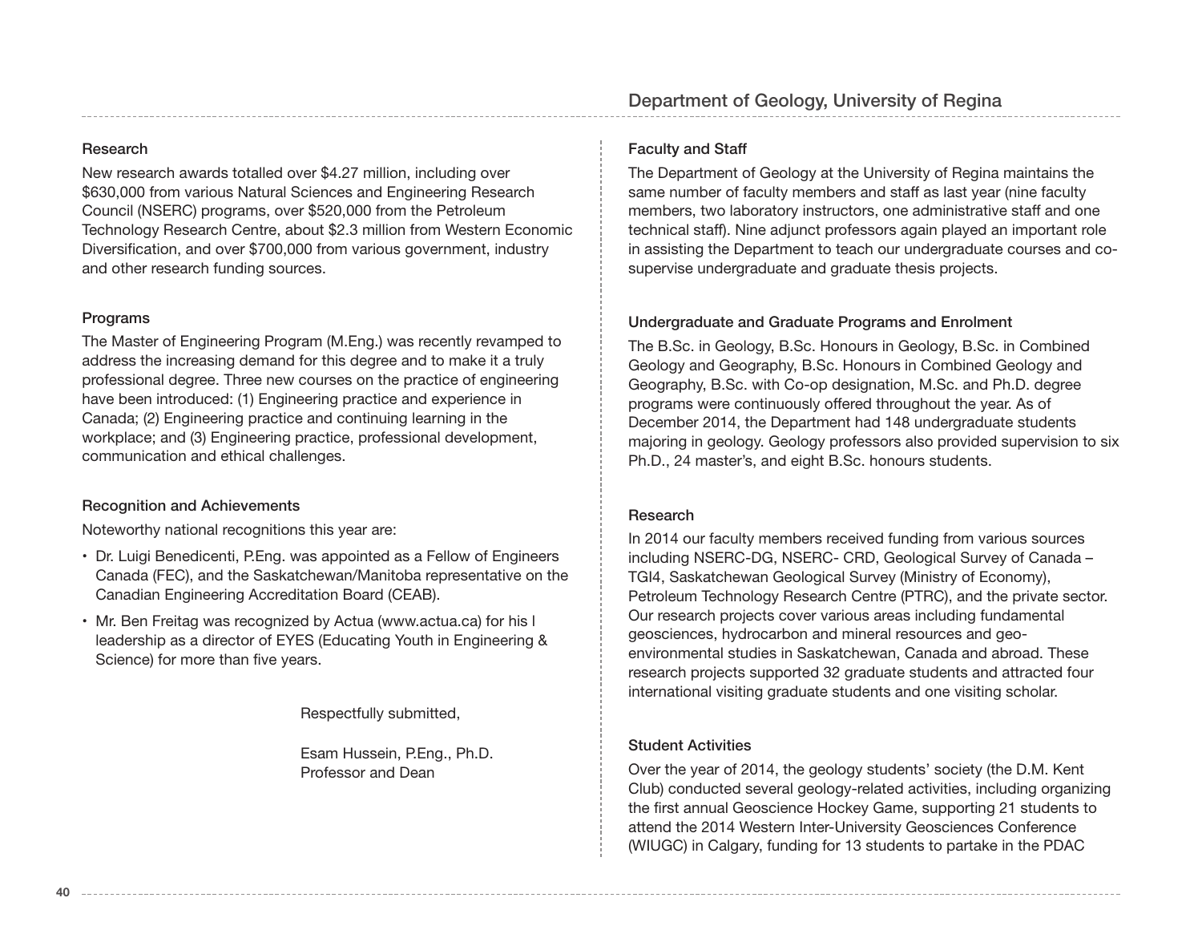### Research

New research awards totalled over \$4.27 million, including over \$630,000 from various Natural Sciences and Engineering Research Council (NSERC) programs, over \$520,000 from the Petroleum Technology Research Centre, about \$2.3 million from Western Economic Diversification, and over \$700,000 from various government, industry and other research funding sources.

### Programs

The Master of Engineering Program (M.Eng.) was recently revamped to address the increasing demand for this degree and to make it a truly professional degree. Three new courses on the practice of engineering have been introduced: (1) Engineering practice and experience in Canada; (2) Engineering practice and continuing learning in the workplace; and (3) Engineering practice, professional development, communication and ethical challenges.

### Recognition and Achievements

Noteworthy national recognitions this year are:

- Dr. Luigi Benedicenti, P.Eng. was appointed as a Fellow of Engineers Canada (FEC), and the Saskatchewan/Manitoba representative on the Canadian Engineering Accreditation Board (CEAB).
- Mr. Ben Freitag was recognized by Actua (www.actua.ca) for his l leadership as a director of EYES (Educating Youth in Engineering & Science) for more than five years.

Respectfully submitted,

Esam Hussein, P.Eng., Ph.D.
Professor and Dean

## Department of Geology, University of Regina

### Faculty and Staff

The Department of Geology at the University of Regina maintains the same number of faculty members and staff as last year (nine faculty members, two laboratory instructors, one administrative staff and one technical staff). Nine adjunct professors again played an important role in assisting the Department to teach our undergraduate courses and co-supervise undergraduate and graduate thesis projects.

### Undergraduate and Graduate Programs and Enrolment

The B.Sc. in Geology, B.Sc. Honours in Geology, B.Sc. in Combined Geology and Geography, B.Sc. Honours in Combined Geology and Geography, B.Sc. with Co-op designation, M.Sc. and Ph.D. degree programs were continuously offered throughout the year. As of December 2014, the Department had 148 undergraduate students majoring in geology. Geology professors also provided supervision to six Ph.D., 24 master's, and eight B.Sc. honours students.

### Research

In 2014 our faculty members received funding from various sources including NSERC-DG, NSERC- CRD, Geological Survey of Canada – TGI4, Saskatchewan Geological Survey (Ministry of Economy), Petroleum Technology Research Centre (PTRC), and the private sector. Our research projects cover various areas including fundamental geosciences, hydrocarbon and mineral resources and geo-environmental studies in Saskatchewan, Canada and abroad. These research projects supported 32 graduate students and attracted four international visiting graduate students and one visiting scholar.

### Student Activities

Over the year of 2014, the geology students' society (the D.M. Kent Club) conducted several geology-related activities, including organizing the first annual Geoscience Hockey Game, supporting 21 students to attend the 2014 Western Inter-University Geosciences Conference (WIUGC) in Calgary, funding for 13 students to partake in the PDAC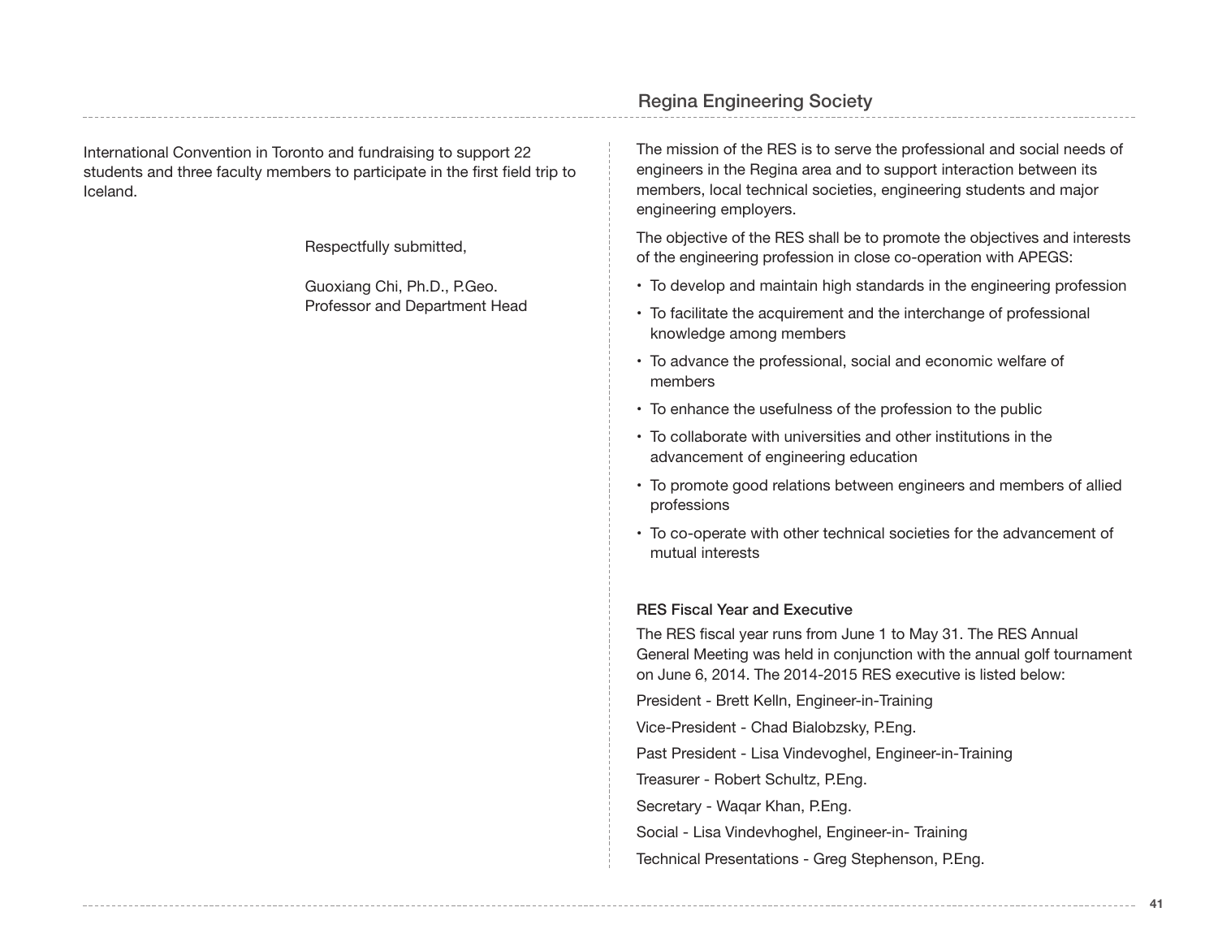International Convention in Toronto and fundraising to support 22 students and three faculty members to participate in the first field trip to Iceland.

Respectfully submitted,

Guoxiang Chi, Ph.D., P.Geo.
Professor and Department Head

## Regina Engineering Society

The mission of the RES is to serve the professional and social needs of engineers in the Regina area and to support interaction between its members, local technical societies, engineering students and major engineering employers.

The objective of the RES shall be to promote the objectives and interests of the engineering profession in close co-operation with APEGS:

- To develop and maintain high standards in the engineering profession
- To facilitate the acquirement and the interchange of professional knowledge among members
- To advance the professional, social and economic welfare of members
- To enhance the usefulness of the profession to the public
- To collaborate with universities and other institutions in the advancement of engineering education
- To promote good relations between engineers and members of allied professions
- To co-operate with other technical societies for the advancement of mutual interests

### RES Fiscal Year and Executive

The RES fiscal year runs from June 1 to May 31. The RES Annual General Meeting was held in conjunction with the annual golf tournament on June 6, 2014. The 2014-2015 RES executive is listed below:

President - Brett Kelln, Engineer-in-Training

Vice-President - Chad Bialobzsky, P.Eng.

Past President - Lisa Vindevoghel, Engineer-in-Training

Treasurer - Robert Schultz, P.Eng.

Secretary - Waqar Khan, P.Eng.

Social - Lisa Vindevhoghel, Engineer-in- Training

Technical Presentations - Greg Stephenson, P.Eng.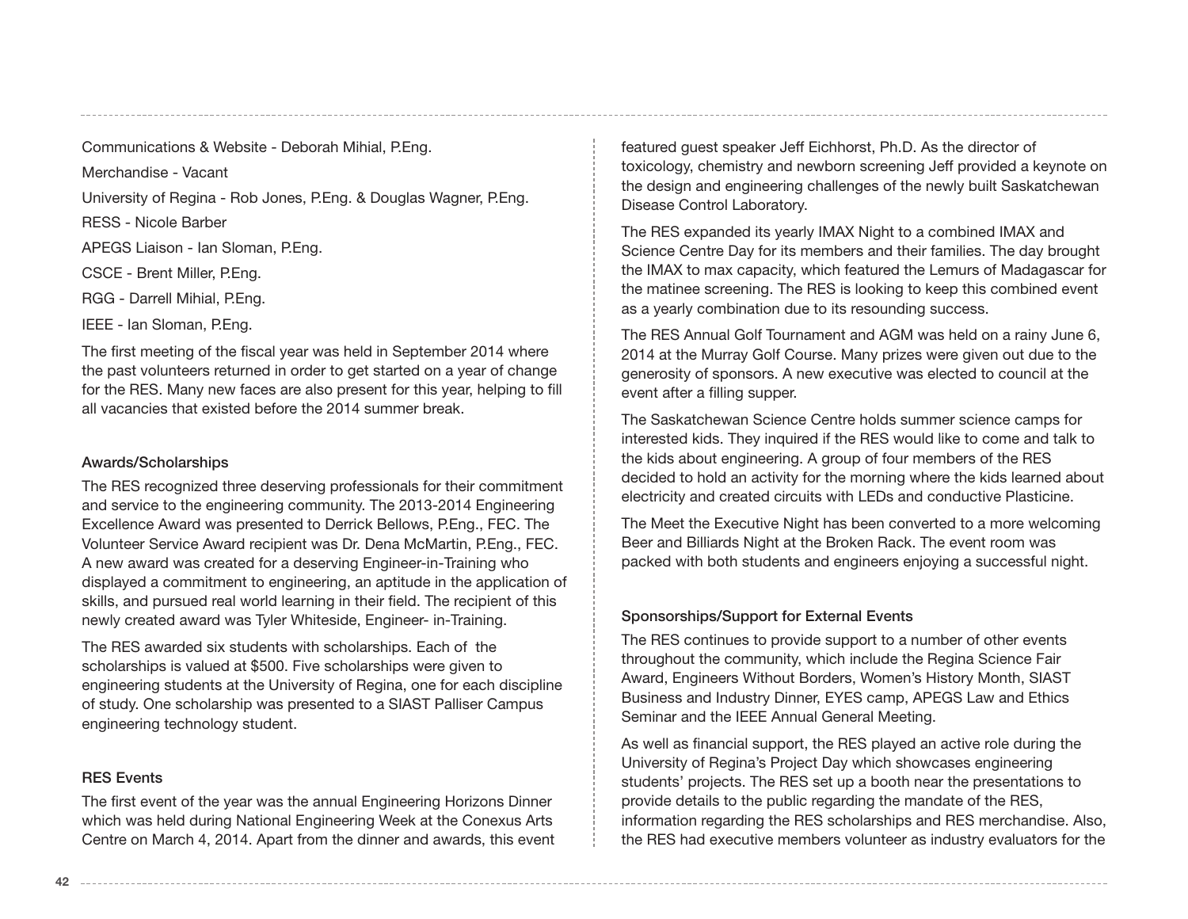Communications & Website - Deborah Mihial, P.Eng.

Merchandise - Vacant

University of Regina - Rob Jones, P.Eng. & Douglas Wagner, P.Eng.

RESS - Nicole Barber

APEGS Liaison - Ian Sloman, P.Eng.

CSCE - Brent Miller, P.Eng.

RGG - Darrell Mihial, P.Eng.

IEEE - Ian Sloman, P.Eng.

The first meeting of the fiscal year was held in September 2014 where the past volunteers returned in order to get started on a year of change for the RES. Many new faces are also present for this year, helping to fill all vacancies that existed before the 2014 summer break.

### Awards/Scholarships

The RES recognized three deserving professionals for their commitment and service to the engineering community. The 2013-2014 Engineering Excellence Award was presented to Derrick Bellows, P.Eng., FEC. The Volunteer Service Award recipient was Dr. Dena McMartin, P.Eng., FEC. A new award was created for a deserving Engineer-in-Training who displayed a commitment to engineering, an aptitude in the application of skills, and pursued real world learning in their field. The recipient of this newly created award was Tyler Whiteside, Engineer- in-Training.

The RES awarded six students with scholarships. Each of the scholarships is valued at $500. Five scholarships were given to engineering students at the University of Regina, one for each discipline of study. One scholarship was presented to a SIAST Palliser Campus engineering technology student.

### RES Events

The first event of the year was the annual Engineering Horizons Dinner which was held during National Engineering Week at the Conexus Arts Centre on March 4, 2014. Apart from the dinner and awards, this event featured guest speaker Jeff Eichhorst, Ph.D. As the director of toxicology, chemistry and newborn screening Jeff provided a keynote on the design and engineering challenges of the newly built Saskatchewan Disease Control Laboratory.

The RES expanded its yearly IMAX Night to a combined IMAX and Science Centre Day for its members and their families. The day brought the IMAX to max capacity, which featured the Lemurs of Madagascar for the matinee screening. The RES is looking to keep this combined event as a yearly combination due to its resounding success.

The RES Annual Golf Tournament and AGM was held on a rainy June 6, 2014 at the Murray Golf Course. Many prizes were given out due to the generosity of sponsors. A new executive was elected to council at the event after a filling supper.

The Saskatchewan Science Centre holds summer science camps for interested kids. They inquired if the RES would like to come and talk to the kids about engineering. A group of four members of the RES decided to hold an activity for the morning where the kids learned about electricity and created circuits with LEDs and conductive Plasticine.

The Meet the Executive Night has been converted to a more welcoming Beer and Billiards Night at the Broken Rack. The event room was packed with both students and engineers enjoying a successful night.

### Sponsorships/Support for External Events

The RES continues to provide support to a number of other events throughout the community, which include the Regina Science Fair Award, Engineers Without Borders, Women's History Month, SIAST Business and Industry Dinner, EYES camp, APEGS Law and Ethics Seminar and the IEEE Annual General Meeting.

As well as financial support, the RES played an active role during the University of Regina's Project Day which showcases engineering students' projects. The RES set up a booth near the presentations to provide details to the public regarding the mandate of the RES, information regarding the RES scholarships and RES merchandise. Also, the RES had executive members volunteer as industry evaluators for the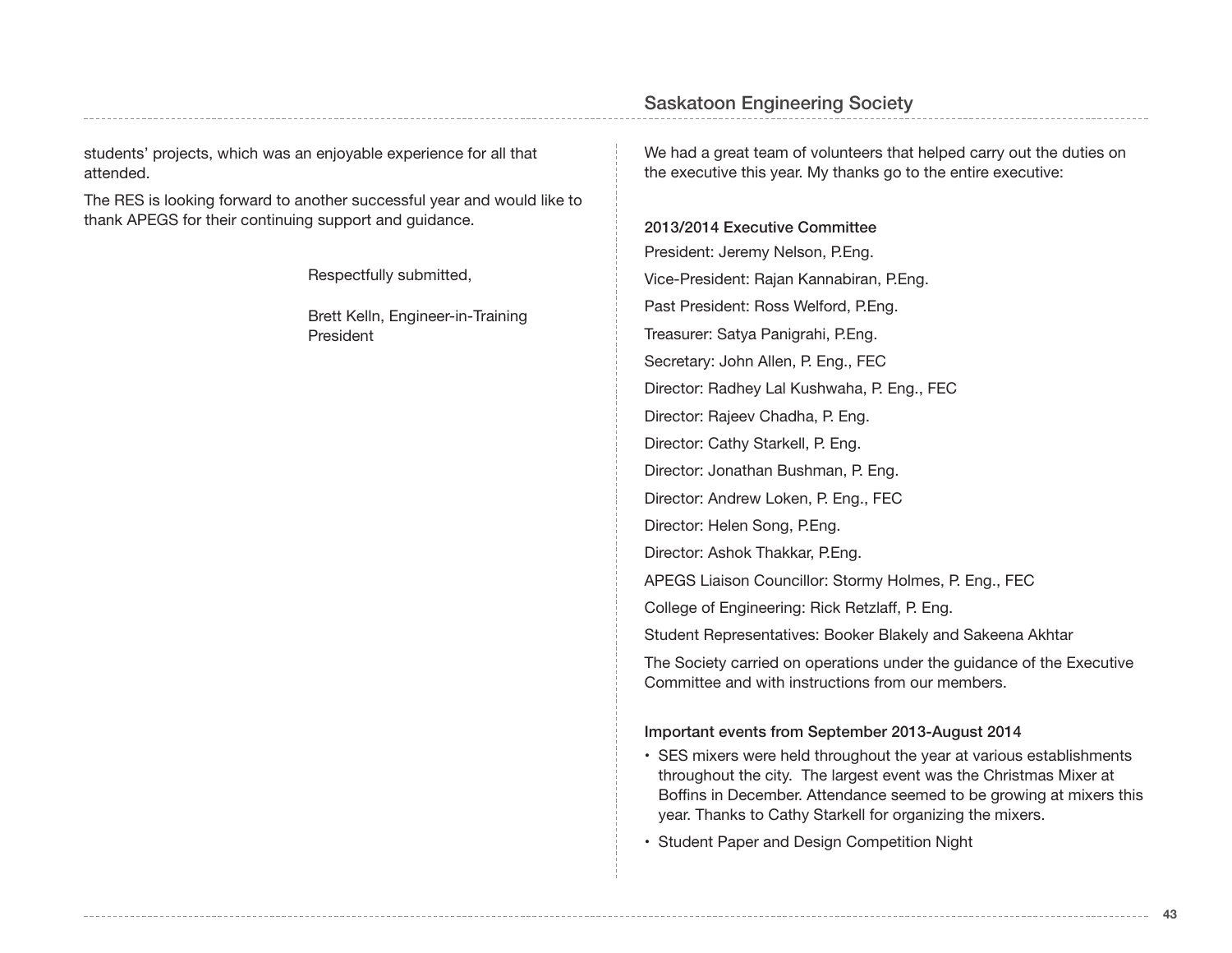students' projects, which was an enjoyable experience for all that attended.

The RES is looking forward to another successful year and would like to thank APEGS for their continuing support and guidance.

Respectfully submitted,

Brett Kelln, Engineer-in-Training
President

## Saskatoon Engineering Society

We had a great team of volunteers that helped carry out the duties on the executive this year. My thanks go to the entire executive:

### 2013/2014 Executive Committee

President: Jeremy Nelson, P.Eng.

Vice-President: Rajan Kannabiran, P.Eng.

Past President: Ross Welford, P.Eng.

Treasurer: Satya Panigrahi, P.Eng.

Secretary: John Allen, P. Eng., FEC

Director: Radhey Lal Kushwaha, P. Eng., FEC

Director: Rajeev Chadha, P. Eng.

Director: Cathy Starkell, P. Eng.

Director: Jonathan Bushman, P. Eng.

Director: Andrew Loken, P. Eng., FEC

Director: Helen Song, P.Eng.

Director: Ashok Thakkar, P.Eng.

APEGS Liaison Councillor: Stormy Holmes, P. Eng., FEC

College of Engineering: Rick Retzlaff, P. Eng.

Student Representatives: Booker Blakely and Sakeena Akhtar

The Society carried on operations under the guidance of the Executive Committee and with instructions from our members.

### Important events from September 2013-August 2014

- SES mixers were held throughout the year at various establishments throughout the city. The largest event was the Christmas Mixer at Boffins in December. Attendance seemed to be growing at mixers this year. Thanks to Cathy Starkell for organizing the mixers.
- Student Paper and Design Competition Night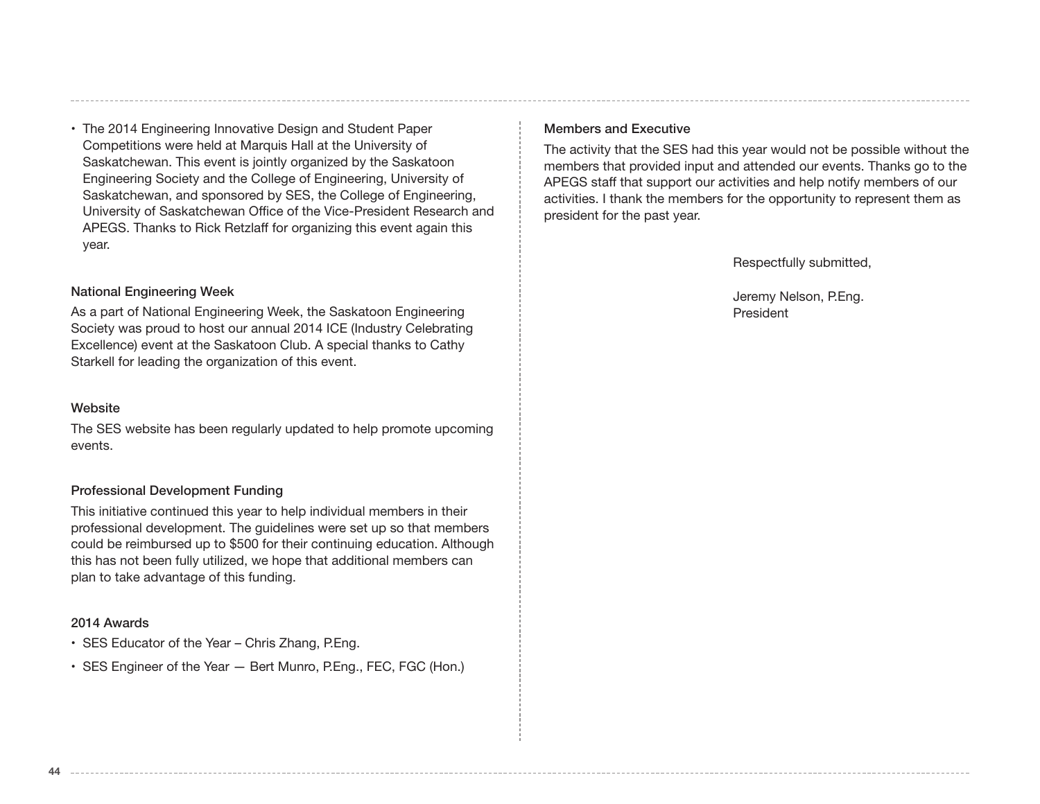- The 2014 Engineering Innovative Design and Student Paper Competitions were held at Marquis Hall at the University of Saskatchewan. This event is jointly organized by the Saskatoon Engineering Society and the College of Engineering, University of Saskatchewan, and sponsored by SES, the College of Engineering, University of Saskatchewan Office of the Vice-President Research and APEGS. Thanks to Rick Retzlaff for organizing this event again this year.

### National Engineering Week

As a part of National Engineering Week, the Saskatoon Engineering Society was proud to host our annual 2014 ICE (Industry Celebrating Excellence) event at the Saskatoon Club. A special thanks to Cathy Starkell for leading the organization of this event.

### Website

The SES website has been regularly updated to help promote upcoming events.

### Professional Development Funding

This initiative continued this year to help individual members in their professional development. The guidelines were set up so that members could be reimbursed up to $500 for their continuing education. Although this has not been fully utilized, we hope that additional members can plan to take advantage of this funding.

### 2014 Awards

- SES Educator of the Year – Chris Zhang, P.Eng.
- SES Engineer of the Year — Bert Munro, P.Eng., FEC, FGC (Hon.)

### Members and Executive

The activity that the SES had this year would not be possible without the members that provided input and attended our events. Thanks go to the APEGS staff that support our activities and help notify members of our activities. I thank the members for the opportunity to represent them as president for the past year.

Respectfully submitted,

Jeremy Nelson, P.Eng.
President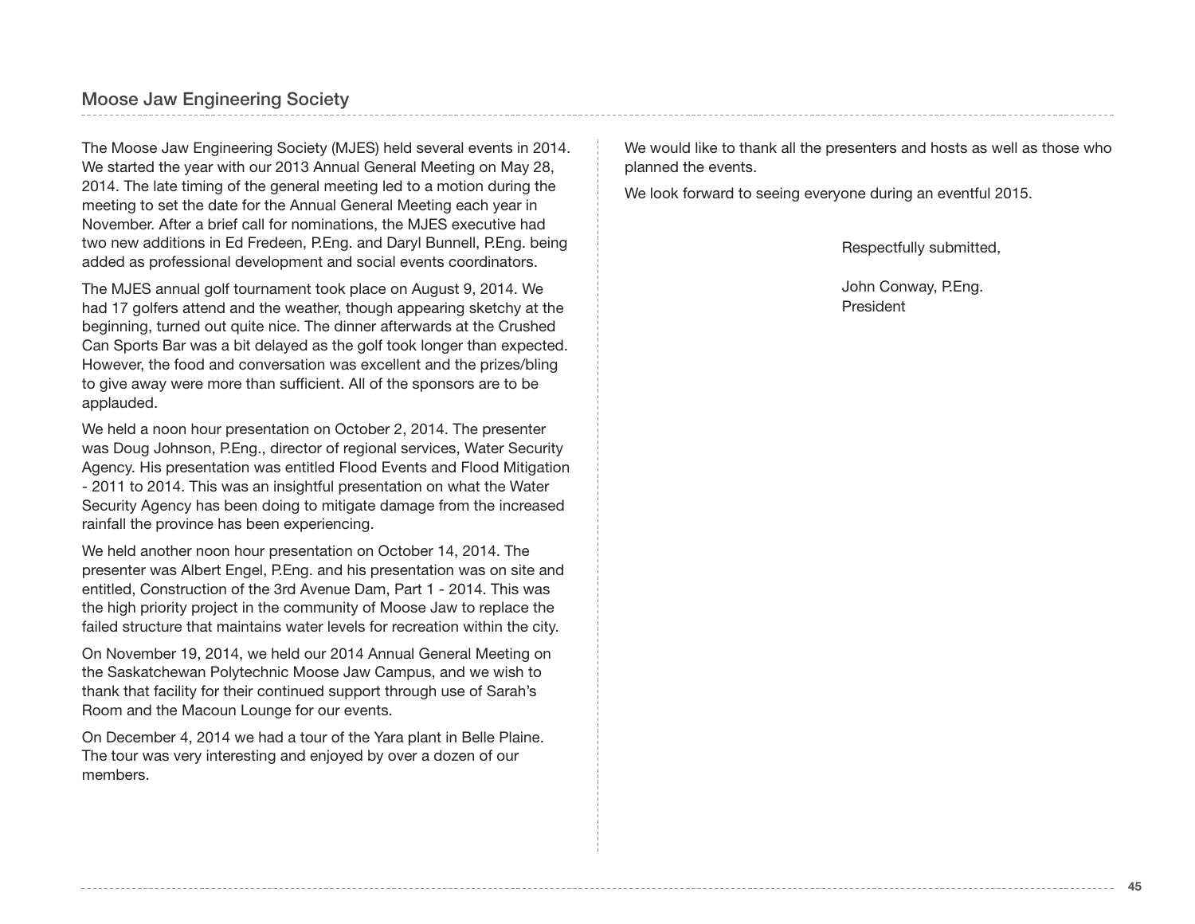## Moose Jaw Engineering Society

The Moose Jaw Engineering Society (MJES) held several events in 2014. We started the year with our 2013 Annual General Meeting on May 28, 2014. The late timing of the general meeting led to a motion during the meeting to set the date for the Annual General Meeting each year in November. After a brief call for nominations, the MJES executive had two new additions in Ed Fredeen, P.Eng. and Daryl Bunnell, P.Eng. being added as professional development and social events coordinators.

The MJES annual golf tournament took place on August 9, 2014. We had 17 golfers attend and the weather, though appearing sketchy at the beginning, turned out quite nice. The dinner afterwards at the Crushed Can Sports Bar was a bit delayed as the golf took longer than expected. However, the food and conversation was excellent and the prizes/bling to give away were more than sufficient. All of the sponsors are to be applauded.

We held a noon hour presentation on October 2, 2014. The presenter was Doug Johnson, P.Eng., director of regional services, Water Security Agency. His presentation was entitled Flood Events and Flood Mitigation - 2011 to 2014. This was an insightful presentation on what the Water Security Agency has been doing to mitigate damage from the increased rainfall the province has been experiencing.

We held another noon hour presentation on October 14, 2014. The presenter was Albert Engel, P.Eng. and his presentation was on site and entitled, Construction of the 3rd Avenue Dam, Part 1 - 2014. This was the high priority project in the community of Moose Jaw to replace the failed structure that maintains water levels for recreation within the city.

On November 19, 2014, we held our 2014 Annual General Meeting on the Saskatchewan Polytechnic Moose Jaw Campus, and we wish to thank that facility for their continued support through use of Sarah's Room and the Macoun Lounge for our events.

On December 4, 2014 we had a tour of the Yara plant in Belle Plaine. The tour was very interesting and enjoyed by over a dozen of our members.

We would like to thank all the presenters and hosts as well as those who planned the events.

We look forward to seeing everyone during an eventful 2015.

Respectfully submitted,

John Conway, P.Eng.
President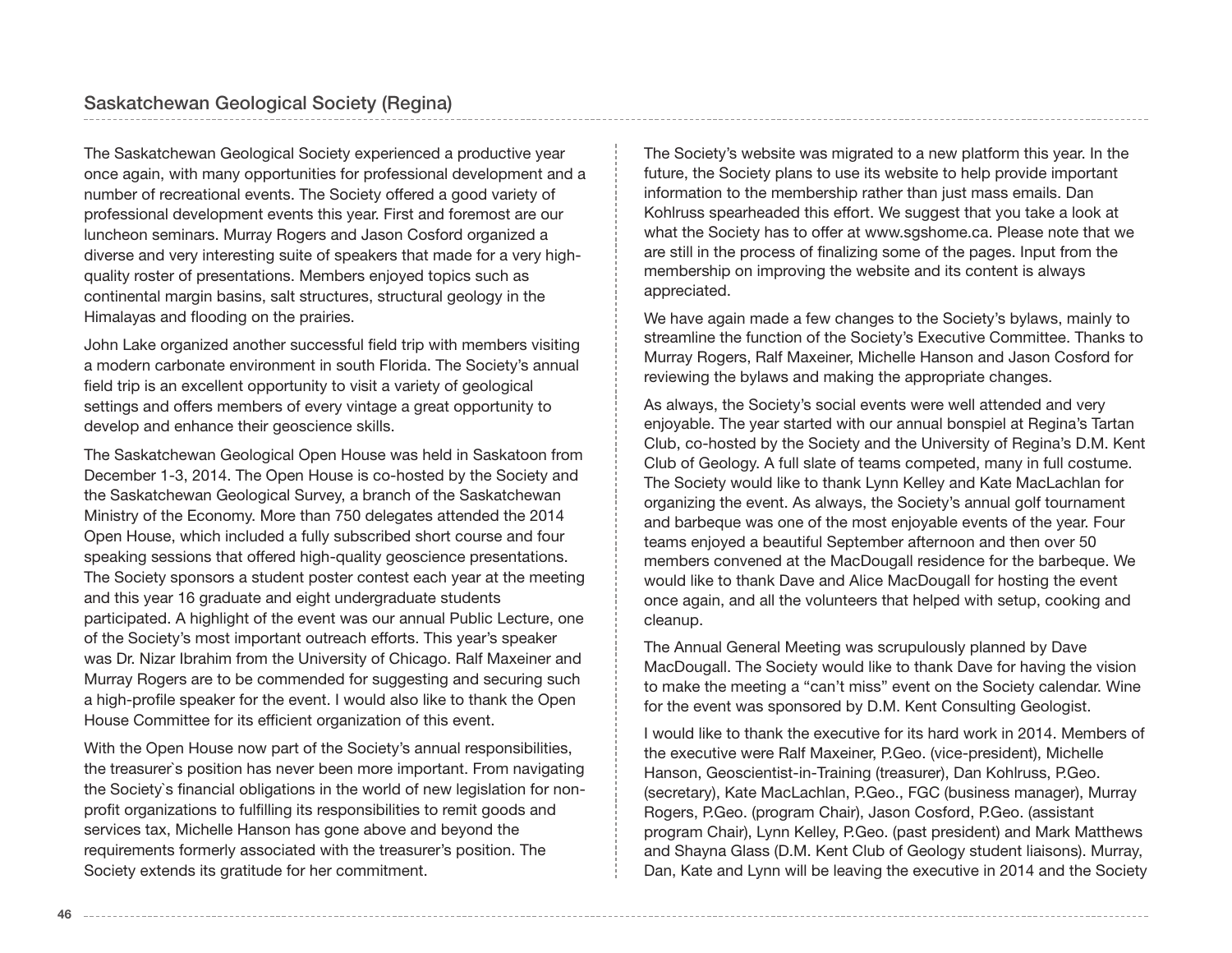## Saskatchewan Geological Society (Regina)

The Saskatchewan Geological Society experienced a productive year once again, with many opportunities for professional development and a number of recreational events. The Society offered a good variety of professional development events this year. First and foremost are our luncheon seminars. Murray Rogers and Jason Cosford organized a diverse and very interesting suite of speakers that made for a very high-quality roster of presentations. Members enjoyed topics such as continental margin basins, salt structures, structural geology in the Himalayas and flooding on the prairies.

John Lake organized another successful field trip with members visiting a modern carbonate environment in south Florida. The Society's annual field trip is an excellent opportunity to visit a variety of geological settings and offers members of every vintage a great opportunity to develop and enhance their geoscience skills.

The Saskatchewan Geological Open House was held in Saskatoon from December 1-3, 2014. The Open House is co-hosted by the Society and the Saskatchewan Geological Survey, a branch of the Saskatchewan Ministry of the Economy. More than 750 delegates attended the 2014 Open House, which included a fully subscribed short course and four speaking sessions that offered high-quality geoscience presentations. The Society sponsors a student poster contest each year at the meeting and this year 16 graduate and eight undergraduate students participated. A highlight of the event was our annual Public Lecture, one of the Society's most important outreach efforts. This year's speaker was Dr. Nizar Ibrahim from the University of Chicago. Ralf Maxeiner and Murray Rogers are to be commended for suggesting and securing such a high-profile speaker for the event. I would also like to thank the Open House Committee for its efficient organization of this event.

With the Open House now part of the Society's annual responsibilities, the treasurer`s position has never been more important. From navigating the Society`s financial obligations in the world of new legislation for non-profit organizations to fulfilling its responsibilities to remit goods and services tax, Michelle Hanson has gone above and beyond the requirements formerly associated with the treasurer's position. The Society extends its gratitude for her commitment.

The Society's website was migrated to a new platform this year. In the future, the Society plans to use its website to help provide important information to the membership rather than just mass emails. Dan Kohlruss spearheaded this effort. We suggest that you take a look at what the Society has to offer at www.sgshome.ca. Please note that we are still in the process of finalizing some of the pages. Input from the membership on improving the website and its content is always appreciated.

We have again made a few changes to the Society's bylaws, mainly to streamline the function of the Society's Executive Committee. Thanks to Murray Rogers, Ralf Maxeiner, Michelle Hanson and Jason Cosford for reviewing the bylaws and making the appropriate changes.

As always, the Society's social events were well attended and very enjoyable. The year started with our annual bonspiel at Regina's Tartan Club, co-hosted by the Society and the University of Regina's D.M. Kent Club of Geology. A full slate of teams competed, many in full costume. The Society would like to thank Lynn Kelley and Kate MacLachlan for organizing the event. As always, the Society's annual golf tournament and barbeque was one of the most enjoyable events of the year. Four teams enjoyed a beautiful September afternoon and then over 50 members convened at the MacDougall residence for the barbeque. We would like to thank Dave and Alice MacDougall for hosting the event once again, and all the volunteers that helped with setup, cooking and cleanup.

The Annual General Meeting was scrupulously planned by Dave MacDougall. The Society would like to thank Dave for having the vision to make the meeting a "can't miss" event on the Society calendar. Wine for the event was sponsored by D.M. Kent Consulting Geologist.

I would like to thank the executive for its hard work in 2014. Members of the executive were Ralf Maxeiner, P.Geo. (vice-president), Michelle Hanson, Geoscientist-in-Training (treasurer), Dan Kohlruss, P.Geo. (secretary), Kate MacLachlan, P.Geo., FGC (business manager), Murray Rogers, P.Geo. (program Chair), Jason Cosford, P.Geo. (assistant program Chair), Lynn Kelley, P.Geo. (past president) and Mark Matthews and Shayna Glass (D.M. Kent Club of Geology student liaisons). Murray, Dan, Kate and Lynn will be leaving the executive in 2014 and the Society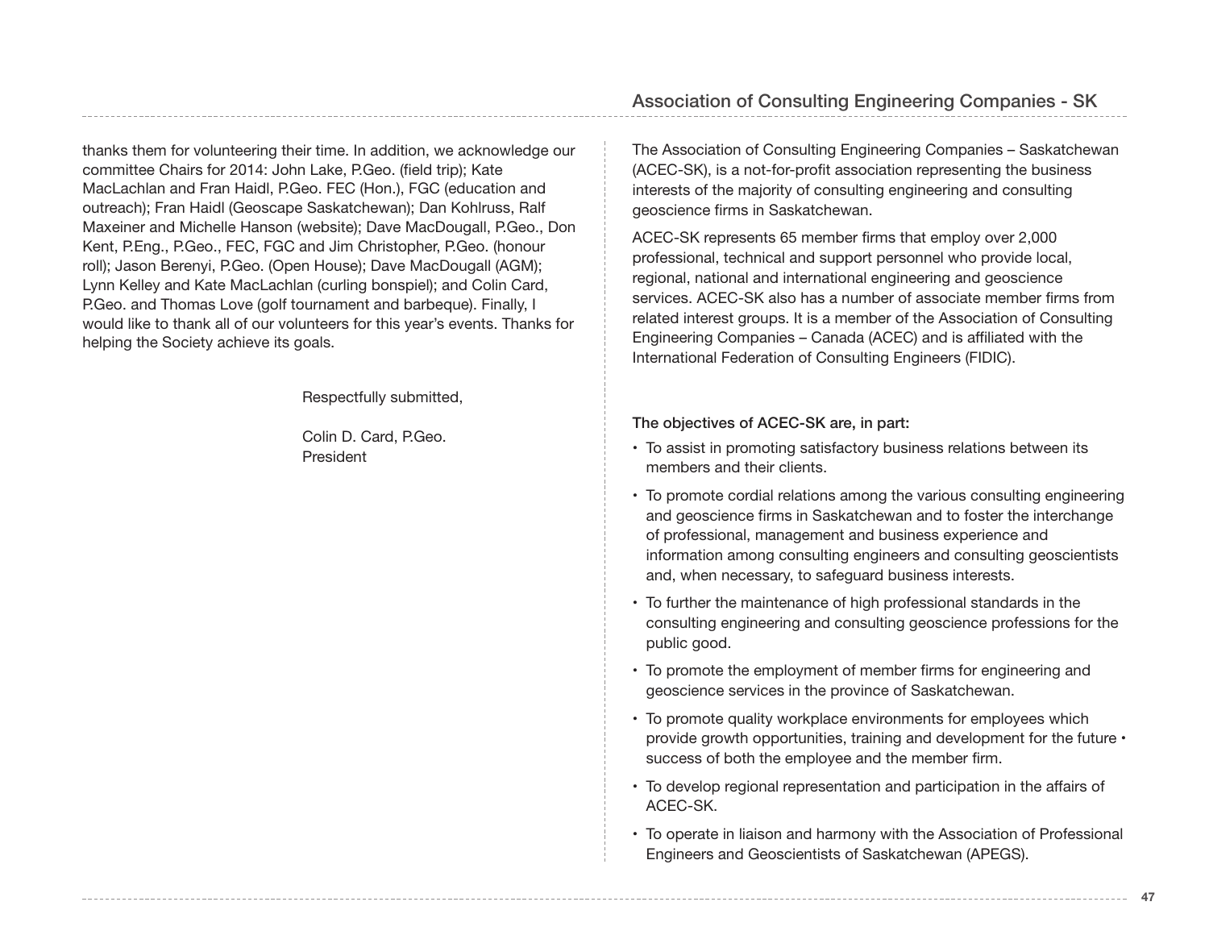thanks them for volunteering their time. In addition, we acknowledge our committee Chairs for 2014: John Lake, P.Geo. (field trip); Kate MacLachlan and Fran Haidl, P.Geo. FEC (Hon.), FGC (education and outreach); Fran Haidl (Geoscape Saskatchewan); Dan Kohlruss, Ralf Maxeiner and Michelle Hanson (website); Dave MacDougall, P.Geo., Don Kent, P.Eng., P.Geo., FEC, FGC and Jim Christopher, P.Geo. (honour roll); Jason Berenyi, P.Geo. (Open House); Dave MacDougall (AGM); Lynn Kelley and Kate MacLachlan (curling bonspiel); and Colin Card, P.Geo. and Thomas Love (golf tournament and barbeque). Finally, I would like to thank all of our volunteers for this year's events. Thanks for helping the Society achieve its goals.

Respectfully submitted,

Colin D. Card, P.Geo.
President

## Association of Consulting Engineering Companies - SK

The Association of Consulting Engineering Companies – Saskatchewan (ACEC-SK), is a not-for-profit association representing the business interests of the majority of consulting engineering and consulting geoscience firms in Saskatchewan.

ACEC-SK represents 65 member firms that employ over 2,000 professional, technical and support personnel who provide local, regional, national and international engineering and geoscience services. ACEC-SK also has a number of associate member firms from related interest groups. It is a member of the Association of Consulting Engineering Companies – Canada (ACEC) and is affiliated with the International Federation of Consulting Engineers (FIDIC).

**The objectives of ACEC-SK are, in part:**

- To assist in promoting satisfactory business relations between its members and their clients.
- To promote cordial relations among the various consulting engineering and geoscience firms in Saskatchewan and to foster the interchange of professional, management and business experience and information among consulting engineers and consulting geoscientists and, when necessary, to safeguard business interests.
- To further the maintenance of high professional standards in the consulting engineering and consulting geoscience professions for the public good.
- To promote the employment of member firms for engineering and geoscience services in the province of Saskatchewan.
- To promote quality workplace environments for employees which provide growth opportunities, training and development for the future • success of both the employee and the member firm.
- To develop regional representation and participation in the affairs of ACEC-SK.
- To operate in liaison and harmony with the Association of Professional Engineers and Geoscientists of Saskatchewan (APEGS).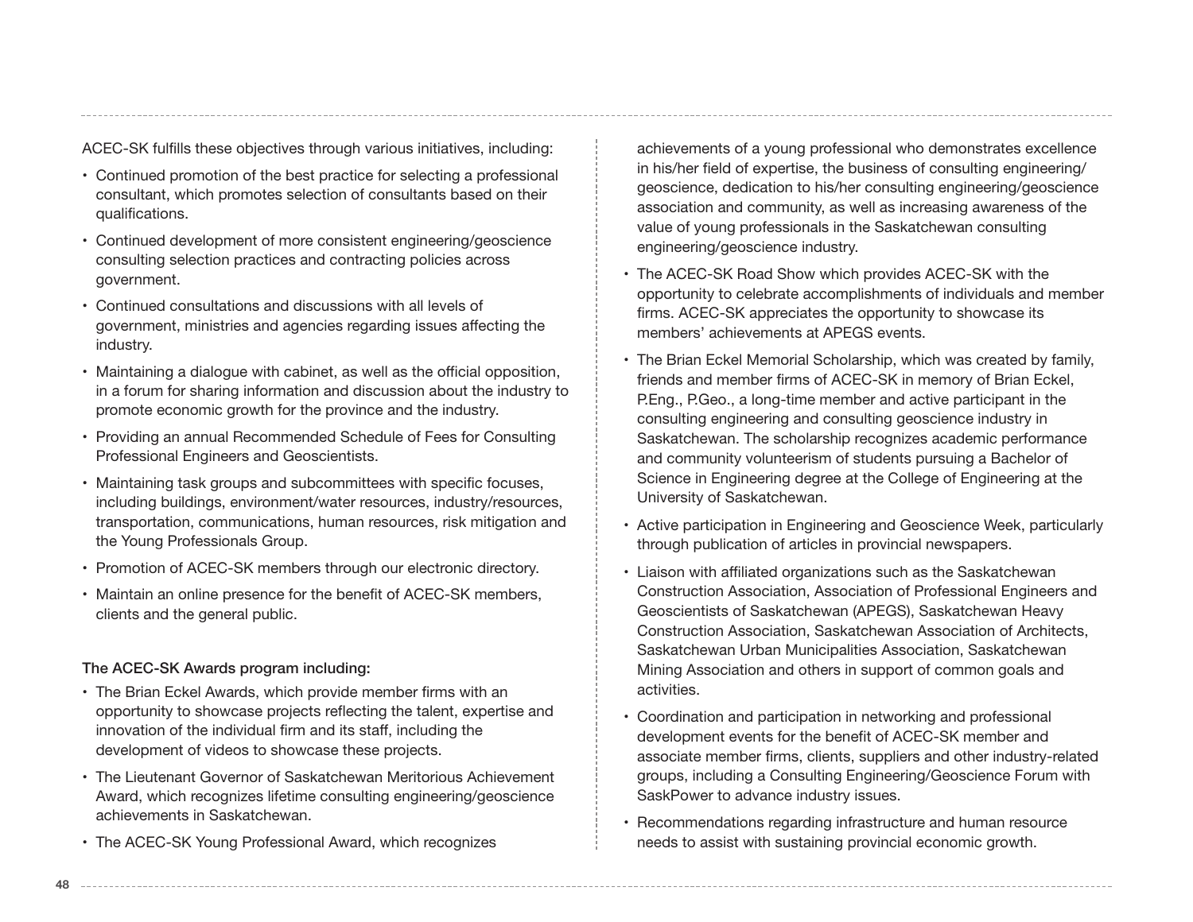ACEC-SK fulfills these objectives through various initiatives, including:

- Continued promotion of the best practice for selecting a professional consultant, which promotes selection of consultants based on their qualifications.
- Continued development of more consistent engineering/geoscience consulting selection practices and contracting policies across government.
- Continued consultations and discussions with all levels of government, ministries and agencies regarding issues affecting the industry.
- Maintaining a dialogue with cabinet, as well as the official opposition, in a forum for sharing information and discussion about the industry to promote economic growth for the province and the industry.
- Providing an annual Recommended Schedule of Fees for Consulting Professional Engineers and Geoscientists.
- Maintaining task groups and subcommittees with specific focuses, including buildings, environment/water resources, industry/resources, transportation, communications, human resources, risk mitigation and the Young Professionals Group.
- Promotion of ACEC-SK members through our electronic directory.
- Maintain an online presence for the benefit of ACEC-SK members, clients and the general public.

**The ACEC-SK Awards program including:**

- The Brian Eckel Awards, which provide member firms with an opportunity to showcase projects reflecting the talent, expertise and innovation of the individual firm and its staff, including the development of videos to showcase these projects.
- The Lieutenant Governor of Saskatchewan Meritorious Achievement Award, which recognizes lifetime consulting engineering/geoscience achievements in Saskatchewan.
- The ACEC-SK Young Professional Award, which recognizes achievements of a young professional who demonstrates excellence in his/her field of expertise, the business of consulting engineering/geoscience, dedication to his/her consulting engineering/geoscience association and community, as well as increasing awareness of the value of young professionals in the Saskatchewan consulting engineering/geoscience industry.
- The ACEC-SK Road Show which provides ACEC-SK with the opportunity to celebrate accomplishments of individuals and member firms. ACEC-SK appreciates the opportunity to showcase its members' achievements at APEGS events.
- The Brian Eckel Memorial Scholarship, which was created by family, friends and member firms of ACEC-SK in memory of Brian Eckel, P.Eng., P.Geo., a long-time member and active participant in the consulting engineering and consulting geoscience industry in Saskatchewan. The scholarship recognizes academic performance and community volunteerism of students pursuing a Bachelor of Science in Engineering degree at the College of Engineering at the University of Saskatchewan.
- Active participation in Engineering and Geoscience Week, particularly through publication of articles in provincial newspapers.
- Liaison with affiliated organizations such as the Saskatchewan Construction Association, Association of Professional Engineers and Geoscientists of Saskatchewan (APEGS), Saskatchewan Heavy Construction Association, Saskatchewan Association of Architects, Saskatchewan Urban Municipalities Association, Saskatchewan Mining Association and others in support of common goals and activities.
- Coordination and participation in networking and professional development events for the benefit of ACEC-SK member and associate member firms, clients, suppliers and other industry-related groups, including a Consulting Engineering/Geoscience Forum with SaskPower to advance industry issues.
- Recommendations regarding infrastructure and human resource needs to assist with sustaining provincial economic growth.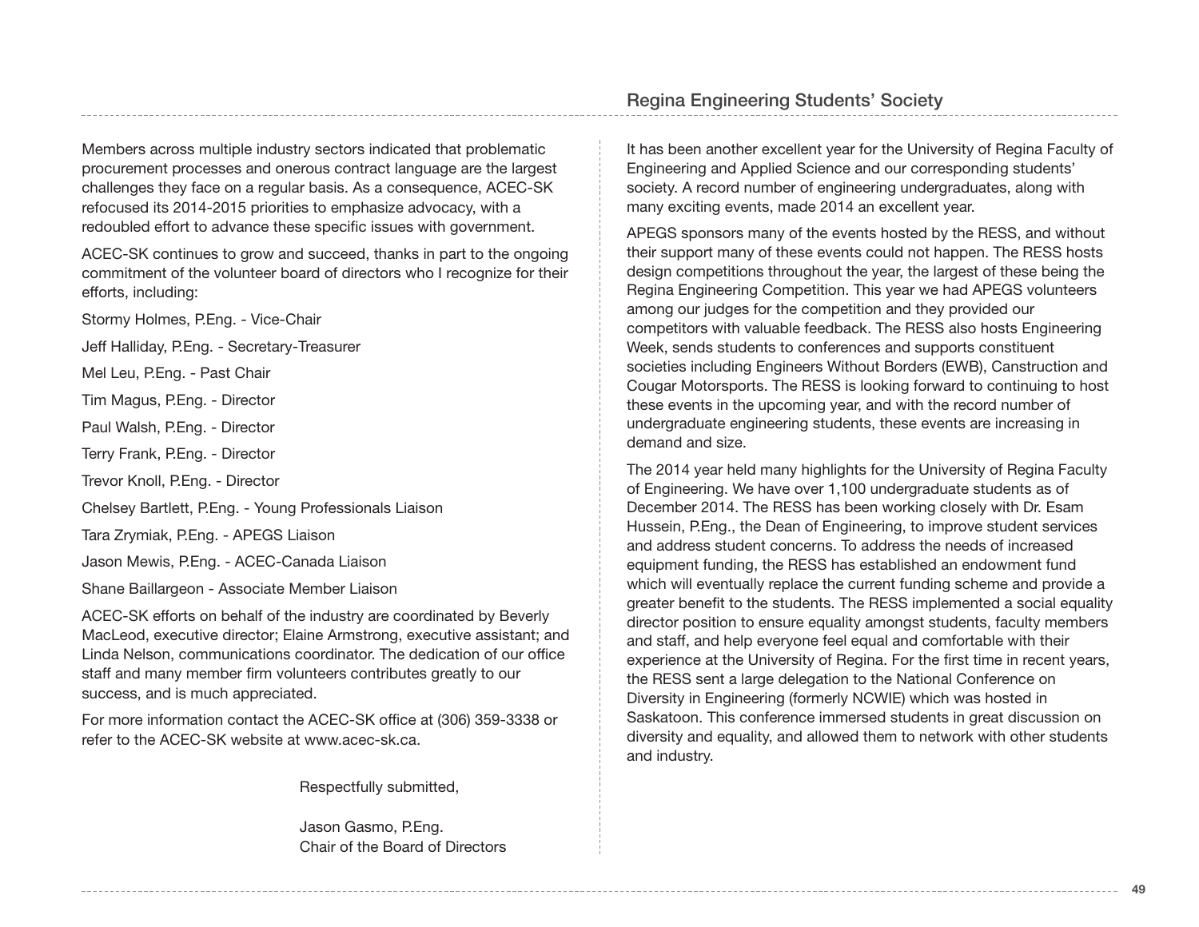Members across multiple industry sectors indicated that problematic procurement processes and onerous contract language are the largest challenges they face on a regular basis. As a consequence, ACEC-SK refocused its 2014-2015 priorities to emphasize advocacy, with a redoubled effort to advance these specific issues with government.

ACEC-SK continues to grow and succeed, thanks in part to the ongoing commitment of the volunteer board of directors who I recognize for their efforts, including:

Stormy Holmes, P.Eng. - Vice-Chair

Jeff Halliday, P.Eng. - Secretary-Treasurer

Mel Leu, P.Eng. - Past Chair

Tim Magus, P.Eng. - Director

Paul Walsh, P.Eng. - Director

Terry Frank, P.Eng. - Director

Trevor Knoll, P.Eng. - Director

Chelsey Bartlett, P.Eng. - Young Professionals Liaison

Tara Zrymiak, P.Eng. - APEGS Liaison

Jason Mewis, P.Eng. - ACEC-Canada Liaison

Shane Baillargeon - Associate Member Liaison

ACEC-SK efforts on behalf of the industry are coordinated by Beverly MacLeod, executive director; Elaine Armstrong, executive assistant; and Linda Nelson, communications coordinator. The dedication of our office staff and many member firm volunteers contributes greatly to our success, and is much appreciated.

For more information contact the ACEC-SK office at (306) 359-3338 or refer to the ACEC-SK website at www.acec-sk.ca.

Respectfully submitted,

Jason Gasmo, P.Eng.
Chair of the Board of Directors

## Regina Engineering Students' Society

It has been another excellent year for the University of Regina Faculty of Engineering and Applied Science and our corresponding students' society. A record number of engineering undergraduates, along with many exciting events, made 2014 an excellent year.

APEGS sponsors many of the events hosted by the RESS, and without their support many of these events could not happen. The RESS hosts design competitions throughout the year, the largest of these being the Regina Engineering Competition. This year we had APEGS volunteers among our judges for the competition and they provided our competitors with valuable feedback. The RESS also hosts Engineering Week, sends students to conferences and supports constituent societies including Engineers Without Borders (EWB), Canstruction and Cougar Motorsports. The RESS is looking forward to continuing to host these events in the upcoming year, and with the record number of undergraduate engineering students, these events are increasing in demand and size.

The 2014 year held many highlights for the University of Regina Faculty of Engineering. We have over 1,100 undergraduate students as of December 2014. The RESS has been working closely with Dr. Esam Hussein, P.Eng., the Dean of Engineering, to improve student services and address student concerns. To address the needs of increased equipment funding, the RESS has established an endowment fund which will eventually replace the current funding scheme and provide a greater benefit to the students. The RESS implemented a social equality director position to ensure equality amongst students, faculty members and staff, and help everyone feel equal and comfortable with their experience at the University of Regina. For the first time in recent years, the RESS sent a large delegation to the National Conference on Diversity in Engineering (formerly NCWIE) which was hosted in Saskatoon. This conference immersed students in great discussion on diversity and equality, and allowed them to network with other students and industry.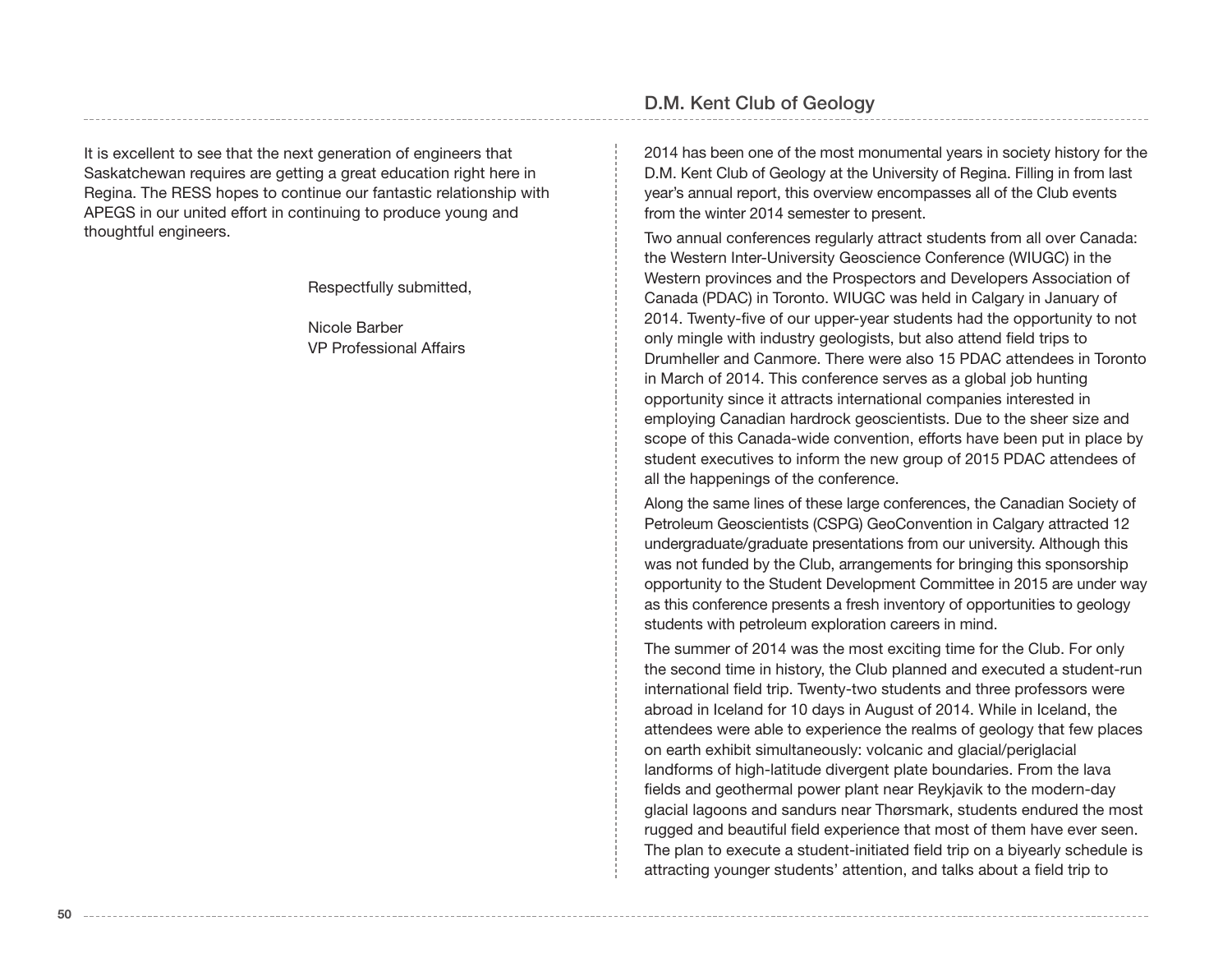It is excellent to see that the next generation of engineers that Saskatchewan requires are getting a great education right here in Regina. The RESS hopes to continue our fantastic relationship with APEGS in our united effort in continuing to produce young and thoughtful engineers.

Respectfully submitted,

Nicole Barber
VP Professional Affairs

## D.M. Kent Club of Geology

2014 has been one of the most monumental years in society history for the D.M. Kent Club of Geology at the University of Regina. Filling in from last year's annual report, this overview encompasses all of the Club events from the winter 2014 semester to present.

Two annual conferences regularly attract students from all over Canada: the Western Inter-University Geoscience Conference (WIUGC) in the Western provinces and the Prospectors and Developers Association of Canada (PDAC) in Toronto. WIUGC was held in Calgary in January of 2014. Twenty-five of our upper-year students had the opportunity to not only mingle with industry geologists, but also attend field trips to Drumheller and Canmore. There were also 15 PDAC attendees in Toronto in March of 2014. This conference serves as a global job hunting opportunity since it attracts international companies interested in employing Canadian hardrock geoscientists. Due to the sheer size and scope of this Canada-wide convention, efforts have been put in place by student executives to inform the new group of 2015 PDAC attendees of all the happenings of the conference.

Along the same lines of these large conferences, the Canadian Society of Petroleum Geoscientists (CSPG) GeoConvention in Calgary attracted 12 undergraduate/graduate presentations from our university. Although this was not funded by the Club, arrangements for bringing this sponsorship opportunity to the Student Development Committee in 2015 are under way as this conference presents a fresh inventory of opportunities to geology students with petroleum exploration careers in mind.

The summer of 2014 was the most exciting time for the Club. For only the second time in history, the Club planned and executed a student-run international field trip. Twenty-two students and three professors were abroad in Iceland for 10 days in August of 2014. While in Iceland, the attendees were able to experience the realms of geology that few places on earth exhibit simultaneously: volcanic and glacial/periglacial landforms of high-latitude divergent plate boundaries. From the lava fields and geothermal power plant near Reykjavik to the modern-day glacial lagoons and sandurs near Thørsmark, students endured the most rugged and beautiful field experience that most of them have ever seen. The plan to execute a student-initiated field trip on a biyearly schedule is attracting younger students' attention, and talks about a field trip to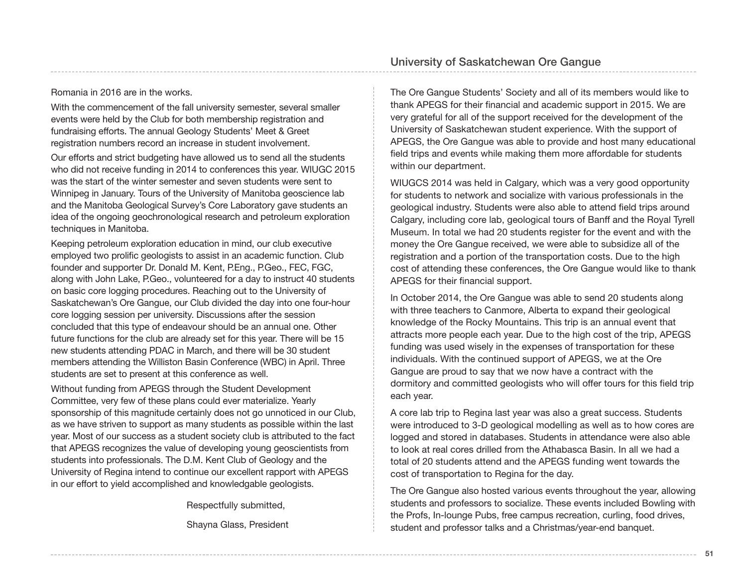Romania in 2016 are in the works.

With the commencement of the fall university semester, several smaller events were held by the Club for both membership registration and fundraising efforts. The annual Geology Students' Meet & Greet registration numbers record an increase in student involvement.

Our efforts and strict budgeting have allowed us to send all the students who did not receive funding in 2014 to conferences this year. WIUGC 2015 was the start of the winter semester and seven students were sent to Winnipeg in January. Tours of the University of Manitoba geoscience lab and the Manitoba Geological Survey's Core Laboratory gave students an idea of the ongoing geochronological research and petroleum exploration techniques in Manitoba.

Keeping petroleum exploration education in mind, our club executive employed two prolific geologists to assist in an academic function. Club founder and supporter Dr. Donald M. Kent, P.Eng., P.Geo., FEC, FGC, along with John Lake, P.Geo., volunteered for a day to instruct 40 students on basic core logging procedures. Reaching out to the University of Saskatchewan's Ore Gangue, our Club divided the day into one four-hour core logging session per university. Discussions after the session concluded that this type of endeavour should be an annual one. Other future functions for the club are already set for this year. There will be 15 new students attending PDAC in March, and there will be 30 student members attending the Williston Basin Conference (WBC) in April. Three students are set to present at this conference as well.

Without funding from APEGS through the Student Development Committee, very few of these plans could ever materialize. Yearly sponsorship of this magnitude certainly does not go unnoticed in our Club, as we have striven to support as many students as possible within the last year. Most of our success as a student society club is attributed to the fact that APEGS recognizes the value of developing young geoscientists from students into professionals. The D.M. Kent Club of Geology and the University of Regina intend to continue our excellent rapport with APEGS in our effort to yield accomplished and knowledgable geologists.

Respectfully submitted,

Shayna Glass, President

## University of Saskatchewan Ore Gangue

The Ore Gangue Students' Society and all of its members would like to thank APEGS for their financial and academic support in 2015. We are very grateful for all of the support received for the development of the University of Saskatchewan student experience. With the support of APEGS, the Ore Gangue was able to provide and host many educational field trips and events while making them more affordable for students within our department.

WIUGCS 2014 was held in Calgary, which was a very good opportunity for students to network and socialize with various professionals in the geological industry. Students were also able to attend field trips around Calgary, including core lab, geological tours of Banff and the Royal Tyrell Museum. In total we had 20 students register for the event and with the money the Ore Gangue received, we were able to subsidize all of the registration and a portion of the transportation costs. Due to the high cost of attending these conferences, the Ore Gangue would like to thank APEGS for their financial support.

In October 2014, the Ore Gangue was able to send 20 students along with three teachers to Canmore, Alberta to expand their geological knowledge of the Rocky Mountains. This trip is an annual event that attracts more people each year. Due to the high cost of the trip, APEGS funding was used wisely in the expenses of transportation for these individuals. With the continued support of APEGS, we at the Ore Gangue are proud to say that we now have a contract with the dormitory and committed geologists who will offer tours for this field trip each year.

A core lab trip to Regina last year was also a great success. Students were introduced to 3-D geological modelling as well as to how cores are logged and stored in databases. Students in attendance were also able to look at real cores drilled from the Athabasca Basin. In all we had a total of 20 students attend and the APEGS funding went towards the cost of transportation to Regina for the day.

The Ore Gangue also hosted various events throughout the year, allowing students and professors to socialize. These events included Bowling with the Profs, In-lounge Pubs, free campus recreation, curling, food drives, student and professor talks and a Christmas/year-end banquet.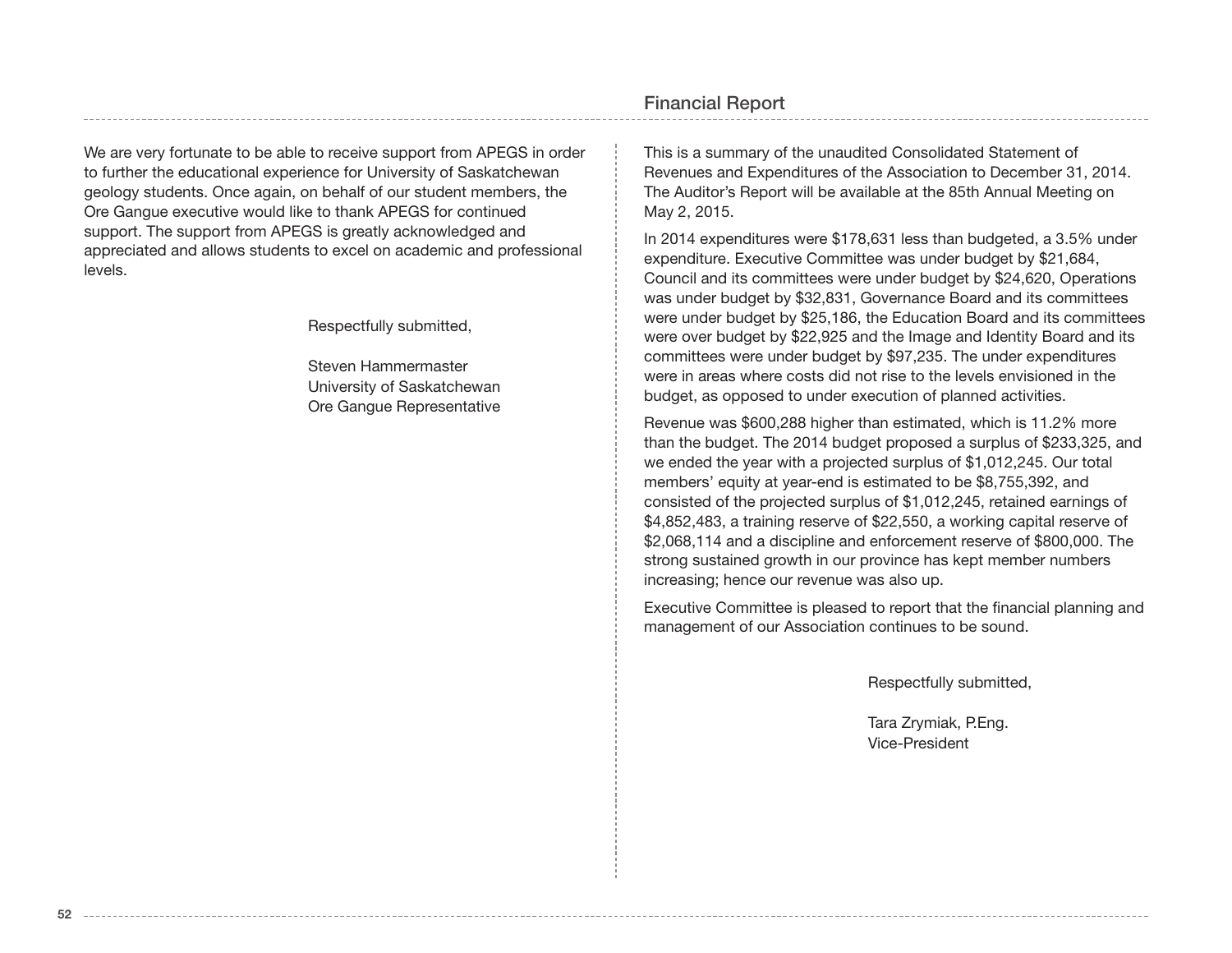We are very fortunate to be able to receive support from APEGS in order to further the educational experience for University of Saskatchewan geology students. Once again, on behalf of our student members, the Ore Gangue executive would like to thank APEGS for continued support. The support from APEGS is greatly acknowledged and appreciated and allows students to excel on academic and professional levels.

Respectfully submitted,

Steven Hammermaster
University of Saskatchewan
Ore Gangue Representative

## Financial Report

This is a summary of the unaudited Consolidated Statement of Revenues and Expenditures of the Association to December 31, 2014. The Auditor's Report will be available at the 85th Annual Meeting on May 2, 2015.

In 2014 expenditures were $178,631 less than budgeted, a 3.5% under expenditure. Executive Committee was under budget by $21,684, Council and its committees were under budget by $24,620, Operations was under budget by $32,831, Governance Board and its committees were under budget by $25,186, the Education Board and its committees were over budget by $22,925 and the Image and Identity Board and its committees were under budget by $97,235. The under expenditures were in areas where costs did not rise to the levels envisioned in the budget, as opposed to under execution of planned activities.

Revenue was $600,288 higher than estimated, which is 11.2% more than the budget. The 2014 budget proposed a surplus of $233,325, and we ended the year with a projected surplus of $1,012,245. Our total members' equity at year-end is estimated to be $8,755,392, and consisted of the projected surplus of $1,012,245, retained earnings of $4,852,483, a training reserve of $22,550, a working capital reserve of $2,068,114 and a discipline and enforcement reserve of $800,000. The strong sustained growth in our province has kept member numbers increasing; hence our revenue was also up.

Executive Committee is pleased to report that the financial planning and management of our Association continues to be sound.

Respectfully submitted,

Tara Zrymiak, P.Eng.
Vice-President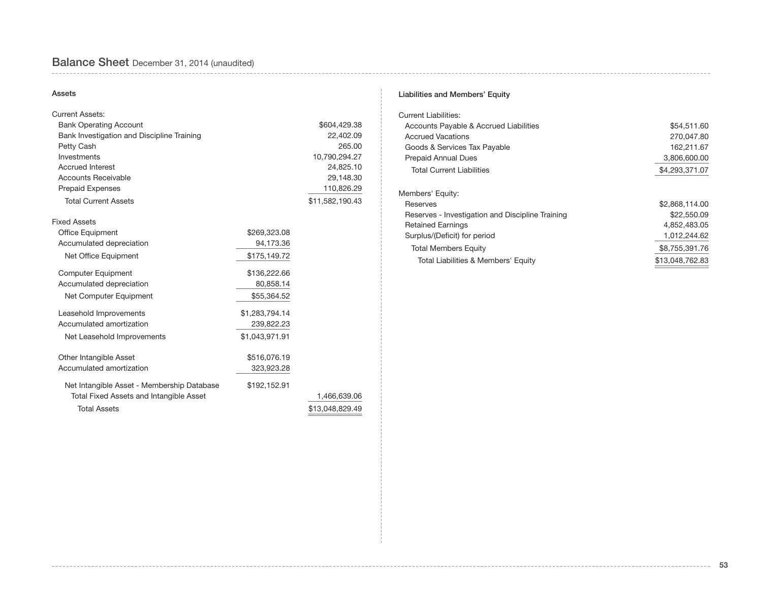## Balance Sheet December 31, 2014 (unaudited)

### Assets

| | | |
|---|---|---|
| **Current Assets:** | | |
| Bank Operating Account | | $604,429.38 |
| Bank Investigation and Discipline Training | | 22,402.09 |
| Petty Cash | | 265.00 |
| Investments | | 10,790,294.27 |
| Accrued Interest | | 24,825.10 |
| Accounts Receivable | | 29,148.30 |
| Prepaid Expenses | | 110,826.29 |
| Total Current Assets | | $11,582,190.43 |
| **Fixed Assets** | | |
| Office Equipment | $269,323.08 | |
| Accumulated depreciation | 94,173.36 | |
| Net Office Equipment | $175,149.72 | |
| Computer Equipment | $136,222.66 | |
| Accumulated depreciation | 80,858.14 | |
| Net Computer Equipment | $55,364.52 | |
| Leasehold Improvements | $1,283,794.14 | |
| Accumulated amortization | 239,822.23 | |
| Net Leasehold Improvements | $1,043,971.91 | |
| Other Intangible Asset | $516,076.19 | |
| Accumulated amortization | 323,923.28 | |
| Net Intangible Asset - Membership Database | $192,152.91 | |
| Total Fixed Assets and Intangible Asset | | 1,466,639.06 |
| Total Assets | | $13,048,829.49 |

### Liabilities and Members' Equity

| | |
|---|---|
| **Current Liabilities:** | |
| Accounts Payable & Accrued Liabilities | $54,511.60 |
| Accrued Vacations | 270,047.80 |
| Goods & Services Tax Payable | 162,211.67 |
| Prepaid Annual Dues | 3,806,600.00 |
| Total Current Liabilities | $4,293,371.07 |
| **Members' Equity:** | |
| Reserves | $2,868,114.00 |
| Reserves - Investigation and Discipline Training | $22,550.09 |
| Retained Earnings | 4,852,483.05 |
| Surplus/(Deficit) for period | 1,012,244.62 |
| Total Members Equity | $8,755,391.76 |
| Total Liabilities & Members' Equity | $13,048,762.83 |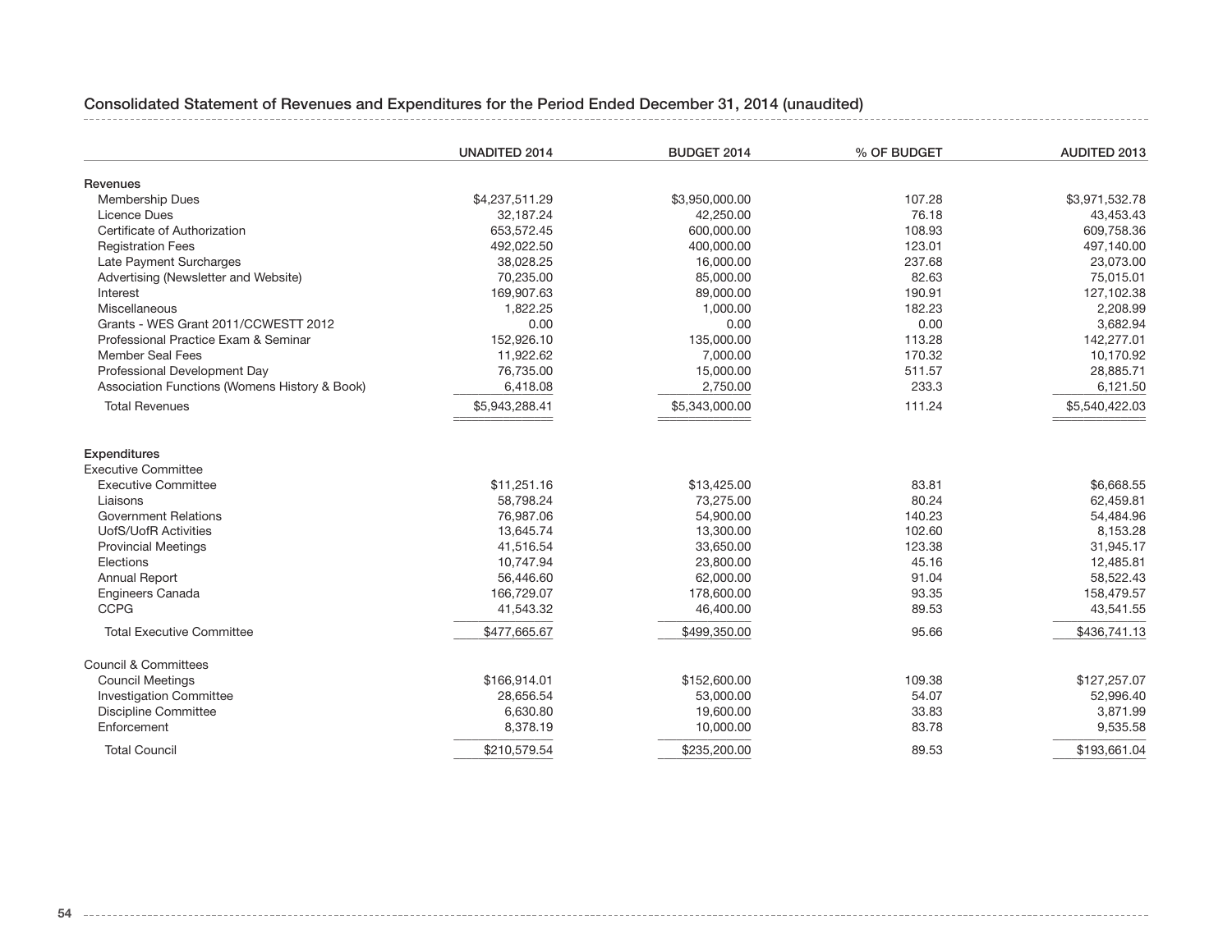## Consolidated Statement of Revenues and Expenditures for the Period Ended December 31, 2014 (unaudited)

| | UNADITED 2014 | BUDGET 2014 | % OF BUDGET | AUDITED 2013 |
|---|---|---|---|---|
| **Revenues** | | | | |
| Membership Dues | $4,237,511.29 | $3,950,000.00 | 107.28 | $3,971,532.78 |
| Licence Dues | 32,187.24 | 42,250.00 | 76.18 | 43,453.43 |
| Certificate of Authorization | 653,572.45 | 600,000.00 | 108.93 | 609,758.36 |
| Registration Fees | 492,022.50 | 400,000.00 | 123.01 | 497,140.00 |
| Late Payment Surcharges | 38,028.25 | 16,000.00 | 237.68 | 23,073.00 |
| Advertising (Newsletter and Website) | 70,235.00 | 85,000.00 | 82.63 | 75,015.01 |
| Interest | 169,907.63 | 89,000.00 | 190.91 | 127,102.38 |
| Miscellaneous | 1,822.25 | 1,000.00 | 182.23 | 2,208.99 |
| Grants - WES Grant 2011/CCWESTT 2012 | 0.00 | 0.00 | 0.00 | 3,682.94 |
| Professional Practice Exam & Seminar | 152,926.10 | 135,000.00 | 113.28 | 142,277.01 |
| Member Seal Fees | 11,922.62 | 7,000.00 | 170.32 | 10,170.92 |
| Professional Development Day | 76,735.00 | 15,000.00 | 511.57 | 28,885.71 |
| Association Functions (Womens History & Book) | 6,418.08 | 2,750.00 | 233.3 | 6,121.50 |
| Total Revenues | $5,943,288.41 | $5,343,000.00 | 111.24 | $5,540,422.03 |
| **Expenditures** | | | | |
| Executive Committee | | | | |
| Executive Committee | $11,251.16 | $13,425.00 | 83.81 | $6,668.55 |
| Liaisons | 58,798.24 | 73,275.00 | 80.24 | 62,459.81 |
| Government Relations | 76,987.06 | 54,900.00 | 140.23 | 54,484.96 |
| UofS/UofR Activities | 13,645.74 | 13,300.00 | 102.60 | 8,153.28 |
| Provincial Meetings | 41,516.54 | 33,650.00 | 123.38 | 31,945.17 |
| Elections | 10,747.94 | 23,800.00 | 45.16 | 12,485.81 |
| Annual Report | 56,446.60 | 62,000.00 | 91.04 | 58,522.43 |
| Engineers Canada | 166,729.07 | 178,600.00 | 93.35 | 158,479.57 |
| CCPG | 41,543.32 | 46,400.00 | 89.53 | 43,541.55 |
| Total Executive Committee | $477,665.67 | $499,350.00 | 95.66 | $436,741.13 |
| Council & Committees | | | | |
| Council Meetings | $166,914.01 | $152,600.00 | 109.38 | $127,257.07 |
| Investigation Committee | 28,656.54 | 53,000.00 | 54.07 | 52,996.40 |
| Discipline Committee | 6,630.80 | 19,600.00 | 33.83 | 3,871.99 |
| Enforcement | 8,378.19 | 10,000.00 | 83.78 | 9,535.58 |
| Total Council | $210,579.54 | $235,200.00 | 89.53 | $193,661.04 |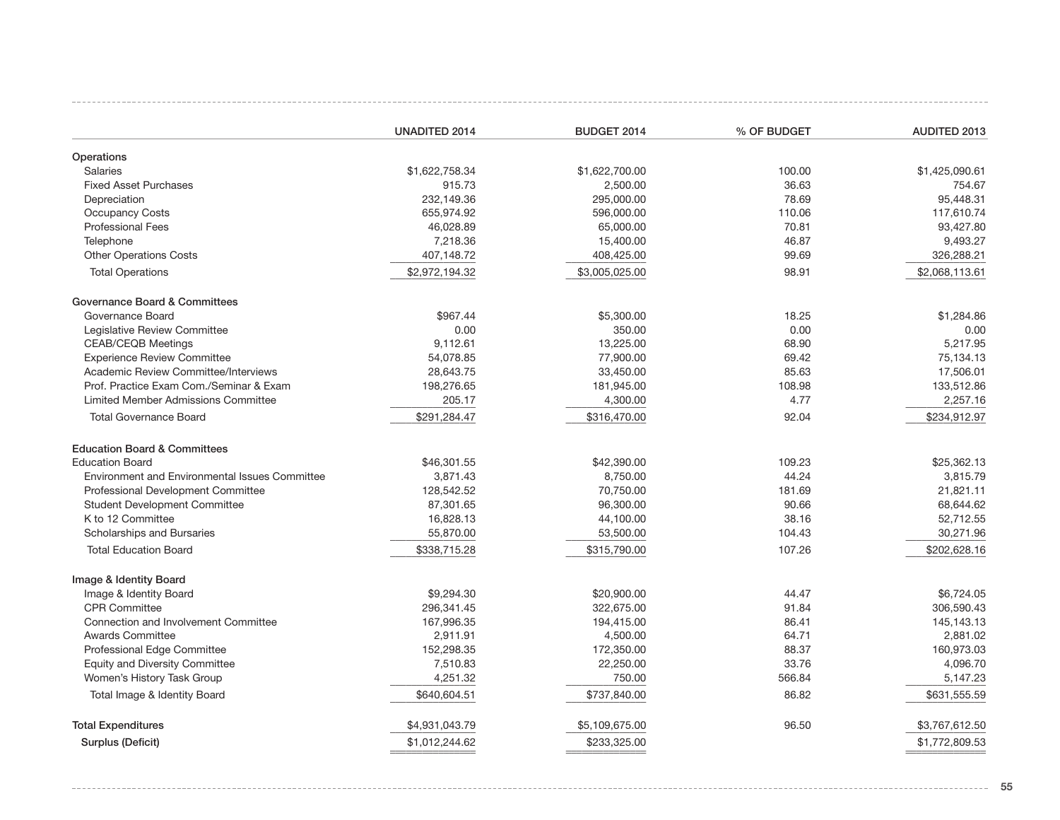| | UNADITED 2014 | BUDGET 2014 | % OF BUDGET | AUDITED 2013 |
|---|---|---|---|---|
| **Operations** | | | | |
| Salaries | $1,622,758.34 | $1,622,700.00 | 100.00 | $1,425,090.61 |
| Fixed Asset Purchases | 915.73 | 2,500.00 | 36.63 | 754.67 |
| Depreciation | 232,149.36 | 295,000.00 | 78.69 | 95,448.31 |
| Occupancy Costs | 655,974.92 | 596,000.00 | 110.06 | 117,610.74 |
| Professional Fees | 46,028.89 | 65,000.00 | 70.81 | 93,427.80 |
| Telephone | 7,218.36 | 15,400.00 | 46.87 | 9,493.27 |
| Other Operations Costs | 407,148.72 | 408,425.00 | 99.69 | 326,288.21 |
| Total Operations | $2,972,194.32 | $3,005,025.00 | 98.91 | $2,068,113.61 |
| **Governance Board & Committees** | | | | |
| Governance Board | $967.44 | $5,300.00 | 18.25 | $1,284.86 |
| Legislative Review Committee | 0.00 | 350.00 | 0.00 | 0.00 |
| CEAB/CEQB Meetings | 9,112.61 | 13,225.00 | 68.90 | 5,217.95 |
| Experience Review Committee | 54,078.85 | 77,900.00 | 69.42 | 75,134.13 |
| Academic Review Committee/Interviews | 28,643.75 | 33,450.00 | 85.63 | 17,506.01 |
| Prof. Practice Exam Com./Seminar & Exam | 198,276.65 | 181,945.00 | 108.98 | 133,512.86 |
| Limited Member Admissions Committee | 205.17 | 4,300.00 | 4.77 | 2,257.16 |
| Total Governance Board | $291,284.47 | $316,470.00 | 92.04 | $234,912.97 |
| **Education Board & Committees** | | | | |
| Education Board | $46,301.55 | $42,390.00 | 109.23 | $25,362.13 |
| Environment and Environmental Issues Committee | 3,871.43 | 8,750.00 | 44.24 | 3,815.79 |
| Professional Development Committee | 128,542.52 | 70,750.00 | 181.69 | 21,821.11 |
| Student Development Committee | 87,301.65 | 96,300.00 | 90.66 | 68,644.62 |
| K to 12 Committee | 16,828.13 | 44,100.00 | 38.16 | 52,712.55 |
| Scholarships and Bursaries | 55,870.00 | 53,500.00 | 104.43 | 30,271.96 |
| Total Education Board | $338,715.28 | $315,790.00 | 107.26 | $202,628.16 |
| **Image & Identity Board** | | | | |
| Image & Identity Board | $9,294.30 | $20,900.00 | 44.47 | $6,724.05 |
| CPR Committee | 296,341.45 | 322,675.00 | 91.84 | 306,590.43 |
| Connection and Involvement Committee | 167,996.35 | 194,415.00 | 86.41 | 145,143.13 |
| Awards Committee | 2,911.91 | 4,500.00 | 64.71 | 2,881.02 |
| Professional Edge Committee | 152,298.35 | 172,350.00 | 88.37 | 160,973.03 |
| Equity and Diversity Committee | 7,510.83 | 22,250.00 | 33.76 | 4,096.70 |
| Women's History Task Group | 4,251.32 | 750.00 | 566.84 | 5,147.23 |
| Total Image & Identity Board | $640,604.51 | $737,840.00 | 86.82 | $631,555.59 |
| **Total Expenditures** | $4,931,043.79 | $5,109,675.00 | 96.50 | $3,767,612.50 |
| **Surplus (Deficit)** | $1,012,244.62 | $233,325.00 | | $1,772,809.53 |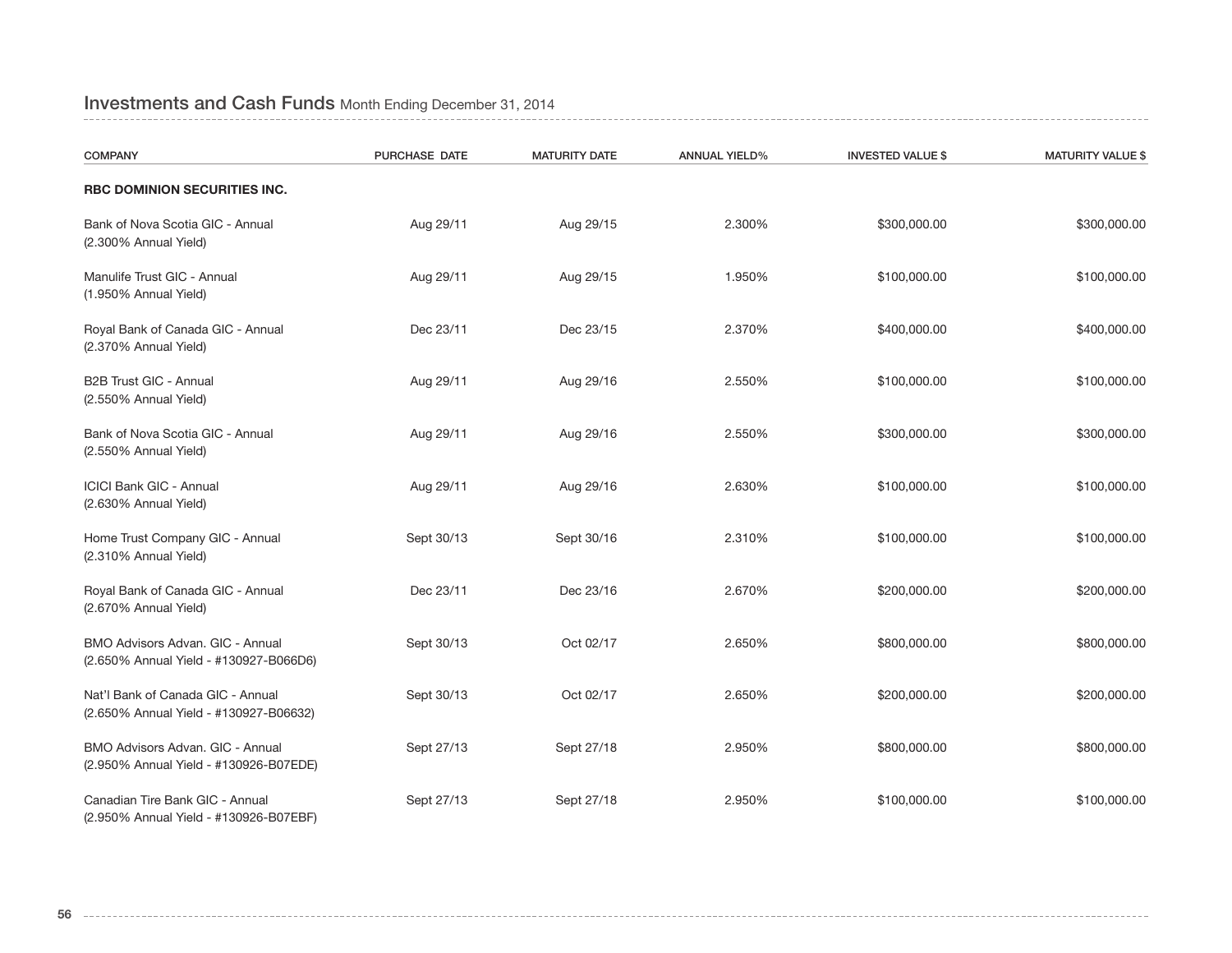## Investments and Cash Funds Month Ending December 31, 2014

| COMPANY | PURCHASE DATE | MATURITY DATE | ANNUAL YIELD% | INVESTED VALUE $ | MATURITY VALUE $ |
|---|---|---|---|---|---|
| **RBC DOMINION SECURITIES INC.** | | | | | |
| Bank of Nova Scotia GIC - Annual (2.300% Annual Yield) | Aug 29/11 | Aug 29/15 | 2.300% | $300,000.00 | $300,000.00 |
| Manulife Trust GIC - Annual (1.950% Annual Yield) | Aug 29/11 | Aug 29/15 | 1.950% | $100,000.00 | $100,000.00 |
| Royal Bank of Canada GIC - Annual (2.370% Annual Yield) | Dec 23/11 | Dec 23/15 | 2.370% | $400,000.00 | $400,000.00 |
| B2B Trust GIC - Annual (2.550% Annual Yield) | Aug 29/11 | Aug 29/16 | 2.550% | $100,000.00 | $100,000.00 |
| Bank of Nova Scotia GIC - Annual (2.550% Annual Yield) | Aug 29/11 | Aug 29/16 | 2.550% | $300,000.00 | $300,000.00 |
| ICICI Bank GIC - Annual (2.630% Annual Yield) | Aug 29/11 | Aug 29/16 | 2.630% | $100,000.00 | $100,000.00 |
| Home Trust Company GIC - Annual (2.310% Annual Yield) | Sept 30/13 | Sept 30/16 | 2.310% | $100,000.00 | $100,000.00 |
| Royal Bank of Canada GIC - Annual (2.670% Annual Yield) | Dec 23/11 | Dec 23/16 | 2.670% | $200,000.00 | $200,000.00 |
| BMO Advisors Advan. GIC - Annual (2.650% Annual Yield - #130927-B066D6) | Sept 30/13 | Oct 02/17 | 2.650% | $800,000.00 | $800,000.00 |
| Nat'l Bank of Canada GIC - Annual (2.650% Annual Yield - #130927-B06632) | Sept 30/13 | Oct 02/17 | 2.650% | $200,000.00 | $200,000.00 |
| BMO Advisors Advan. GIC - Annual (2.950% Annual Yield - #130926-B07EDE) | Sept 27/13 | Sept 27/18 | 2.950% | $800,000.00 | $800,000.00 |
| Canadian Tire Bank GIC - Annual (2.950% Annual Yield - #130926-B07EBF) | Sept 27/13 | Sept 27/18 | 2.950% | $100,000.00 | $100,000.00 |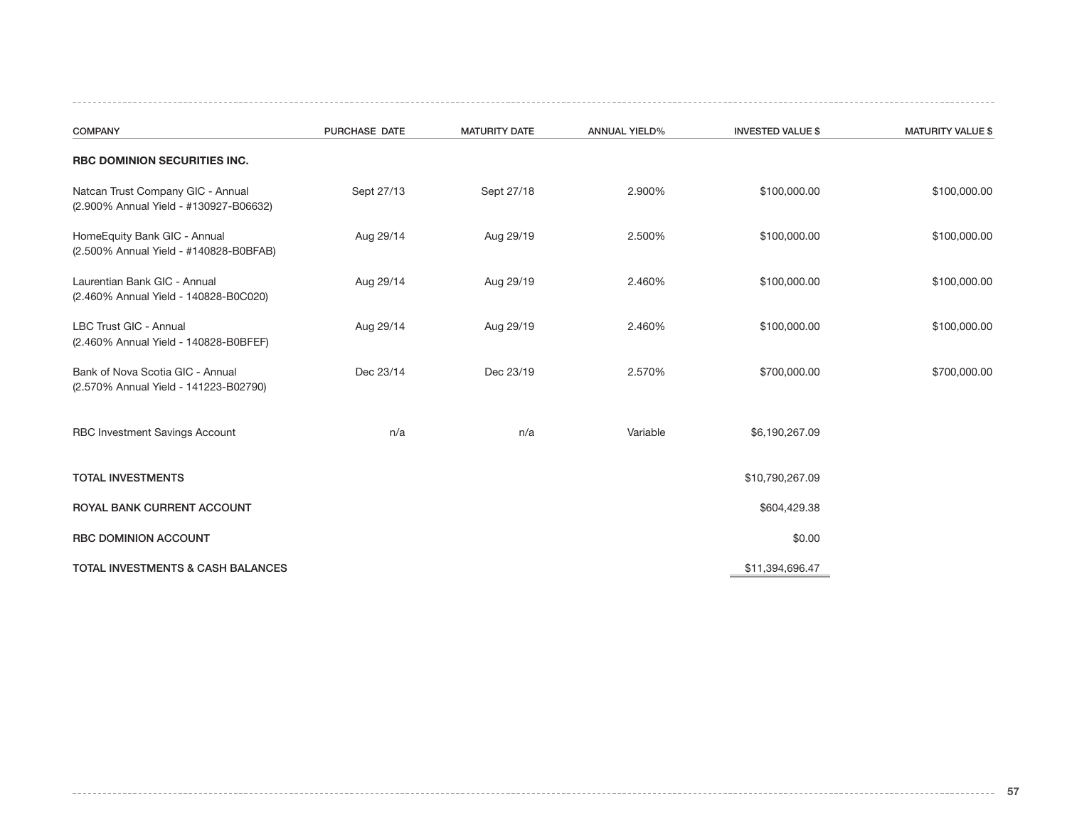| COMPANY | PURCHASE DATE | MATURITY DATE | ANNUAL YIELD% | INVESTED VALUE $ | MATURITY VALUE $ |
|---|---|---|---|---|---|
| **RBC DOMINION SECURITIES INC.** | | | | | |
| Natcan Trust Company GIC - Annual (2.900% Annual Yield - #130927-B06632) | Sept 27/13 | Sept 27/18 | 2.900% | $100,000.00 | $100,000.00 |
| HomeEquity Bank GIC - Annual (2.500% Annual Yield - #140828-B0BFAB) | Aug 29/14 | Aug 29/19 | 2.500% | $100,000.00 | $100,000.00 |
| Laurentian Bank GIC - Annual (2.460% Annual Yield - 140828-B0C020) | Aug 29/14 | Aug 29/19 | 2.460% | $100,000.00 | $100,000.00 |
| LBC Trust GIC - Annual (2.460% Annual Yield - 140828-B0BFEF) | Aug 29/14 | Aug 29/19 | 2.460% | $100,000.00 | $100,000.00 |
| Bank of Nova Scotia GIC - Annual (2.570% Annual Yield - 141223-B02790) | Dec 23/14 | Dec 23/19 | 2.570% | $700,000.00 | $700,000.00 |
| RBC Investment Savings Account | n/a | n/a | Variable | $6,190,267.09 | |
| **TOTAL INVESTMENTS** | | | | $10,790,267.09 | |
| **ROYAL BANK CURRENT ACCOUNT** | | | | $604,429.38 | |
| **RBC DOMINION ACCOUNT** | | | | $0.00 | |
| **TOTAL INVESTMENTS & CASH BALANCES** | | | | $11,394,696.47 | |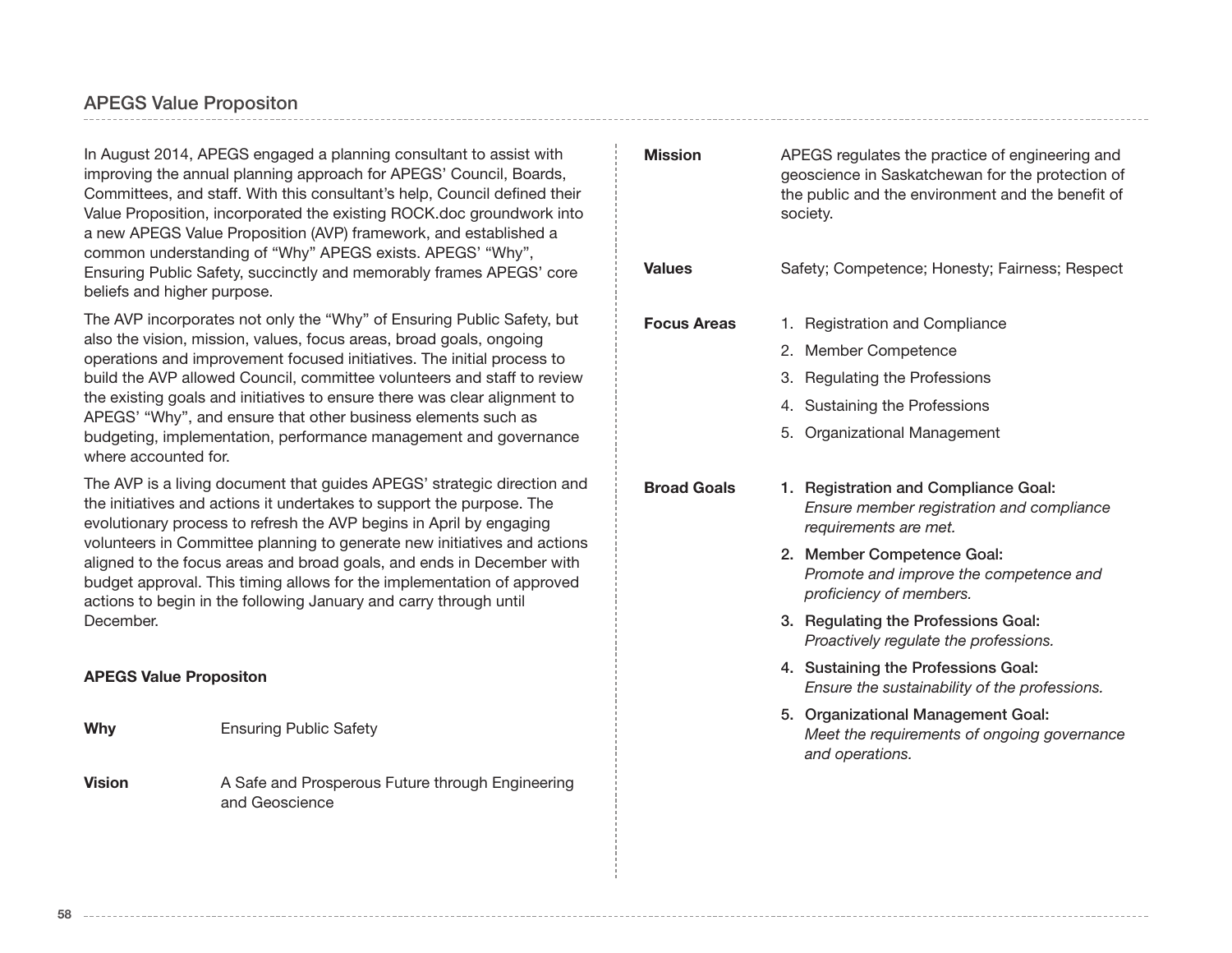## APEGS Value Propositon

In August 2014, APEGS engaged a planning consultant to assist with improving the annual planning approach for APEGS' Council, Boards, Committees, and staff. With this consultant's help, Council defined their Value Proposition, incorporated the existing ROCK.doc groundwork into a new APEGS Value Proposition (AVP) framework, and established a common understanding of "Why" APEGS exists. APEGS' "Why", Ensuring Public Safety, succinctly and memorably frames APEGS' core beliefs and higher purpose.

The AVP incorporates not only the "Why" of Ensuring Public Safety, but also the vision, mission, values, focus areas, broad goals, ongoing operations and improvement focused initiatives. The initial process to build the AVP allowed Council, committee volunteers and staff to review the existing goals and initiatives to ensure there was clear alignment to APEGS' "Why", and ensure that other business elements such as budgeting, implementation, performance management and governance where accounted for.

The AVP is a living document that guides APEGS' strategic direction and the initiatives and actions it undertakes to support the purpose. The evolutionary process to refresh the AVP begins in April by engaging volunteers in Committee planning to generate new initiatives and actions aligned to the focus areas and broad goals, and ends in December with budget approval. This timing allows for the implementation of approved actions to begin in the following January and carry through until December.

### APEGS Value Propositon

**Why** — Ensuring Public Safety

**Vision** — A Safe and Prosperous Future through Engineering and Geoscience

**Mission** — APEGS regulates the practice of engineering and geoscience in Saskatchewan for the protection of the public and the environment and the benefit of society.

**Values** — Safety; Competence; Honesty; Fairness; Respect

**Focus Areas**

1. Registration and Compliance
2. Member Competence
3. Regulating the Professions
4. Sustaining the Professions
5. Organizational Management

**Broad Goals**

1. **Registration and Compliance Goal:** *Ensure member registration and compliance requirements are met.*
2. **Member Competence Goal:** *Promote and improve the competence and proficiency of members.*
3. **Regulating the Professions Goal:** *Proactively regulate the professions.*
4. **Sustaining the Professions Goal:** *Ensure the sustainability of the professions.*
5. **Organizational Management Goal:** *Meet the requirements of ongoing governance and operations.*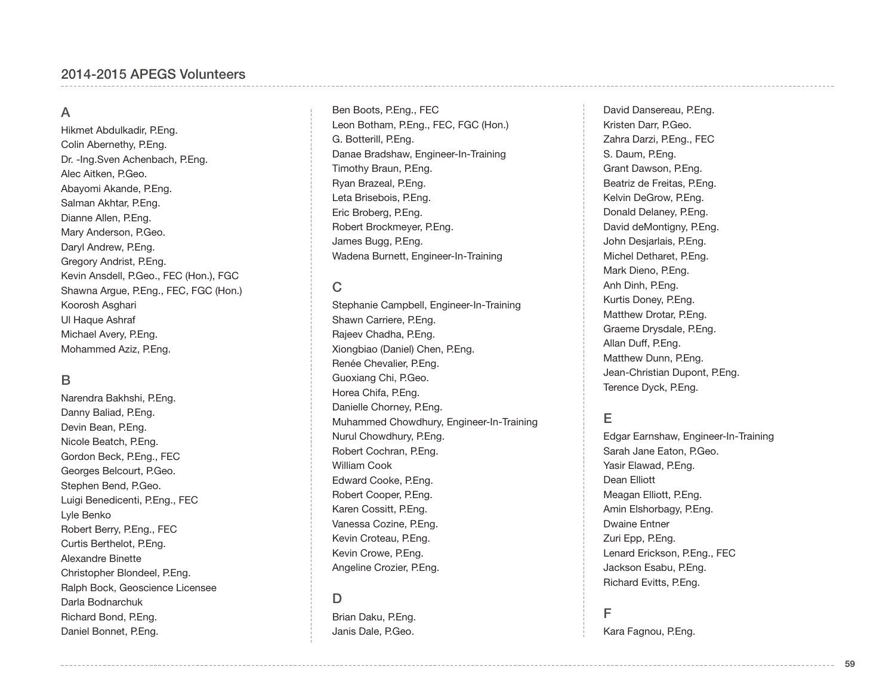## 2014-2015 APEGS Volunteers

### A

Hikmet Abdulkadir, P.Eng.
Colin Abernethy, P.Eng.
Dr. -Ing.Sven Achenbach, P.Eng.
Alec Aitken, P.Geo.
Abayomi Akande, P.Eng.
Salman Akhtar, P.Eng.
Dianne Allen, P.Eng.
Mary Anderson, P.Geo.
Daryl Andrew, P.Eng.
Gregory Andrist, P.Eng.
Kevin Ansdell, P.Geo., FEC (Hon.), FGC
Shawna Argue, P.Eng., FEC, FGC (Hon.)
Koorosh Asghari
Ul Haque Ashraf
Michael Avery, P.Eng.
Mohammed Aziz, P.Eng.

### B

Narendra Bakhshi, P.Eng.
Danny Baliad, P.Eng.
Devin Bean, P.Eng.
Nicole Beatch, P.Eng.
Gordon Beck, P.Eng., FEC
Georges Belcourt, P.Geo.
Stephen Bend, P.Geo.
Luigi Benedicenti, P.Eng., FEC
Lyle Benko
Robert Berry, P.Eng., FEC
Curtis Berthelot, P.Eng.
Alexandre Binette
Christopher Blondeel, P.Eng.
Ralph Bock, Geoscience Licensee
Darla Bodnarchuk
Richard Bond, P.Eng.
Daniel Bonnet, P.Eng.
Ben Boots, P.Eng., FEC
Leon Botham, P.Eng., FEC, FGC (Hon.)
G. Botterill, P.Eng.
Danae Bradshaw, Engineer-In-Training
Timothy Braun, P.Eng.
Ryan Brazeal, P.Eng.
Leta Brisebois, P.Eng.
Eric Broberg, P.Eng.
Robert Brockmeyer, P.Eng.
James Bugg, P.Eng.
Wadena Burnett, Engineer-In-Training

### C

Stephanie Campbell, Engineer-In-Training
Shawn Carriere, P.Eng.
Rajeev Chadha, P.Eng.
Xiongbiao (Daniel) Chen, P.Eng.
Renée Chevalier, P.Eng.
Guoxiang Chi, P.Geo.
Horea Chifa, P.Eng.
Danielle Chorney, P.Eng.
Muhammed Chowdhury, Engineer-In-Training
Nurul Chowdhury, P.Eng.
Robert Cochran, P.Eng.
William Cook
Edward Cooke, P.Eng.
Robert Cooper, P.Eng.
Karen Cossitt, P.Eng.
Vanessa Cozine, P.Eng.
Kevin Croteau, P.Eng.
Kevin Crowe, P.Eng.
Angeline Crozier, P.Eng.

### D

Brian Daku, P.Eng.
Janis Dale, P.Geo.
David Dansereau, P.Eng.
Kristen Darr, P.Geo.
Zahra Darzi, P.Eng., FEC
S. Daum, P.Eng.
Grant Dawson, P.Eng.
Beatriz de Freitas, P.Eng.
Kelvin DeGrow, P.Eng.
Donald Delaney, P.Eng.
David deMontigny, P.Eng.
John Desjarlais, P.Eng.
Michel Detharet, P.Eng.
Mark Dieno, P.Eng.
Anh Dinh, P.Eng.
Kurtis Doney, P.Eng.
Matthew Drotar, P.Eng.
Graeme Drysdale, P.Eng.
Allan Duff, P.Eng.
Matthew Dunn, P.Eng.
Jean-Christian Dupont, P.Eng.
Terence Dyck, P.Eng.

### E

Edgar Earnshaw, Engineer-In-Training
Sarah Jane Eaton, P.Geo.
Yasir Elawad, P.Eng.
Dean Elliott
Meagan Elliott, P.Eng.
Amin Elshorbagy, P.Eng.
Dwaine Entner
Zuri Epp, P.Eng.
Lenard Erickson, P.Eng., FEC
Jackson Esabu, P.Eng.
Richard Evitts, P.Eng.

### F

Kara Fagnou, P.Eng.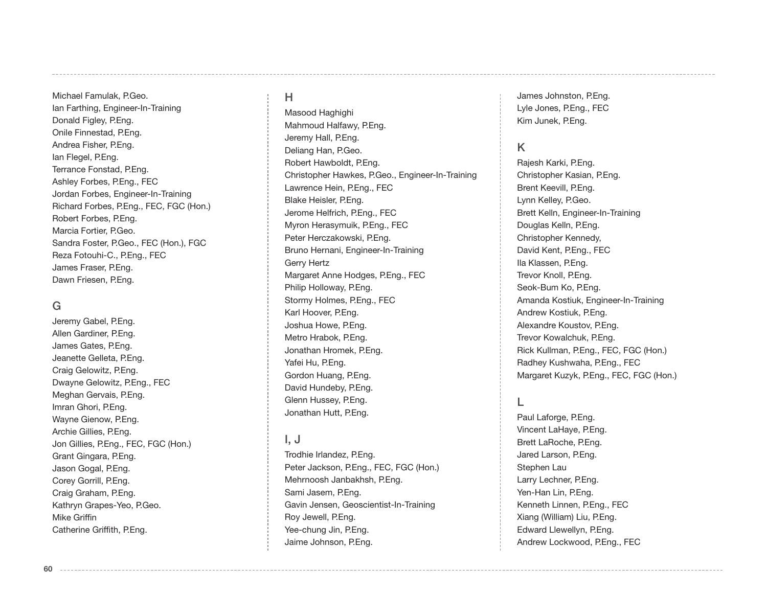Michael Famulak, P.Geo.
Ian Farthing, Engineer-In-Training
Donald Figley, P.Eng.
Onile Finnestad, P.Eng.
Andrea Fisher, P.Eng.
Ian Flegel, P.Eng.
Terrance Fonstad, P.Eng.
Ashley Forbes, P.Eng., FEC
Jordan Forbes, Engineer-In-Training
Richard Forbes, P.Eng., FEC, FGC (Hon.)
Robert Forbes, P.Eng.
Marcia Fortier, P.Geo.
Sandra Foster, P.Geo., FEC (Hon.), FGC
Reza Fotouhi-C., P.Eng., FEC
James Fraser, P.Eng.
Dawn Friesen, P.Eng.

## G

Jeremy Gabel, P.Eng.
Allen Gardiner, P.Eng.
James Gates, P.Eng.
Jeanette Gelleta, P.Eng.
Craig Gelowitz, P.Eng.
Dwayne Gelowitz, P.Eng., FEC
Meghan Gervais, P.Eng.
Imran Ghori, P.Eng.
Wayne Gienow, P.Eng.
Archie Gillies, P.Eng.
Jon Gillies, P.Eng., FEC, FGC (Hon.)
Grant Gingara, P.Eng.
Jason Gogal, P.Eng.
Corey Gorrill, P.Eng.
Craig Graham, P.Eng.
Kathryn Grapes-Yeo, P.Geo.
Mike Griffin
Catherine Griffith, P.Eng.

## H

Masood Haghighi
Mahmoud Halfawy, P.Eng.
Jeremy Hall, P.Eng.
Deliang Han, P.Geo.
Robert Hawboldt, P.Eng.
Christopher Hawkes, P.Geo., Engineer-In-Training
Lawrence Hein, P.Eng., FEC
Blake Heisler, P.Eng.
Jerome Helfrich, P.Eng., FEC
Myron Herasymuik, P.Eng., FEC
Peter Herczakowski, P.Eng.
Bruno Hernani, Engineer-In-Training
Gerry Hertz
Margaret Anne Hodges, P.Eng., FEC
Philip Holloway, P.Eng.
Stormy Holmes, P.Eng., FEC
Karl Hoover, P.Eng.
Joshua Howe, P.Eng.
Metro Hrabok, P.Eng.
Jonathan Hromek, P.Eng.
Yafei Hu, P.Eng.
Gordon Huang, P.Eng.
David Hundeby, P.Eng.
Glenn Hussey, P.Eng.
Jonathan Hutt, P.Eng.

## I, J

Trodhie Irlandez, P.Eng.
Peter Jackson, P.Eng., FEC, FGC (Hon.)
Mehrnoosh Janbakhsh, P.Eng.
Sami Jasem, P.Eng.
Gavin Jensen, Geoscientist-In-Training
Roy Jewell, P.Eng.
Yee-chung Jin, P.Eng.
Jaime Johnson, P.Eng.
James Johnston, P.Eng.
Lyle Jones, P.Eng., FEC
Kim Junek, P.Eng.

## K

Rajesh Karki, P.Eng.
Christopher Kasian, P.Eng.
Brent Keevill, P.Eng.
Lynn Kelley, P.Geo.
Brett Kelln, Engineer-In-Training
Douglas Kelln, P.Eng.
Christopher Kennedy,
David Kent, P.Eng., FEC
Ila Klassen, P.Eng.
Trevor Knoll, P.Eng.
Seok-Bum Ko, P.Eng.
Amanda Kostiuk, Engineer-In-Training
Andrew Kostiuk, P.Eng.
Alexandre Koustov, P.Eng.
Trevor Kowalchuk, P.Eng.
Rick Kullman, P.Eng., FEC, FGC (Hon.)
Radhey Kushwaha, P.Eng., FEC
Margaret Kuzyk, P.Eng., FEC, FGC (Hon.)

## L

Paul Laforge, P.Eng.
Vincent LaHaye, P.Eng.
Brett LaRoche, P.Eng.
Jared Larson, P.Eng.
Stephen Lau
Larry Lechner, P.Eng.
Yen-Han Lin, P.Eng.
Kenneth Linnen, P.Eng., FEC
Xiang (William) Liu, P.Eng.
Edward Llewellyn, P.Eng.
Andrew Lockwood, P.Eng., FEC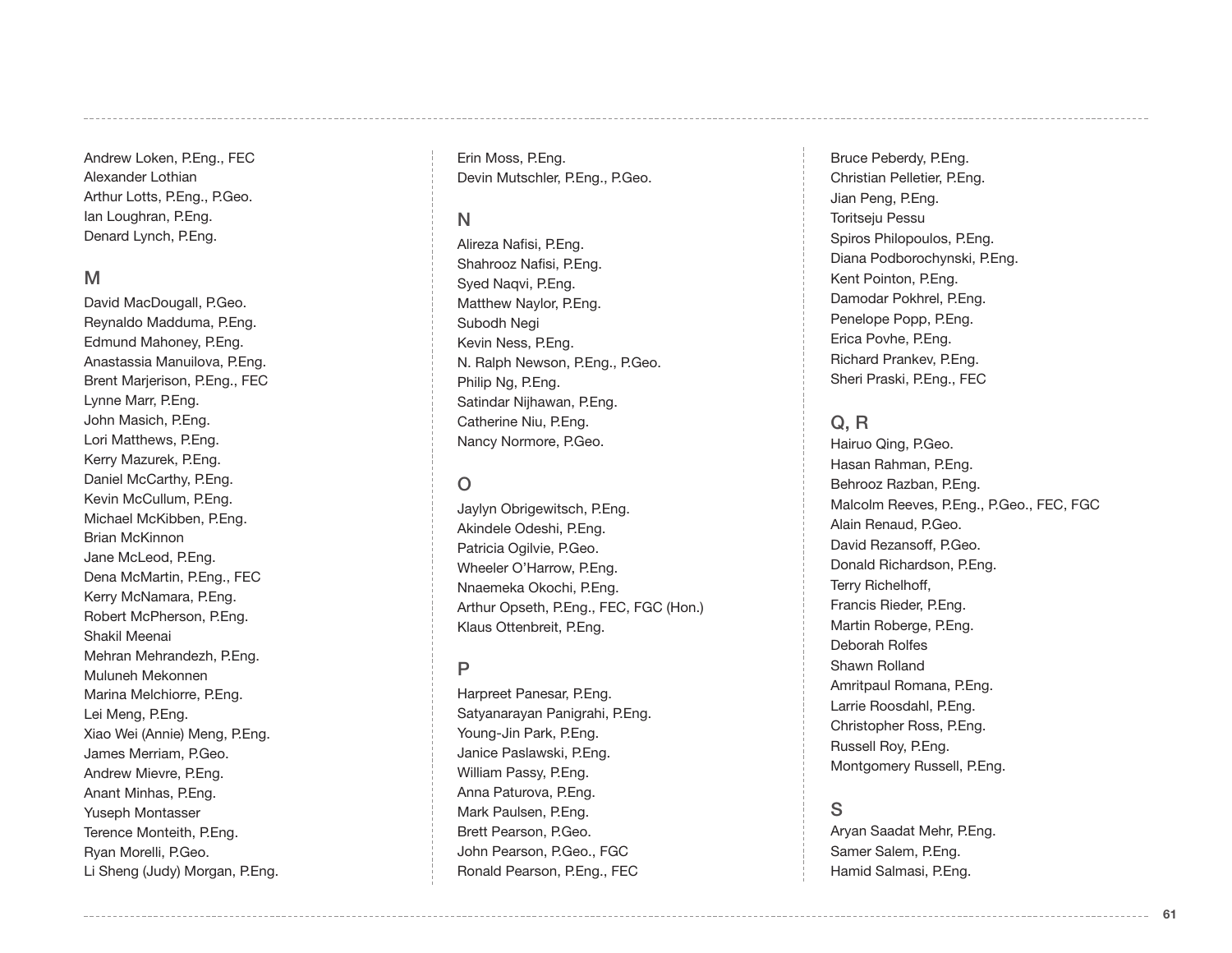Andrew Loken, P.Eng., FEC
Alexander Lothian
Arthur Lotts, P.Eng., P.Geo.
Ian Loughran, P.Eng.
Denard Lynch, P.Eng.

## M

David MacDougall, P.Geo.
Reynaldo Madduma, P.Eng.
Edmund Mahoney, P.Eng.
Anastassia Manuilova, P.Eng.
Brent Marjerison, P.Eng., FEC
Lynne Marr, P.Eng.
John Masich, P.Eng.
Lori Matthews, P.Eng.
Kerry Mazurek, P.Eng.
Daniel McCarthy, P.Eng.
Kevin McCullum, P.Eng.
Michael McKibben, P.Eng.
Brian McKinnon
Jane McLeod, P.Eng.
Dena McMartin, P.Eng., FEC
Kerry McNamara, P.Eng.
Robert McPherson, P.Eng.
Shakil Meenai
Mehran Mehrandezh, P.Eng.
Muluneh Mekonnen
Marina Melchiorre, P.Eng.
Lei Meng, P.Eng.
Xiao Wei (Annie) Meng, P.Eng.
James Merriam, P.Geo.
Andrew Mievre, P.Eng.
Anant Minhas, P.Eng.
Yuseph Montasser
Terence Monteith, P.Eng.
Ryan Morelli, P.Geo.
Li Sheng (Judy) Morgan, P.Eng.
Erin Moss, P.Eng.
Devin Mutschler, P.Eng., P.Geo.

## N

Alireza Nafisi, P.Eng.
Shahrooz Nafisi, P.Eng.
Syed Naqvi, P.Eng.
Matthew Naylor, P.Eng.
Subodh Negi
Kevin Ness, P.Eng.
N. Ralph Newson, P.Eng., P.Geo.
Philip Ng, P.Eng.
Satindar Nijhawan, P.Eng.
Catherine Niu, P.Eng.
Nancy Normore, P.Geo.

## O

Jaylyn Obrigewitsch, P.Eng.
Akindele Odeshi, P.Eng.
Patricia Ogilvie, P.Geo.
Wheeler O'Harrow, P.Eng.
Nnaemeka Okochi, P.Eng.
Arthur Opseth, P.Eng., FEC, FGC (Hon.)
Klaus Ottenbreit, P.Eng.

## P

Harpreet Panesar, P.Eng.
Satyanarayan Panigrahi, P.Eng.
Young-Jin Park, P.Eng.
Janice Paslawski, P.Eng.
William Passy, P.Eng.
Anna Paturova, P.Eng.
Mark Paulsen, P.Eng.
Brett Pearson, P.Geo.
John Pearson, P.Geo., FGC
Ronald Pearson, P.Eng., FEC
Bruce Peberdy, P.Eng.
Christian Pelletier, P.Eng.
Jian Peng, P.Eng.
Toritseju Pessu
Spiros Philopoulos, P.Eng.
Diana Podborochynski, P.Eng.
Kent Pointon, P.Eng.
Damodar Pokhrel, P.Eng.
Penelope Popp, P.Eng.
Erica Povhe, P.Eng.
Richard Prankev, P.Eng.
Sheri Praski, P.Eng., FEC

## Q, R

Hairuo Qing, P.Geo.
Hasan Rahman, P.Eng.
Behrooz Razban, P.Eng.
Malcolm Reeves, P.Eng., P.Geo., FEC, FGC
Alain Renaud, P.Geo.
David Rezansoff, P.Geo.
Donald Richardson, P.Eng.
Terry Richelhoff,
Francis Rieder, P.Eng.
Martin Roberge, P.Eng.
Deborah Rolfes
Shawn Rolland
Amritpaul Romana, P.Eng.
Larrie Roosdahl, P.Eng.
Christopher Ross, P.Eng.
Russell Roy, P.Eng.
Montgomery Russell, P.Eng.

## S

Aryan Saadat Mehr, P.Eng.
Samer Salem, P.Eng.
Hamid Salmasi, P.Eng.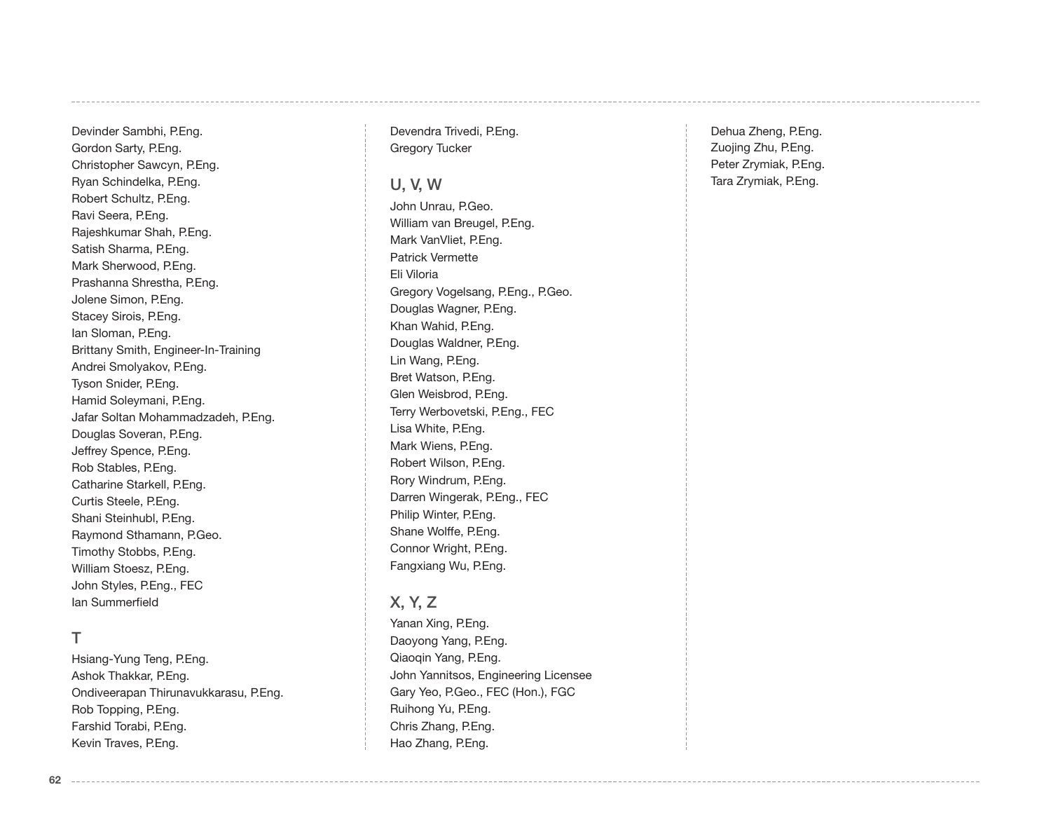Devinder Sambhi, P.Eng.
Gordon Sarty, P.Eng.
Christopher Sawcyn, P.Eng.
Ryan Schindelka, P.Eng.
Robert Schultz, P.Eng.
Ravi Seera, P.Eng.
Rajeshkumar Shah, P.Eng.
Satish Sharma, P.Eng.
Mark Sherwood, P.Eng.
Prashanna Shrestha, P.Eng.
Jolene Simon, P.Eng.
Stacey Sirois, P.Eng.
Ian Sloman, P.Eng.
Brittany Smith, Engineer-In-Training
Andrei Smolyakov, P.Eng.
Tyson Snider, P.Eng.
Hamid Soleymani, P.Eng.
Jafar Soltan Mohammadzadeh, P.Eng.
Douglas Soveran, P.Eng.
Jeffrey Spence, P.Eng.
Rob Stables, P.Eng.
Catharine Starkell, P.Eng.
Curtis Steele, P.Eng.
Shani Steinhubl, P.Eng.
Raymond Sthamann, P.Geo.
Timothy Stobbs, P.Eng.
William Stoesz, P.Eng.
John Styles, P.Eng., FEC
Ian Summerfield

## T

Hsiang-Yung Teng, P.Eng.
Ashok Thakkar, P.Eng.
Ondiveerapan Thirunavukkarasu, P.Eng.
Rob Topping, P.Eng.
Farshid Torabi, P.Eng.
Kevin Traves, P.Eng.
Devendra Trivedi, P.Eng.
Gregory Tucker

## U, V, W

John Unrau, P.Geo.
William van Breugel, P.Eng.
Mark VanVliet, P.Eng.
Patrick Vermette
Eli Viloria
Gregory Vogelsang, P.Eng., P.Geo.
Douglas Wagner, P.Eng.
Khan Wahid, P.Eng.
Douglas Waldner, P.Eng.
Lin Wang, P.Eng.
Bret Watson, P.Eng.
Glen Weisbrod, P.Eng.
Terry Werbovetski, P.Eng., FEC
Lisa White, P.Eng.
Mark Wiens, P.Eng.
Robert Wilson, P.Eng.
Rory Windrum, P.Eng.
Darren Wingerak, P.Eng., FEC
Philip Winter, P.Eng.
Shane Wolffe, P.Eng.
Connor Wright, P.Eng.
Fangxiang Wu, P.Eng.

## X, Y, Z

Yanan Xing, P.Eng.
Daoyong Yang, P.Eng.
Qiaoqin Yang, P.Eng.
John Yannitsos, Engineering Licensee
Gary Yeo, P.Geo., FEC (Hon.), FGC
Ruihong Yu, P.Eng.
Chris Zhang, P.Eng.
Hao Zhang, P.Eng.
Dehua Zheng, P.Eng.
Zuojing Zhu, P.Eng.
Peter Zrymiak, P.Eng.
Tara Zrymiak, P.Eng.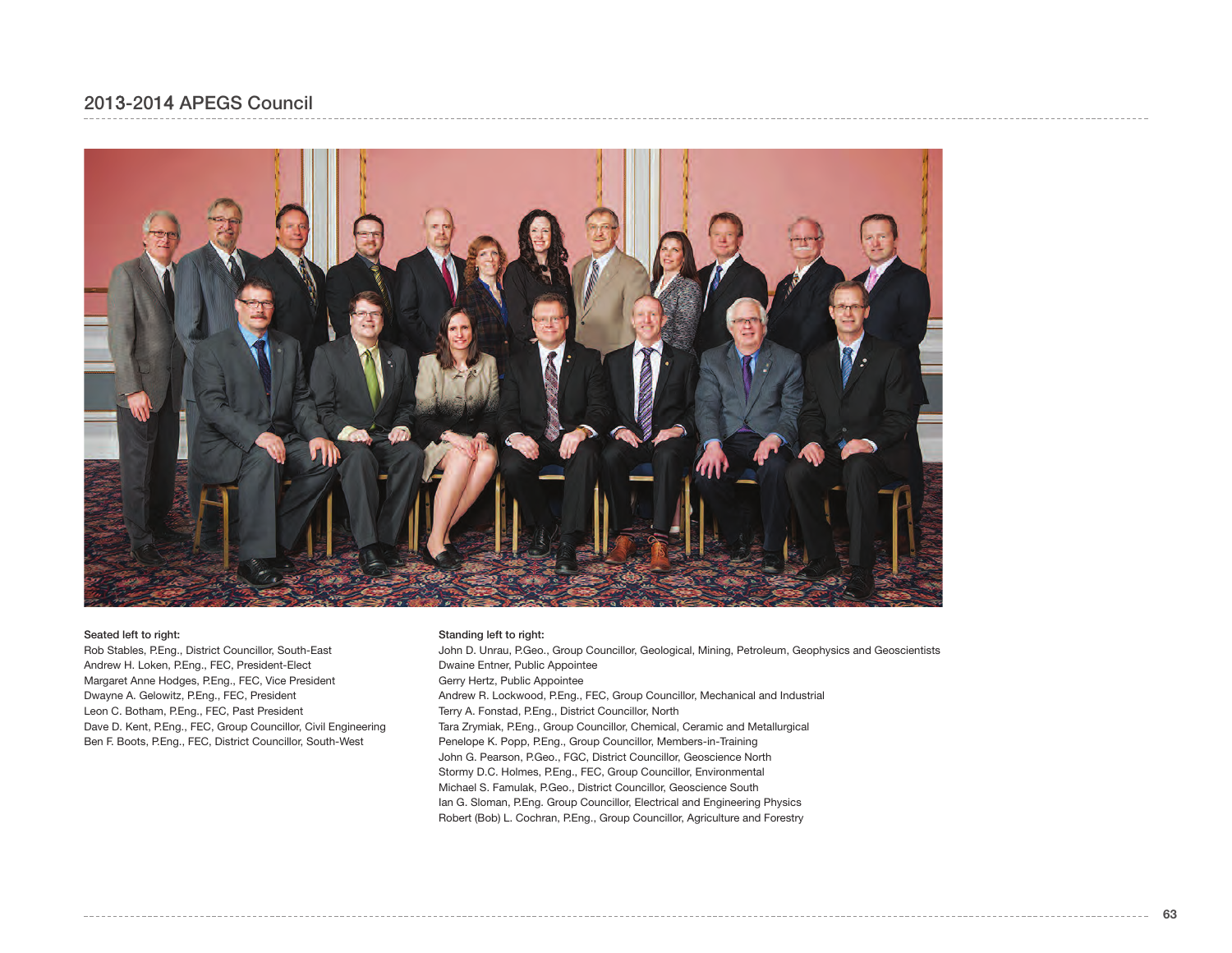## 2013-2014 APEGS Council

**Seated left to right:**

Rob Stables, P.Eng., District Councillor, South-East
Andrew H. Loken, P.Eng., FEC, President-Elect
Margaret Anne Hodges, P.Eng., FEC, Vice President
Dwayne A. Gelowitz, P.Eng., FEC, President
Leon C. Botham, P.Eng., FEC, Past President
Dave D. Kent, P.Eng., FEC, Group Councillor, Civil Engineering
Ben F. Boots, P.Eng., FEC, District Councillor, South-West

**Standing left to right:**

John D. Unrau, P.Geo., Group Councillor, Geological, Mining, Petroleum, Geophysics and Geoscientists
Dwaine Entner, Public Appointee
Gerry Hertz, Public Appointee
Andrew R. Lockwood, P.Eng., FEC, Group Councillor, Mechanical and Industrial
Terry A. Fonstad, P.Eng., District Councillor, North
Tara Zrymiak, P.Eng., Group Councillor, Chemical, Ceramic and Metallurgical
Penelope K. Popp, P.Eng., Group Councillor, Members-in-Training
John G. Pearson, P.Geo., FGC, District Councillor, Geoscience North
Stormy D.C. Holmes, P.Eng., FEC, Group Councillor, Environmental
Michael S. Famulak, P.Geo., District Councillor, Geoscience South
Ian G. Sloman, P.Eng. Group Councillor, Electrical and Engineering Physics
Robert (Bob) L. Cochran, P.Eng., Group Councillor, Agriculture and Forestry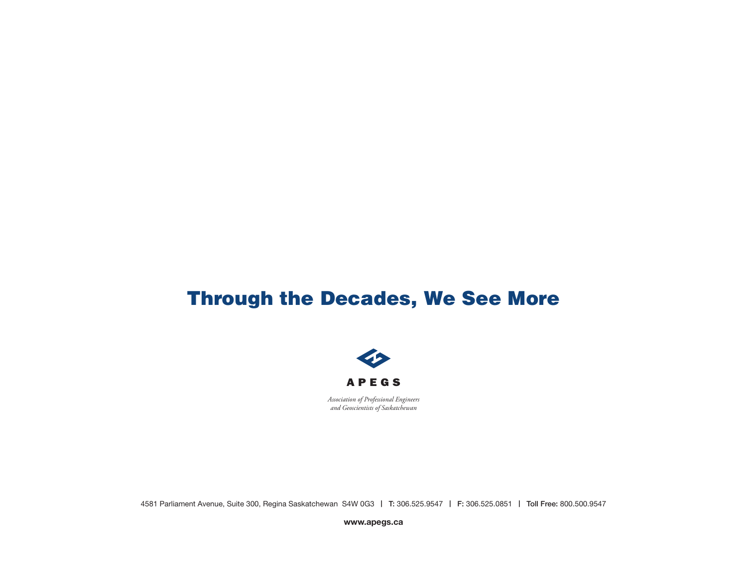# Through the Decades, We See More

**APEGS**

*Association of Professional Engineers and Geoscientists of Saskatchewan*

4581 Parliament Avenue, Suite 300, Regina Saskatchewan S4W 0G3 | **T:** 306.525.9547 | **F:** 306.525.0851 | **Toll Free:** 800.500.9547

**www.apegs.ca**